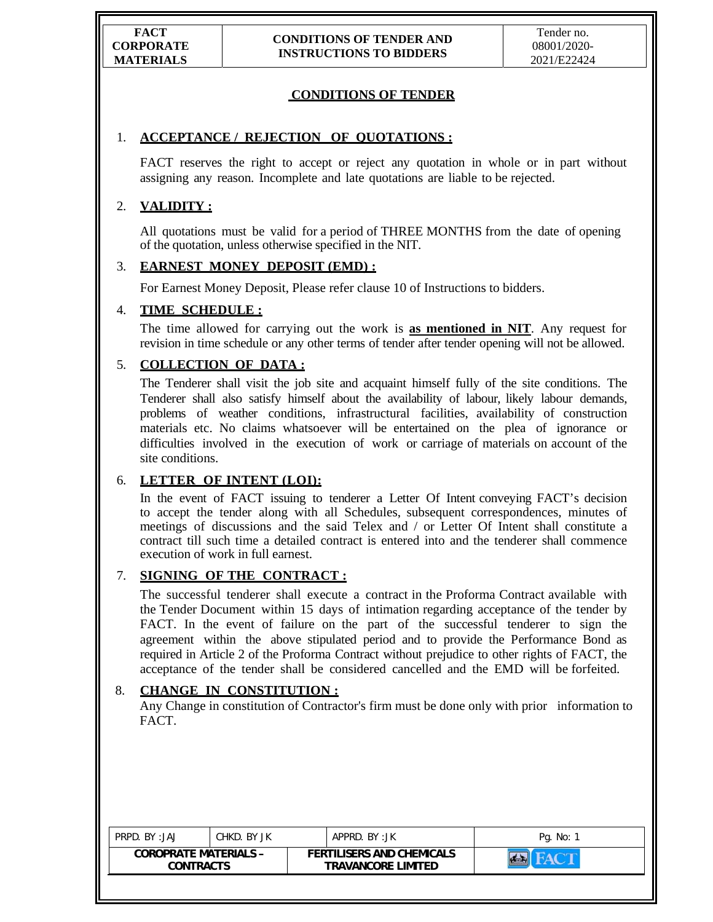# CONDITIONS OF TENDER

1. **ACCEPTANCE / REJECTION OF QUOTATIONS :**

   FACT reserves the right to accept or reject any quotation in whole or in part without assigning any reason. Incomplete and late quotations are liable to be rejected.

2. **VALIDITY :**

   All quotations must be valid for a period of THREE MONTHS from the date of opening of the quotation, unless otherwise specified in the NIT.

3. **EARNEST MONEY DEPOSIT (EMD) :**

   For Earnest Money Deposit, Please refer clause 10 of Instructions to bidders.

4. **TIME SCHEDULE :**

   The time allowed for carrying out the work is **as mentioned in NIT**. Any request for revision in time schedule or any other terms of tender after tender opening will not be allowed.

5. **COLLECTION OF DATA :**

   The Tenderer shall visit the job site and acquaint himself fully of the site conditions. The Tenderer shall also satisfy himself about the availability of labour, likely labour demands, problems of weather conditions, infrastructural facilities, availability of construction materials etc. No claims whatsoever will be entertained on the plea of ignorance or difficulties involved in the execution of work or carriage of materials on account of the site conditions.

6. **LETTER OF INTENT (LOI):**

   In the event of FACT issuing to tenderer a Letter Of Intent conveying FACT's decision to accept the tender along with all Schedules, subsequent correspondences, minutes of meetings of discussions and the said Telex and / or Letter Of Intent shall constitute a contract till such time a detailed contract is entered into and the tenderer shall commence execution of work in full earnest.

7. **SIGNING OF THE CONTRACT :**

   The successful tenderer shall execute a contract in the Proforma Contract available with the Tender Document within 15 days of intimation regarding acceptance of the tender by FACT. In the event of failure on the part of the successful tenderer to sign the agreement within the above stipulated period and to provide the Performance Bond as required in Article 2 of the Proforma Contract without prejudice to other rights of FACT, the acceptance of the tender shall be considered cancelled and the EMD will be forfeited.

8. **CHANGE IN CONSTITUTION :**

   Any Change in constitution of Contractor's firm must be done only with prior information to FACT.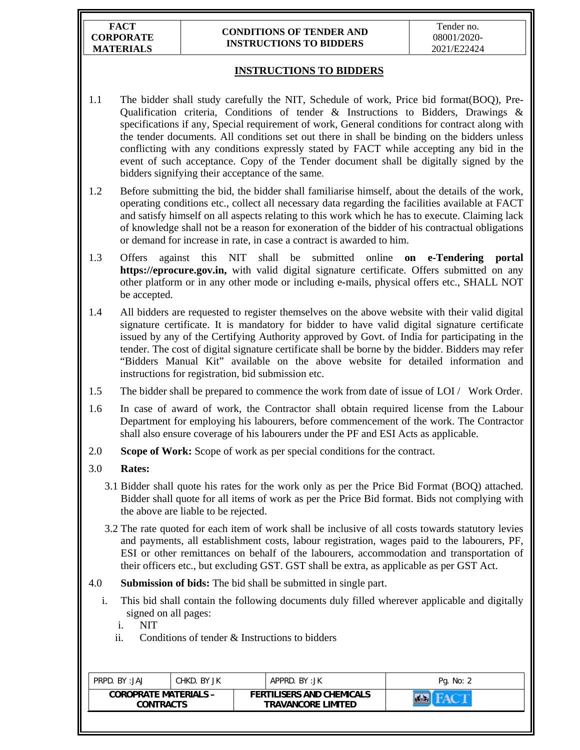## INSTRUCTIONS TO BIDDERS

1.1 The bidder shall study carefully the NIT, Schedule of work, Price bid format(BOQ), Pre-Qualification criteria, Conditions of tender & Instructions to Bidders, Drawings & specifications if any, Special requirement of work, General conditions for contract along with the tender documents. All conditions set out there in shall be binding on the bidders unless conflicting with any conditions expressly stated by FACT while accepting any bid in the event of such acceptance. Copy of the Tender document shall be digitally signed by the bidders signifying their acceptance of the same.

1.2 Before submitting the bid, the bidder shall familiarise himself, about the details of the work, operating conditions etc., collect all necessary data regarding the facilities available at FACT and satisfy himself on all aspects relating to this work which he has to execute. Claiming lack of knowledge shall not be a reason for exoneration of the bidder of his contractual obligations or demand for increase in rate, in case a contract is awarded to him.

1.3 Offers against this NIT shall be submitted online **on e-Tendering portal https://eprocure.gov.in,** with valid digital signature certificate. Offers submitted on any other platform or in any other mode or including e-mails, physical offers etc., SHALL NOT be accepted.

1.4 All bidders are requested to register themselves on the above website with their valid digital signature certificate. It is mandatory for bidder to have valid digital signature certificate issued by any of the Certifying Authority approved by Govt. of India for participating in the tender. The cost of digital signature certificate shall be borne by the bidder. Bidders may refer "Bidders Manual Kit" available on the above website for detailed information and instructions for registration, bid submission etc.

1.5 The bidder shall be prepared to commence the work from date of issue of LOI / Work Order.

1.6 In case of award of work, the Contractor shall obtain required license from the Labour Department for employing his labourers, before commencement of the work. The Contractor shall also ensure coverage of his labourers under the PF and ESI Acts as applicable.

2.0 **Scope of Work:** Scope of work as per special conditions for the contract.

3.0 **Rates:**

3.1 Bidder shall quote his rates for the work only as per the Price Bid Format (BOQ) attached. Bidder shall quote for all items of work as per the Price Bid format. Bids not complying with the above are liable to be rejected.

3.2 The rate quoted for each item of work shall be inclusive of all costs towards statutory levies and payments, all establishment costs, labour registration, wages paid to the labourers, PF, ESI or other remittances on behalf of the labourers, accommodation and transportation of their officers etc., but excluding GST. GST shall be extra, as applicable as per GST Act.

4.0 **Submission of bids:** The bid shall be submitted in single part.

i. This bid shall contain the following documents duly filled wherever applicable and digitally signed on all pages:
   i. NIT
   ii. Conditions of tender & Instructions to bidders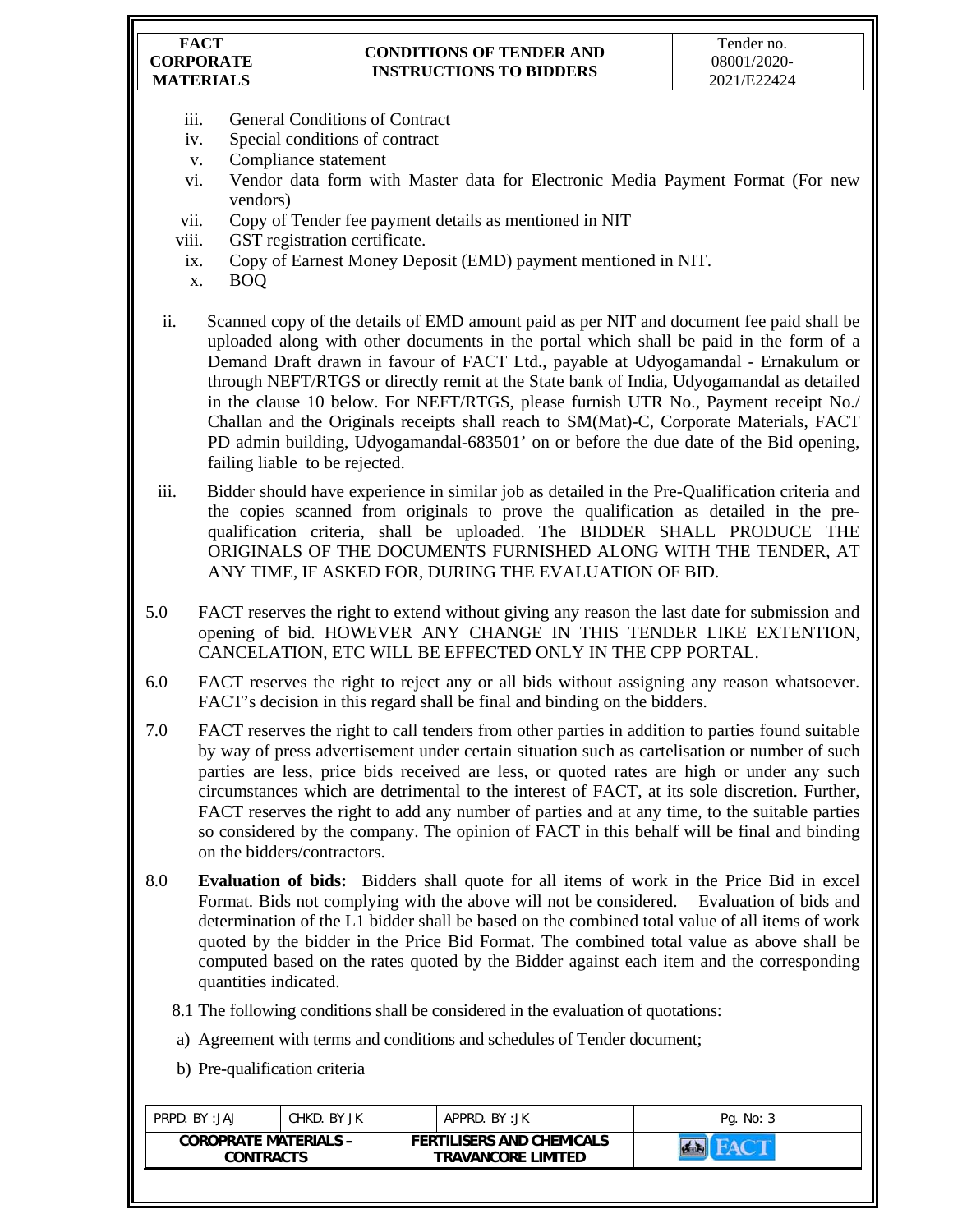iii. General Conditions of Contract
iv. Special conditions of contract
v. Compliance statement
vi. Vendor data form with Master data for Electronic Media Payment Format (For new vendors)
vii. Copy of Tender fee payment details as mentioned in NIT
viii. GST registration certificate.
ix. Copy of Earnest Money Deposit (EMD) payment mentioned in NIT.
x. BOQ

ii. Scanned copy of the details of EMD amount paid as per NIT and document fee paid shall be uploaded along with other documents in the portal which shall be paid in the form of a Demand Draft drawn in favour of FACT Ltd., payable at Udyogamandal - Ernakulum or through NEFT/RTGS or directly remit at the State bank of India, Udyogamandal as detailed in the clause 10 below. For NEFT/RTGS, please furnish UTR No., Payment receipt No./ Challan and the Originals receipts shall reach to SM(Mat)-C, Corporate Materials, FACT PD admin building, Udyogamandal-683501' on or before the due date of the Bid opening, failing liable to be rejected.

iii. Bidder should have experience in similar job as detailed in the Pre-Qualification criteria and the copies scanned from originals to prove the qualification as detailed in the pre-qualification criteria, shall be uploaded. The BIDDER SHALL PRODUCE THE ORIGINALS OF THE DOCUMENTS FURNISHED ALONG WITH THE TENDER, AT ANY TIME, IF ASKED FOR, DURING THE EVALUATION OF BID.

5.0 FACT reserves the right to extend without giving any reason the last date for submission and opening of bid. HOWEVER ANY CHANGE IN THIS TENDER LIKE EXTENTION, CANCELATION, ETC WILL BE EFFECTED ONLY IN THE CPP PORTAL.

6.0 FACT reserves the right to reject any or all bids without assigning any reason whatsoever. FACT's decision in this regard shall be final and binding on the bidders.

7.0 FACT reserves the right to call tenders from other parties in addition to parties found suitable by way of press advertisement under certain situation such as cartelisation or number of such parties are less, price bids received are less, or quoted rates are high or under any such circumstances which are detrimental to the interest of FACT, at its sole discretion. Further, FACT reserves the right to add any number of parties and at any time, to the suitable parties so considered by the company. The opinion of FACT in this behalf will be final and binding on the bidders/contractors.

8.0 **Evaluation of bids:** Bidders shall quote for all items of work in the Price Bid in excel Format. Bids not complying with the above will not be considered. Evaluation of bids and determination of the L1 bidder shall be based on the combined total value of all items of work quoted by the bidder in the Price Bid Format. The combined total value as above shall be computed based on the rates quoted by the Bidder against each item and the corresponding quantities indicated.

8.1 The following conditions shall be considered in the evaluation of quotations:

a) Agreement with terms and conditions and schedules of Tender document;

b) Pre-qualification criteria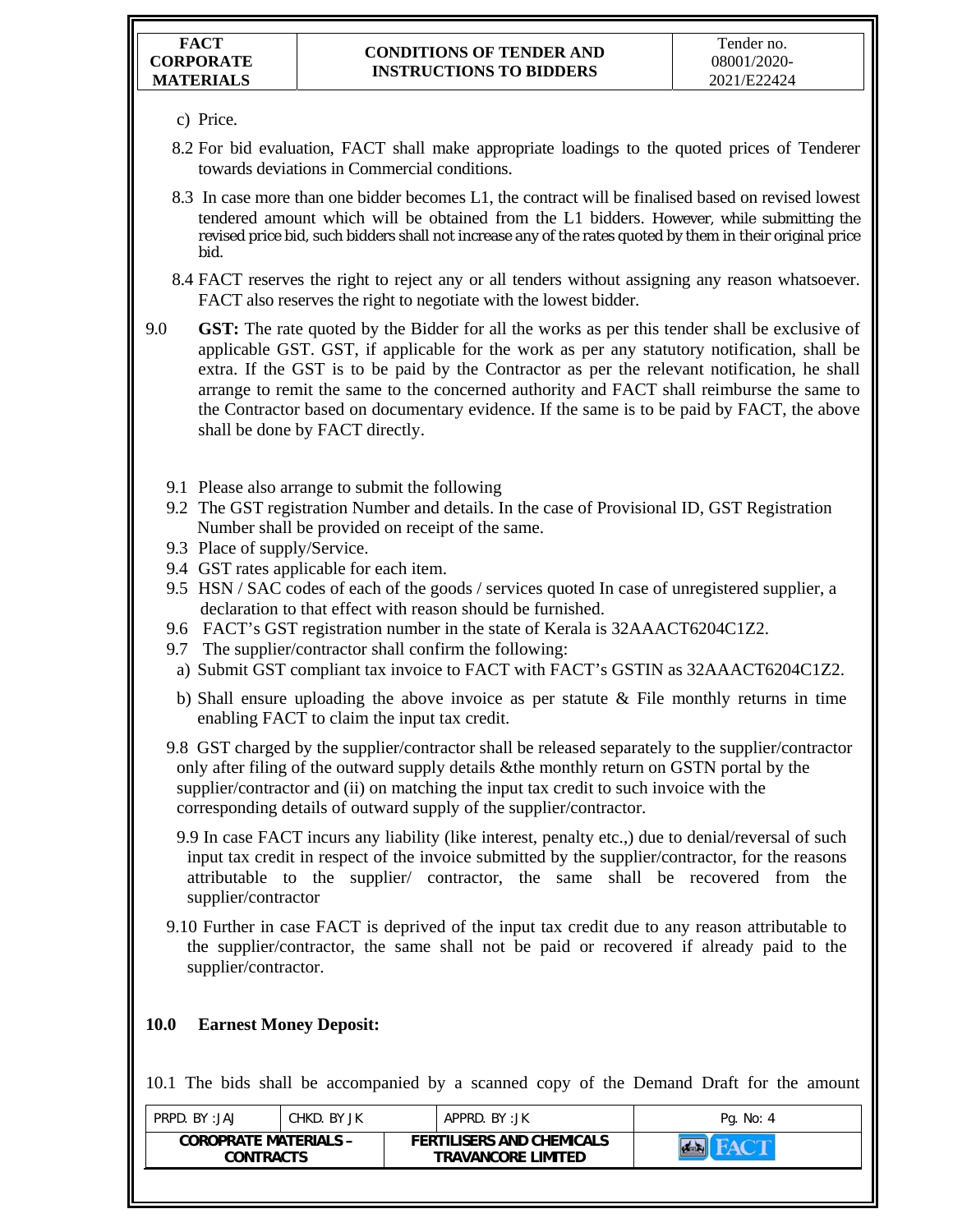c) Price.

8.2 For bid evaluation, FACT shall make appropriate loadings to the quoted prices of Tenderer towards deviations in Commercial conditions.

8.3 In case more than one bidder becomes L1, the contract will be finalised based on revised lowest tendered amount which will be obtained from the L1 bidders. However, while submitting the revised price bid, such bidders shall not increase any of the rates quoted by them in their original price bid.

8.4 FACT reserves the right to reject any or all tenders without assigning any reason whatsoever. FACT also reserves the right to negotiate with the lowest bidder.

9.0 **GST:** The rate quoted by the Bidder for all the works as per this tender shall be exclusive of applicable GST. GST, if applicable for the work as per any statutory notification, shall be extra. If the GST is to be paid by the Contractor as per the relevant notification, he shall arrange to remit the same to the concerned authority and FACT shall reimburse the same to the Contractor based on documentary evidence. If the same is to be paid by FACT, the above shall be done by FACT directly.

9.1 Please also arrange to submit the following

9.2 The GST registration Number and details. In the case of Provisional ID, GST Registration Number shall be provided on receipt of the same.

9.3 Place of supply/Service.

9.4 GST rates applicable for each item.

9.5 HSN / SAC codes of each of the goods / services quoted In case of unregistered supplier, a declaration to that effect with reason should be furnished.

9.6 FACT's GST registration number in the state of Kerala is 32AAACT6204C1Z2.

9.7 The supplier/contractor shall confirm the following:

a) Submit GST compliant tax invoice to FACT with FACT's GSTIN as 32AAACT6204C1Z2.

b) Shall ensure uploading the above invoice as per statute & File monthly returns in time enabling FACT to claim the input tax credit.

9.8 GST charged by the supplier/contractor shall be released separately to the supplier/contractor only after filing of the outward supply details &the monthly return on GSTN portal by the supplier/contractor and (ii) on matching the input tax credit to such invoice with the corresponding details of outward supply of the supplier/contractor.

9.9 In case FACT incurs any liability (like interest, penalty etc.,) due to denial/reversal of such input tax credit in respect of the invoice submitted by the supplier/contractor, for the reasons attributable to the supplier/ contractor, the same shall be recovered from the supplier/contractor

9.10 Further in case FACT is deprived of the input tax credit due to any reason attributable to the supplier/contractor, the same shall not be paid or recovered if already paid to the supplier/contractor.

## 10.0 Earnest Money Deposit:

10.1 The bids shall be accompanied by a scanned copy of the Demand Draft for the amount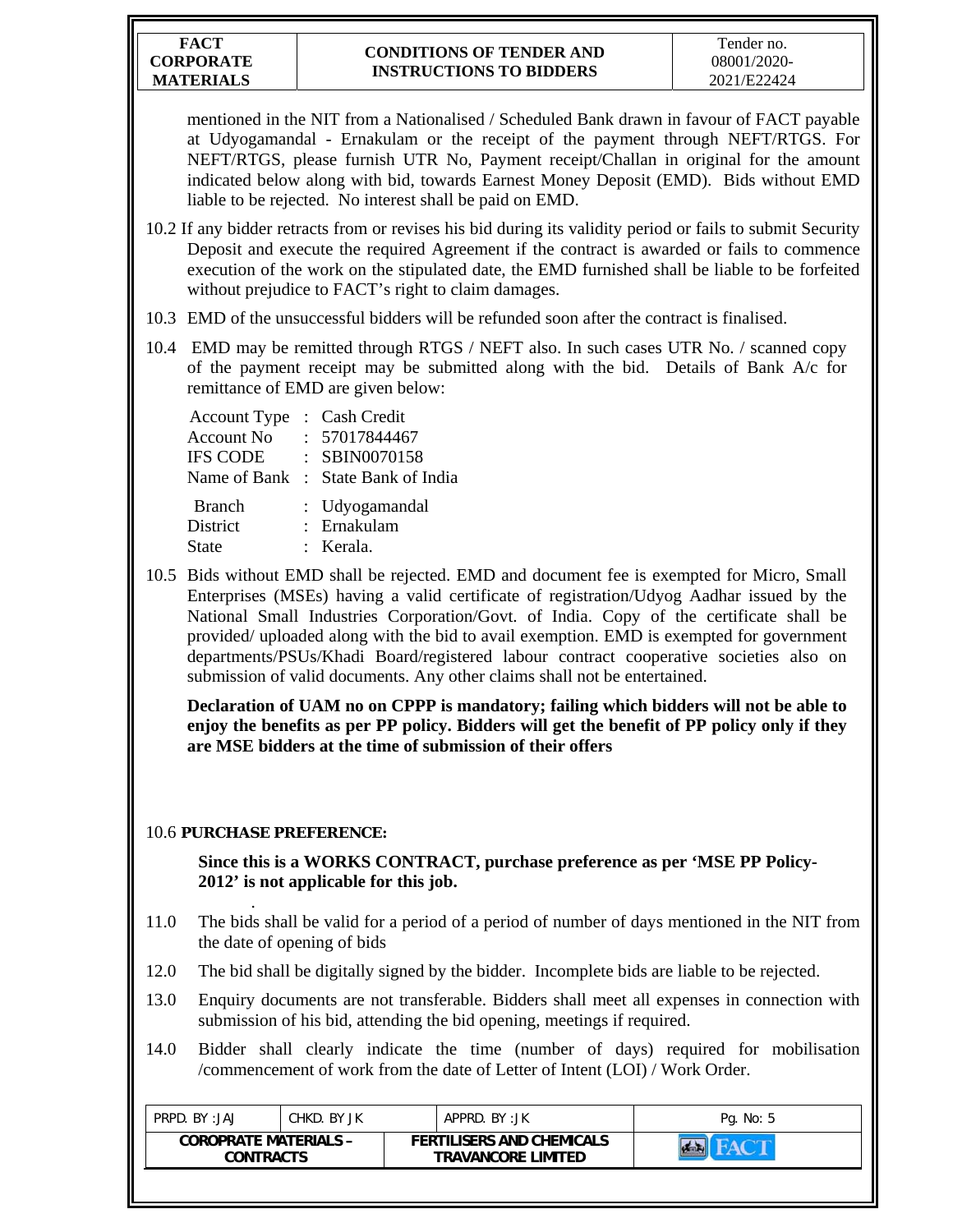mentioned in the NIT from a Nationalised / Scheduled Bank drawn in favour of FACT payable at Udyogamandal - Ernakulam or the receipt of the payment through NEFT/RTGS. For NEFT/RTGS, please furnish UTR No, Payment receipt/Challan in original for the amount indicated below along with bid, towards Earnest Money Deposit (EMD). Bids without EMD liable to be rejected. No interest shall be paid on EMD.

10.2 If any bidder retracts from or revises his bid during its validity period or fails to submit Security Deposit and execute the required Agreement if the contract is awarded or fails to commence execution of the work on the stipulated date, the EMD furnished shall be liable to be forfeited without prejudice to FACT's right to claim damages.

10.3 EMD of the unsuccessful bidders will be refunded soon after the contract is finalised.

10.4 EMD may be remitted through RTGS / NEFT also. In such cases UTR No. / scanned copy of the payment receipt may be submitted along with the bid. Details of Bank A/c for remittance of EMD are given below:

| | | |
|---|---|---|
| Account Type | : | Cash Credit |
| Account No | : | 57017844467 |
| IFS CODE | : | SBIN0070158 |
| Name of Bank | : | State Bank of India |
| Branch | : | Udyogamandal |
| District | : | Ernakulam |
| State | : | Kerala. |

10.5 Bids without EMD shall be rejected. EMD and document fee is exempted for Micro, Small Enterprises (MSEs) having a valid certificate of registration/Udyog Aadhar issued by the National Small Industries Corporation/Govt. of India. Copy of the certificate shall be provided/ uploaded along with the bid to avail exemption. EMD is exempted for government departments/PSUs/Khadi Board/registered labour contract cooperative societies also on submission of valid documents. Any other claims shall not be entertained.

**Declaration of UAM no on CPPP is mandatory; failing which bidders will not be able to enjoy the benefits as per PP policy. Bidders will get the benefit of PP policy only if they are MSE bidders at the time of submission of their offers**

10.6 **PURCHASE PREFERENCE:**

**Since this is a WORKS CONTRACT, purchase preference as per 'MSE PP Policy-2012' is not applicable for this job.**

11.0 The bids shall be valid for a period of a period of number of days mentioned in the NIT from the date of opening of bids

12.0 The bid shall be digitally signed by the bidder. Incomplete bids are liable to be rejected.

13.0 Enquiry documents are not transferable. Bidders shall meet all expenses in connection with submission of his bid, attending the bid opening, meetings if required.

14.0 Bidder shall clearly indicate the time (number of days) required for mobilisation /commencement of work from the date of Letter of Intent (LOI) / Work Order.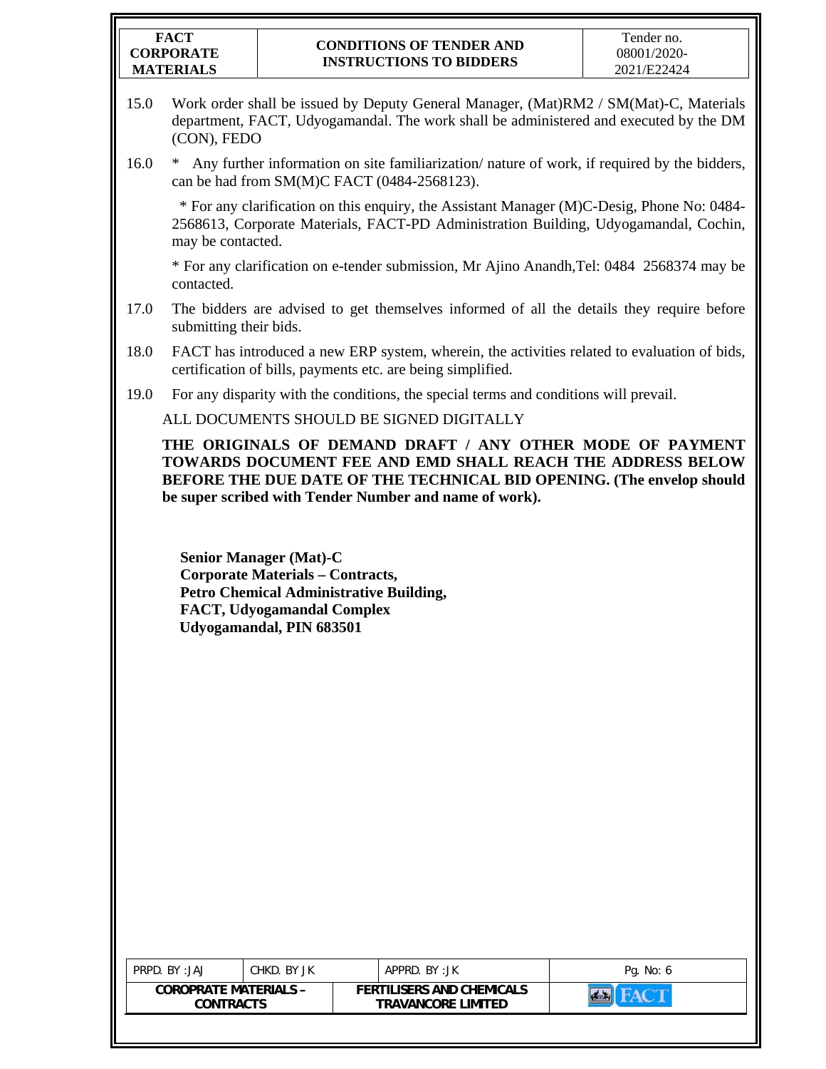15.0 Work order shall be issued by Deputy General Manager, (Mat)RM2 / SM(Mat)-C, Materials department, FACT, Udyogamandal. The work shall be administered and executed by the DM (CON), FEDO

16.0 * Any further information on site familiarization/ nature of work, if required by the bidders, can be had from SM(M)C FACT (0484-2568123).

* For any clarification on this enquiry, the Assistant Manager (M)C-Desig, Phone No: 0484-2568613, Corporate Materials, FACT-PD Administration Building, Udyogamandal, Cochin, may be contacted.

* For any clarification on e-tender submission, Mr Ajino Anandh,Tel: 0484 2568374 may be contacted.

17.0 The bidders are advised to get themselves informed of all the details they require before submitting their bids.

18.0 FACT has introduced a new ERP system, wherein, the activities related to evaluation of bids, certification of bills, payments etc. are being simplified.

19.0 For any disparity with the conditions, the special terms and conditions will prevail.

ALL DOCUMENTS SHOULD BE SIGNED DIGITALLY

**THE ORIGINALS OF DEMAND DRAFT / ANY OTHER MODE OF PAYMENT TOWARDS DOCUMENT FEE AND EMD SHALL REACH THE ADDRESS BELOW BEFORE THE DUE DATE OF THE TECHNICAL BID OPENING. (The envelop should be super scribed with Tender Number and name of work).**

**Senior Manager (Mat)-C**
**Corporate Materials – Contracts,**
**Petro Chemical Administrative Building,**
**FACT, Udyogamandal Complex**
**Udyogamandal, PIN 683501**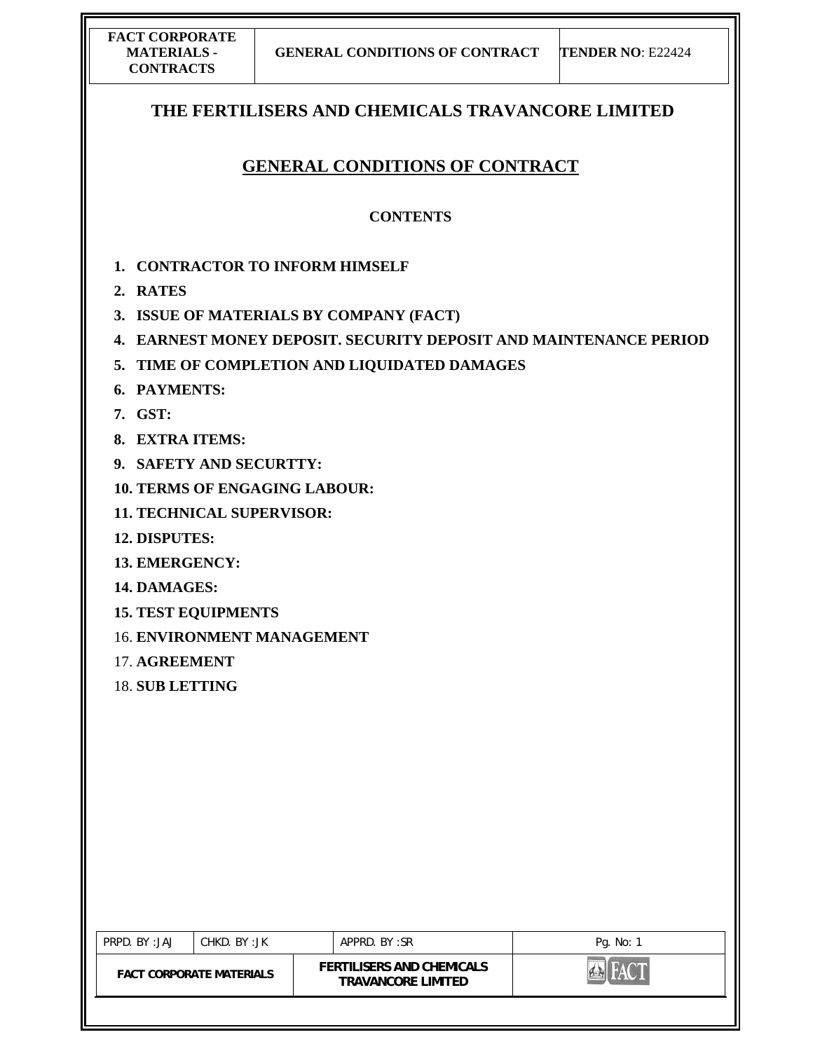# THE FERTILISERS AND CHEMICALS TRAVANCORE LIMITED

## GENERAL CONDITIONS OF CONTRACT

### CONTENTS

1. **CONTRACTOR TO INFORM HIMSELF**
2. **RATES**
3. **ISSUE OF MATERIALS BY COMPANY (FACT)**
4. **EARNEST MONEY DEPOSIT. SECURITY DEPOSIT AND MAINTENANCE PERIOD**
5. **TIME OF COMPLETION AND LIQUIDATED DAMAGES**
6. **PAYMENTS:**
7. **GST:**
8. **EXTRA ITEMS:**
9. **SAFETY AND SECURTTY:**
10. **TERMS OF ENGAGING LABOUR:**
11. **TECHNICAL SUPERVISOR:**
12. **DISPUTES:**
13. **EMERGENCY:**
14. **DAMAGES:**
15. **TEST EQUIPMENTS**
16. **ENVIRONMENT MANAGEMENT**
17. **AGREEMENT**
18. **SUB LETTING**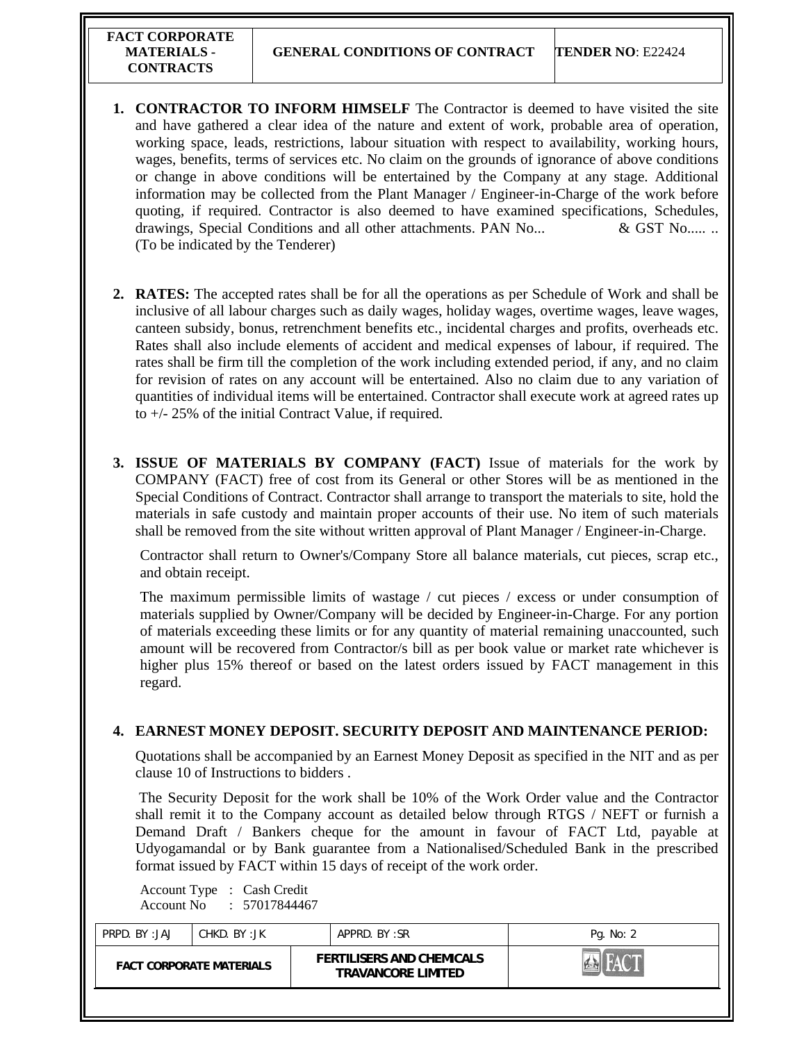1. **CONTRACTOR TO INFORM HIMSELF** The Contractor is deemed to have visited the site and have gathered a clear idea of the nature and extent of work, probable area of operation, working space, leads, restrictions, labour situation with respect to availability, working hours, wages, benefits, terms of services etc. No claim on the grounds of ignorance of above conditions or change in above conditions will be entertained by the Company at any stage. Additional information may be collected from the Plant Manager / Engineer-in-Charge of the work before quoting, if required. Contractor is also deemed to have examined specifications, Schedules, drawings, Special Conditions and all other attachments. PAN No... & GST No..... .. (To be indicated by the Tenderer)

2. **RATES:** The accepted rates shall be for all the operations as per Schedule of Work and shall be inclusive of all labour charges such as daily wages, holiday wages, overtime wages, leave wages, canteen subsidy, bonus, retrenchment benefits etc., incidental charges and profits, overheads etc. Rates shall also include elements of accident and medical expenses of labour, if required. The rates shall be firm till the completion of the work including extended period, if any, and no claim for revision of rates on any account will be entertained. Also no claim due to any variation of quantities of individual items will be entertained. Contractor shall execute work at agreed rates up to +/- 25% of the initial Contract Value, if required.

3. **ISSUE OF MATERIALS BY COMPANY (FACT)** Issue of materials for the work by COMPANY (FACT) free of cost from its General or other Stores will be as mentioned in the Special Conditions of Contract. Contractor shall arrange to transport the materials to site, hold the materials in safe custody and maintain proper accounts of their use. No item of such materials shall be removed from the site without written approval of Plant Manager / Engineer-in-Charge.

   Contractor shall return to Owner's/Company Store all balance materials, cut pieces, scrap etc., and obtain receipt.

   The maximum permissible limits of wastage / cut pieces / excess or under consumption of materials supplied by Owner/Company will be decided by Engineer-in-Charge. For any portion of materials exceeding these limits or for any quantity of material remaining unaccounted, such amount will be recovered from Contractor/s bill as per book value or market rate whichever is higher plus 15% thereof or based on the latest orders issued by FACT management in this regard.

4. **EARNEST MONEY DEPOSIT. SECURITY DEPOSIT AND MAINTENANCE PERIOD:**

   Quotations shall be accompanied by an Earnest Money Deposit as specified in the NIT and as per clause 10 of Instructions to bidders .

   The Security Deposit for the work shall be 10% of the Work Order value and the Contractor shall remit it to the Company account as detailed below through RTGS / NEFT or furnish a Demand Draft / Bankers cheque for the amount in favour of FACT Ltd, payable at Udyogamandal or by Bank guarantee from a Nationalised/Scheduled Bank in the prescribed format issued by FACT within 15 days of receipt of the work order.

   Account Type : Cash Credit
   Account No : 57017844467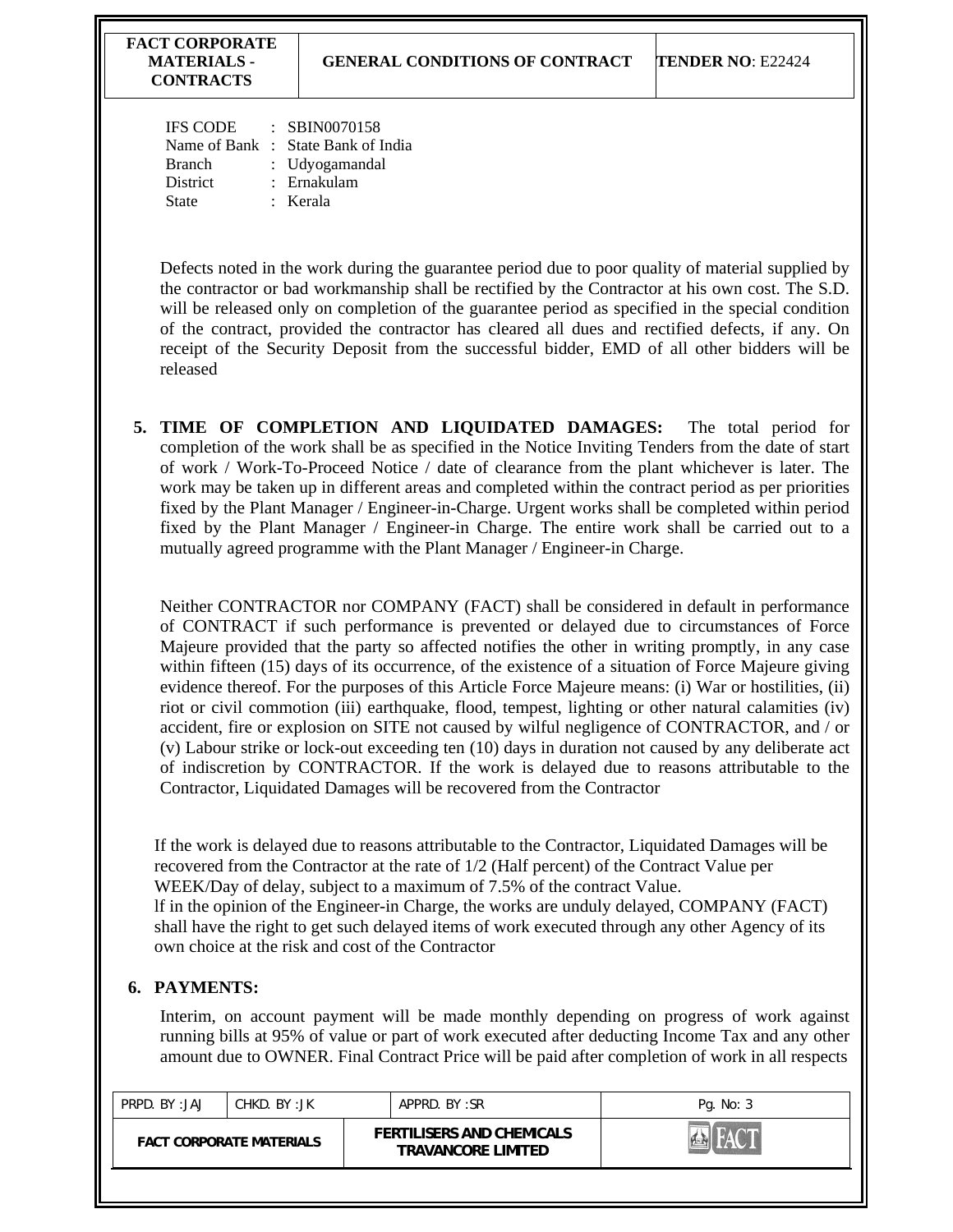| | |
|---|---|
| IFS CODE | : SBIN0070158 |
| Name of Bank | : State Bank of India |
| Branch | : Udyogamandal |
| District | : Ernakulam |
| State | : Kerala |

Defects noted in the work during the guarantee period due to poor quality of material supplied by the contractor or bad workmanship shall be rectified by the Contractor at his own cost. The S.D. will be released only on completion of the guarantee period as specified in the special condition of the contract, provided the contractor has cleared all dues and rectified defects, if any. On receipt of the Security Deposit from the successful bidder, EMD of all other bidders will be released

**5. TIME OF COMPLETION AND LIQUIDATED DAMAGES:** The total period for completion of the work shall be as specified in the Notice Inviting Tenders from the date of start of work / Work-To-Proceed Notice / date of clearance from the plant whichever is later. The work may be taken up in different areas and completed within the contract period as per priorities fixed by the Plant Manager / Engineer-in-Charge. Urgent works shall be completed within period fixed by the Plant Manager / Engineer-in Charge. The entire work shall be carried out to a mutually agreed programme with the Plant Manager / Engineer-in Charge.

Neither CONTRACTOR nor COMPANY (FACT) shall be considered in default in performance of CONTRACT if such performance is prevented or delayed due to circumstances of Force Majeure provided that the party so affected notifies the other in writing promptly, in any case within fifteen (15) days of its occurrence, of the existence of a situation of Force Majeure giving evidence thereof. For the purposes of this Article Force Majeure means: (i) War or hostilities, (ii) riot or civil commotion (iii) earthquake, flood, tempest, lighting or other natural calamities (iv) accident, fire or explosion on SITE not caused by wilful negligence of CONTRACTOR, and / or (v) Labour strike or lock-out exceeding ten (10) days in duration not caused by any deliberate act of indiscretion by CONTRACTOR. If the work is delayed due to reasons attributable to the Contractor, Liquidated Damages will be recovered from the Contractor

If the work is delayed due to reasons attributable to the Contractor, Liquidated Damages will be recovered from the Contractor at the rate of 1/2 (Half percent) of the Contract Value per WEEK/Day of delay, subject to a maximum of 7.5% of the contract Value.
lf in the opinion of the Engineer-in Charge, the works are unduly delayed, COMPANY (FACT) shall have the right to get such delayed items of work executed through any other Agency of its own choice at the risk and cost of the Contractor

**6. PAYMENTS:**

Interim, on account payment will be made monthly depending on progress of work against running bills at 95% of value or part of work executed after deducting Income Tax and any other amount due to OWNER. Final Contract Price will be paid after completion of work in all respects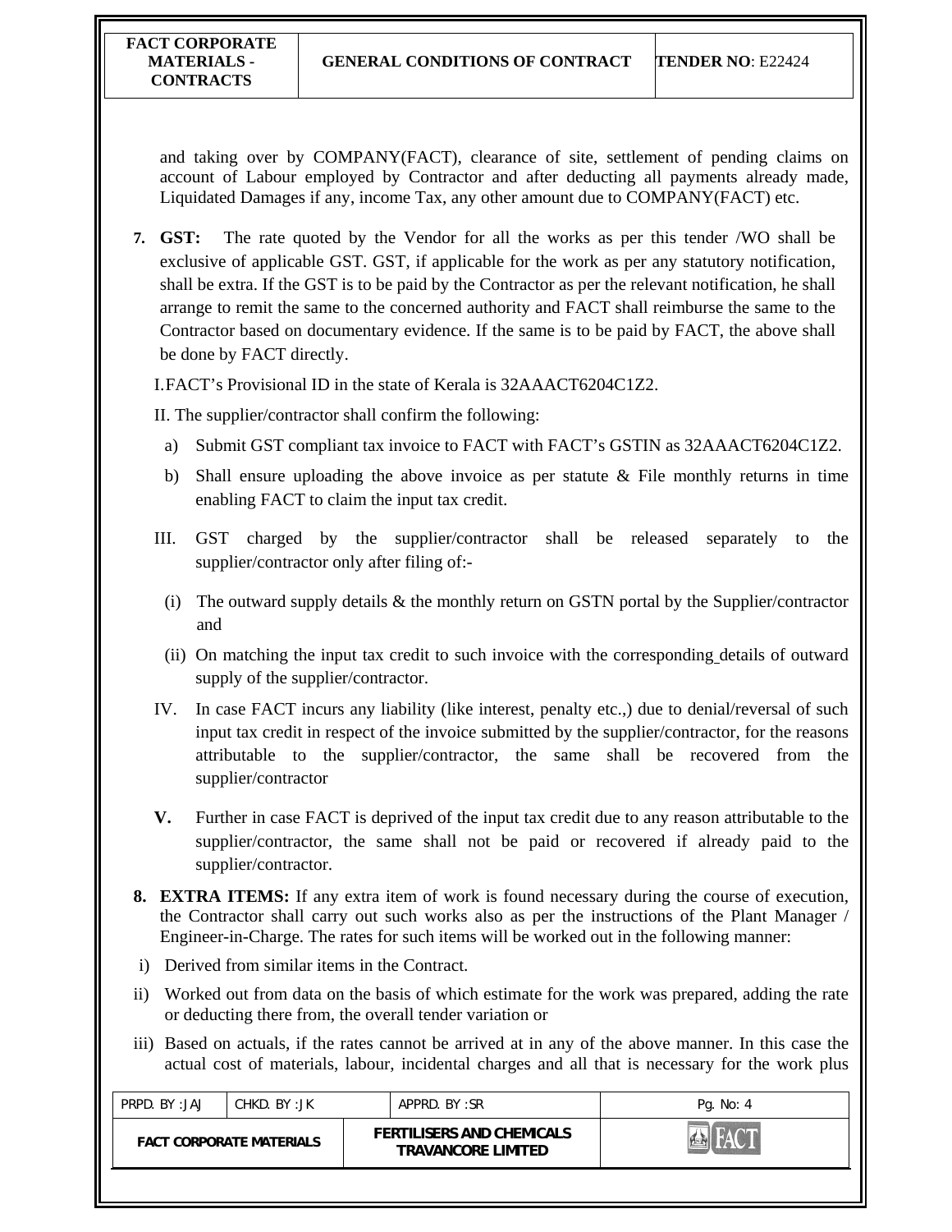and taking over by COMPANY(FACT), clearance of site, settlement of pending claims on account of Labour employed by Contractor and after deducting all payments already made, Liquidated Damages if any, income Tax, any other amount due to COMPANY(FACT) etc.

7. **GST:** The rate quoted by the Vendor for all the works as per this tender /WO shall be exclusive of applicable GST. GST, if applicable for the work as per any statutory notification, shall be extra. If the GST is to be paid by the Contractor as per the relevant notification, he shall arrange to remit the same to the concerned authority and FACT shall reimburse the same to the Contractor based on documentary evidence. If the same is to be paid by FACT, the above shall be done by FACT directly.

   I. FACT's Provisional ID in the state of Kerala is 32AAACT6204C1Z2.

   II. The supplier/contractor shall confirm the following:

   a) Submit GST compliant tax invoice to FACT with FACT's GSTIN as 32AAACT6204C1Z2.

   b) Shall ensure uploading the above invoice as per statute & File monthly returns in time enabling FACT to claim the input tax credit.

   III. GST charged by the supplier/contractor shall be released separately to the supplier/contractor only after filing of:-

   (i) The outward supply details & the monthly return on GSTN portal by the Supplier/contractor and

   (ii) On matching the input tax credit to such invoice with the corresponding details of outward supply of the supplier/contractor.

   IV. In case FACT incurs any liability (like interest, penalty etc.,) due to denial/reversal of such input tax credit in respect of the invoice submitted by the supplier/contractor, for the reasons attributable to the supplier/contractor, the same shall be recovered from the supplier/contractor

   **V.** Further in case FACT is deprived of the input tax credit due to any reason attributable to the supplier/contractor, the same shall not be paid or recovered if already paid to the supplier/contractor.

8. **EXTRA ITEMS:** If any extra item of work is found necessary during the course of execution, the Contractor shall carry out such works also as per the instructions of the Plant Manager / Engineer-in-Charge. The rates for such items will be worked out in the following manner:

   i) Derived from similar items in the Contract.

   ii) Worked out from data on the basis of which estimate for the work was prepared, adding the rate or deducting there from, the overall tender variation or

   iii) Based on actuals, if the rates cannot be arrived at in any of the above manner. In this case the actual cost of materials, labour, incidental charges and all that is necessary for the work plus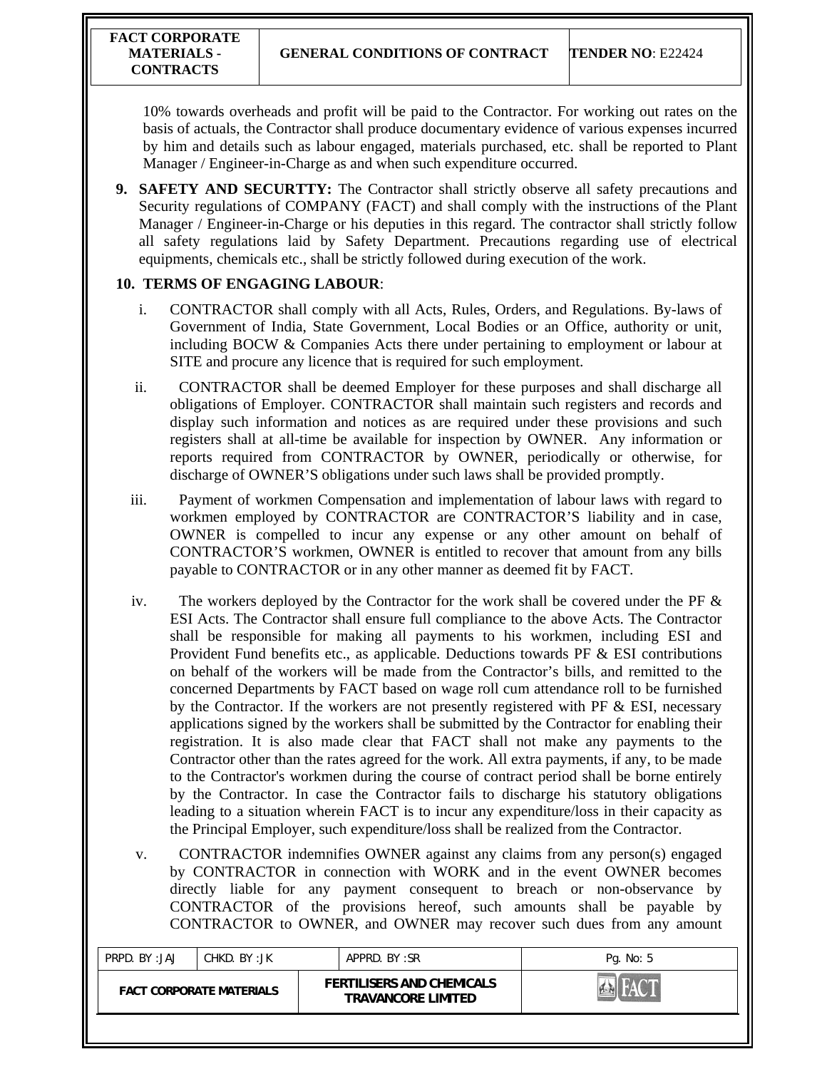10% towards overheads and profit will be paid to the Contractor. For working out rates on the basis of actuals, the Contractor shall produce documentary evidence of various expenses incurred by him and details such as labour engaged, materials purchased, etc. shall be reported to Plant Manager / Engineer-in-Charge as and when such expenditure occurred.

**9. SAFETY AND SECURTTY:** The Contractor shall strictly observe all safety precautions and Security regulations of COMPANY (FACT) and shall comply with the instructions of the Plant Manager / Engineer-in-Charge or his deputies in this regard. The contractor shall strictly follow all safety regulations laid by Safety Department. Precautions regarding use of electrical equipments, chemicals etc., shall be strictly followed during execution of the work.

**10. TERMS OF ENGAGING LABOUR**:

i. CONTRACTOR shall comply with all Acts, Rules, Orders, and Regulations. By-laws of Government of India, State Government, Local Bodies or an Office, authority or unit, including BOCW & Companies Acts there under pertaining to employment or labour at SITE and procure any licence that is required for such employment.

ii. CONTRACTOR shall be deemed Employer for these purposes and shall discharge all obligations of Employer. CONTRACTOR shall maintain such registers and records and display such information and notices as are required under these provisions and such registers shall at all-time be available for inspection by OWNER. Any information or reports required from CONTRACTOR by OWNER, periodically or otherwise, for discharge of OWNER'S obligations under such laws shall be provided promptly.

iii. Payment of workmen Compensation and implementation of labour laws with regard to workmen employed by CONTRACTOR are CONTRACTOR'S liability and in case, OWNER is compelled to incur any expense or any other amount on behalf of CONTRACTOR'S workmen, OWNER is entitled to recover that amount from any bills payable to CONTRACTOR or in any other manner as deemed fit by FACT.

iv. The workers deployed by the Contractor for the work shall be covered under the PF & ESI Acts. The Contractor shall ensure full compliance to the above Acts. The Contractor shall be responsible for making all payments to his workmen, including ESI and Provident Fund benefits etc., as applicable. Deductions towards PF & ESI contributions on behalf of the workers will be made from the Contractor's bills, and remitted to the concerned Departments by FACT based on wage roll cum attendance roll to be furnished by the Contractor. If the workers are not presently registered with PF & ESI, necessary applications signed by the workers shall be submitted by the Contractor for enabling their registration. It is also made clear that FACT shall not make any payments to the Contractor other than the rates agreed for the work. All extra payments, if any, to be made to the Contractor's workmen during the course of contract period shall be borne entirely by the Contractor. In case the Contractor fails to discharge his statutory obligations leading to a situation wherein FACT is to incur any expenditure/loss in their capacity as the Principal Employer, such expenditure/loss shall be realized from the Contractor.

v. CONTRACTOR indemnifies OWNER against any claims from any person(s) engaged by CONTRACTOR in connection with WORK and in the event OWNER becomes directly liable for any payment consequent to breach or non-observance by CONTRACTOR of the provisions hereof, such amounts shall be payable by CONTRACTOR to OWNER, and OWNER may recover such dues from any amount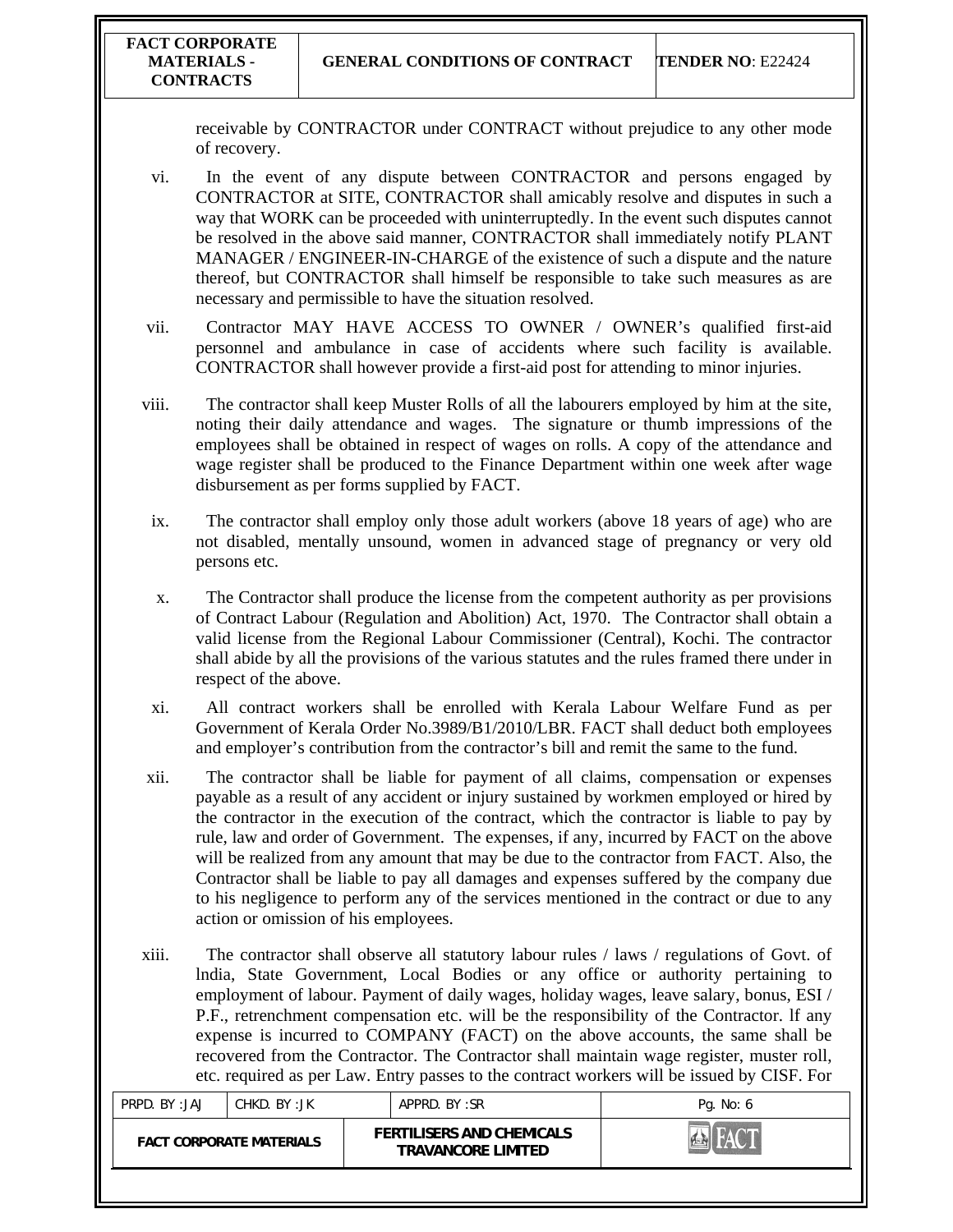receivable by CONTRACTOR under CONTRACT without prejudice to any other mode of recovery.

vi. In the event of any dispute between CONTRACTOR and persons engaged by CONTRACTOR at SITE, CONTRACTOR shall amicably resolve and disputes in such a way that WORK can be proceeded with uninterruptedly. In the event such disputes cannot be resolved in the above said manner, CONTRACTOR shall immediately notify PLANT MANAGER / ENGINEER-IN-CHARGE of the existence of such a dispute and the nature thereof, but CONTRACTOR shall himself be responsible to take such measures as are necessary and permissible to have the situation resolved.

vii. Contractor MAY HAVE ACCESS TO OWNER / OWNER's qualified first-aid personnel and ambulance in case of accidents where such facility is available. CONTRACTOR shall however provide a first-aid post for attending to minor injuries.

viii. The contractor shall keep Muster Rolls of all the labourers employed by him at the site, noting their daily attendance and wages. The signature or thumb impressions of the employees shall be obtained in respect of wages on rolls. A copy of the attendance and wage register shall be produced to the Finance Department within one week after wage disbursement as per forms supplied by FACT.

ix. The contractor shall employ only those adult workers (above 18 years of age) who are not disabled, mentally unsound, women in advanced stage of pregnancy or very old persons etc.

x. The Contractor shall produce the license from the competent authority as per provisions of Contract Labour (Regulation and Abolition) Act, 1970. The Contractor shall obtain a valid license from the Regional Labour Commissioner (Central), Kochi. The contractor shall abide by all the provisions of the various statutes and the rules framed there under in respect of the above.

xi. All contract workers shall be enrolled with Kerala Labour Welfare Fund as per Government of Kerala Order No.3989/B1/2010/LBR. FACT shall deduct both employees and employer's contribution from the contractor's bill and remit the same to the fund.

xii. The contractor shall be liable for payment of all claims, compensation or expenses payable as a result of any accident or injury sustained by workmen employed or hired by the contractor in the execution of the contract, which the contractor is liable to pay by rule, law and order of Government. The expenses, if any, incurred by FACT on the above will be realized from any amount that may be due to the contractor from FACT. Also, the Contractor shall be liable to pay all damages and expenses suffered by the company due to his negligence to perform any of the services mentioned in the contract or due to any action or omission of his employees.

xiii. The contractor shall observe all statutory labour rules / laws / regulations of Govt. of India, State Government, Local Bodies or any office or authority pertaining to employment of labour. Payment of daily wages, holiday wages, leave salary, bonus, ESI / P.F., retrenchment compensation etc. will be the responsibility of the Contractor. If any expense is incurred to COMPANY (FACT) on the above accounts, the same shall be recovered from the Contractor. The Contractor shall maintain wage register, muster roll, etc. required as per Law. Entry passes to the contract workers will be issued by CISF. For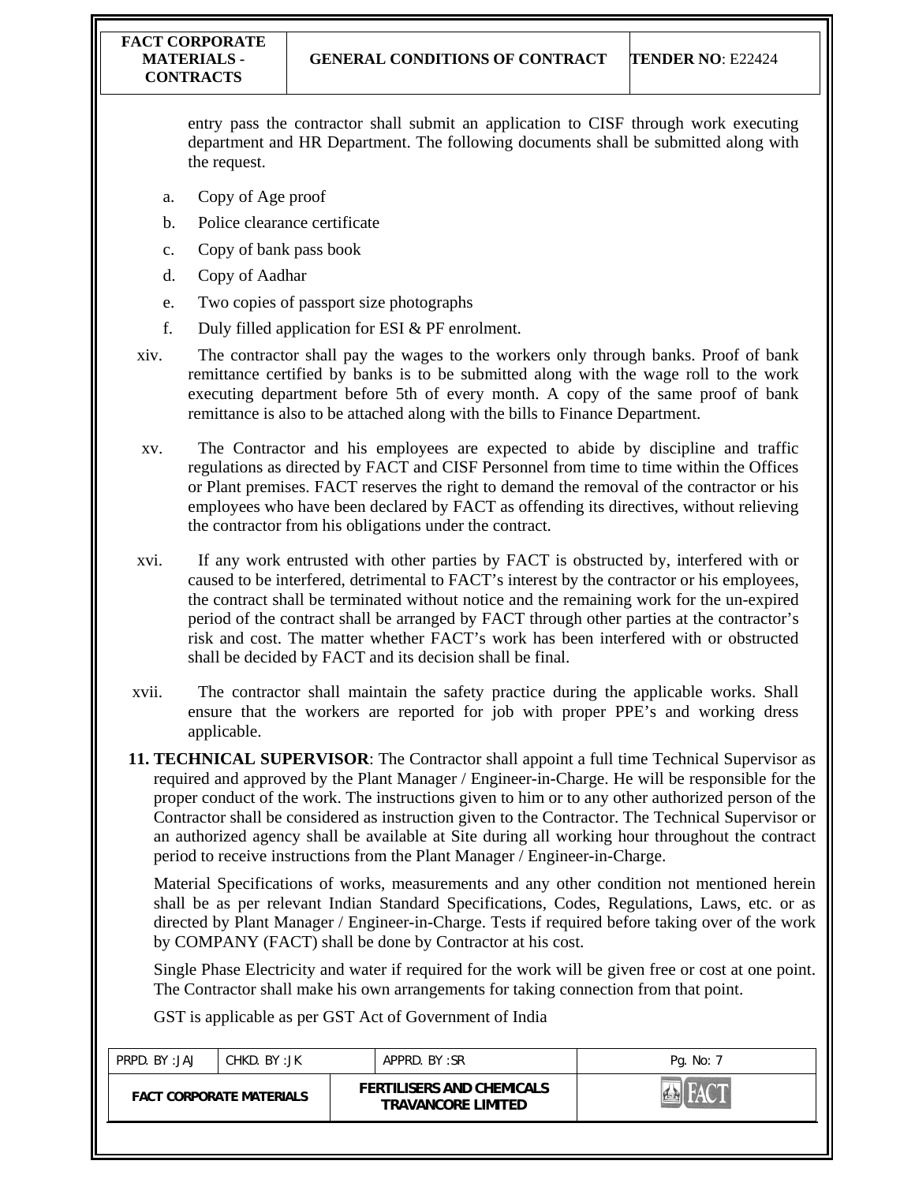entry pass the contractor shall submit an application to CISF through work executing department and HR Department. The following documents shall be submitted along with the request.

a. Copy of Age proof
b. Police clearance certificate
c. Copy of bank pass book
d. Copy of Aadhar
e. Two copies of passport size photographs
f. Duly filled application for ESI & PF enrolment.

xiv. The contractor shall pay the wages to the workers only through banks. Proof of bank remittance certified by banks is to be submitted along with the wage roll to the work executing department before 5th of every month. A copy of the same proof of bank remittance is also to be attached along with the bills to Finance Department.

xv. The Contractor and his employees are expected to abide by discipline and traffic regulations as directed by FACT and CISF Personnel from time to time within the Offices or Plant premises. FACT reserves the right to demand the removal of the contractor or his employees who have been declared by FACT as offending its directives, without relieving the contractor from his obligations under the contract.

xvi. If any work entrusted with other parties by FACT is obstructed by, interfered with or caused to be interfered, detrimental to FACT's interest by the contractor or his employees, the contract shall be terminated without notice and the remaining work for the un-expired period of the contract shall be arranged by FACT through other parties at the contractor's risk and cost. The matter whether FACT's work has been interfered with or obstructed shall be decided by FACT and its decision shall be final.

xvii. The contractor shall maintain the safety practice during the applicable works. Shall ensure that the workers are reported for job with proper PPE's and working dress applicable.

**11. TECHNICAL SUPERVISOR**: The Contractor shall appoint a full time Technical Supervisor as required and approved by the Plant Manager / Engineer-in-Charge. He will be responsible for the proper conduct of the work. The instructions given to him or to any other authorized person of the Contractor shall be considered as instruction given to the Contractor. The Technical Supervisor or an authorized agency shall be available at Site during all working hour throughout the contract period to receive instructions from the Plant Manager / Engineer-in-Charge.

Material Specifications of works, measurements and any other condition not mentioned herein shall be as per relevant Indian Standard Specifications, Codes, Regulations, Laws, etc. or as directed by Plant Manager / Engineer-in-Charge. Tests if required before taking over of the work by COMPANY (FACT) shall be done by Contractor at his cost.

Single Phase Electricity and water if required for the work will be given free or cost at one point. The Contractor shall make his own arrangements for taking connection from that point.

GST is applicable as per GST Act of Government of India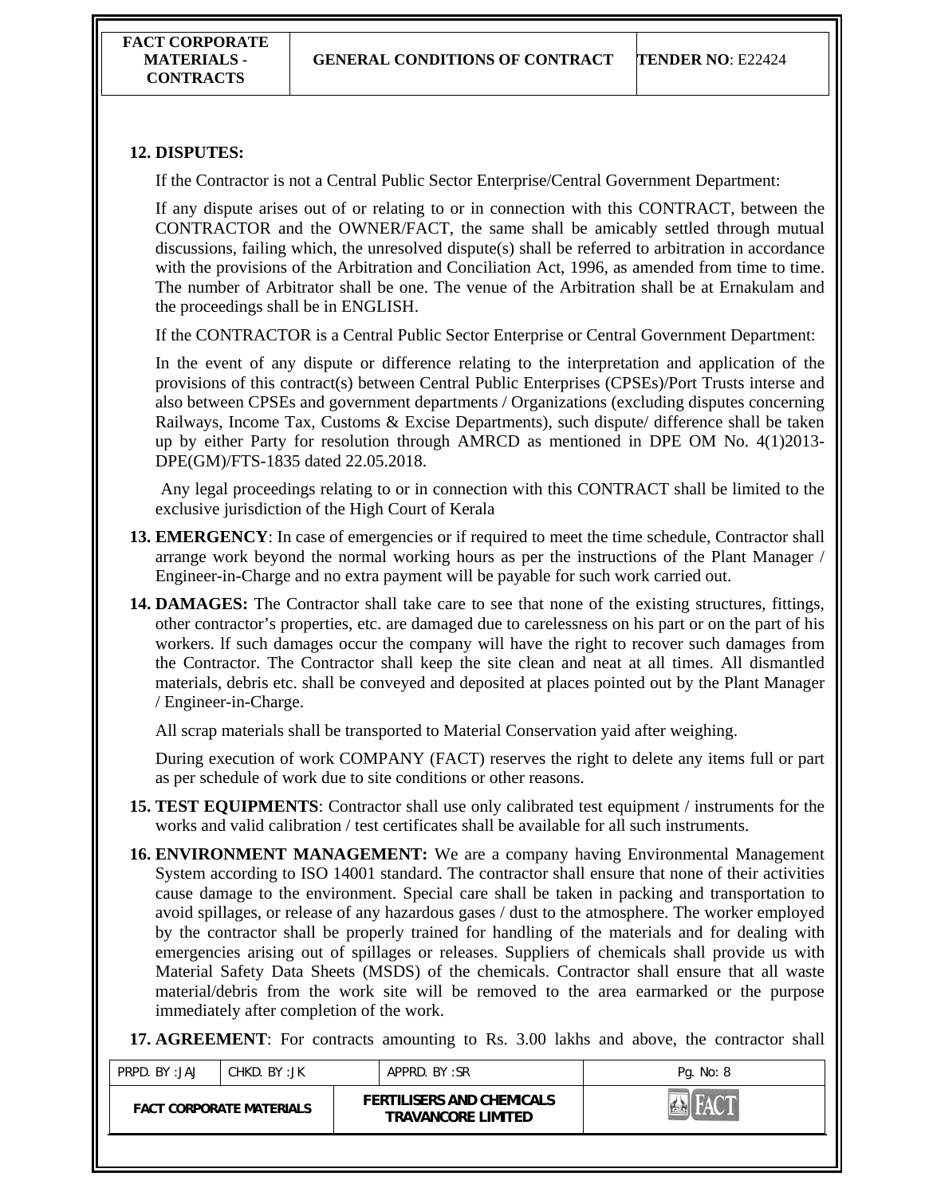**12. DISPUTES:**

If the Contractor is not a Central Public Sector Enterprise/Central Government Department:

If any dispute arises out of or relating to or in connection with this CONTRACT, between the CONTRACTOR and the OWNER/FACT, the same shall be amicably settled through mutual discussions, failing which, the unresolved dispute(s) shall be referred to arbitration in accordance with the provisions of the Arbitration and Conciliation Act, 1996, as amended from time to time. The number of Arbitrator shall be one. The venue of the Arbitration shall be at Ernakulam and the proceedings shall be in ENGLISH.

If the CONTRACTOR is a Central Public Sector Enterprise or Central Government Department:

In the event of any dispute or difference relating to the interpretation and application of the provisions of this contract(s) between Central Public Enterprises (CPSEs)/Port Trusts interse and also between CPSEs and government departments / Organizations (excluding disputes concerning Railways, Income Tax, Customs & Excise Departments), such dispute/ difference shall be taken up by either Party for resolution through AMRCD as mentioned in DPE OM No. 4(1)2013-DPE(GM)/FTS-1835 dated 22.05.2018.

Any legal proceedings relating to or in connection with this CONTRACT shall be limited to the exclusive jurisdiction of the High Court of Kerala

**13. EMERGENCY**: In case of emergencies or if required to meet the time schedule, Contractor shall arrange work beyond the normal working hours as per the instructions of the Plant Manager / Engineer-in-Charge and no extra payment will be payable for such work carried out.

**14. DAMAGES:** The Contractor shall take care to see that none of the existing structures, fittings, other contractor's properties, etc. are damaged due to carelessness on his part or on the part of his workers. lf such damages occur the company will have the right to recover such damages from the Contractor. The Contractor shall keep the site clean and neat at all times. All dismantled materials, debris etc. shall be conveyed and deposited at places pointed out by the Plant Manager / Engineer-in-Charge.

All scrap materials shall be transported to Material Conservation yaid after weighing.

During execution of work COMPANY (FACT) reserves the right to delete any items full or part as per schedule of work due to site conditions or other reasons.

**15. TEST EQUIPMENTS**: Contractor shall use only calibrated test equipment / instruments for the works and valid calibration / test certificates shall be available for all such instruments.

**16. ENVIRONMENT MANAGEMENT:** We are a company having Environmental Management System according to ISO 14001 standard. The contractor shall ensure that none of their activities cause damage to the environment. Special care shall be taken in packing and transportation to avoid spillages, or release of any hazardous gases / dust to the atmosphere. The worker employed by the contractor shall be properly trained for handling of the materials and for dealing with emergencies arising out of spillages or releases. Suppliers of chemicals shall provide us with Material Safety Data Sheets (MSDS) of the chemicals. Contractor shall ensure that all waste material/debris from the work site will be removed to the area earmarked or the purpose immediately after completion of the work.

**17. AGREEMENT**: For contracts amounting to Rs. 3.00 lakhs and above, the contractor shall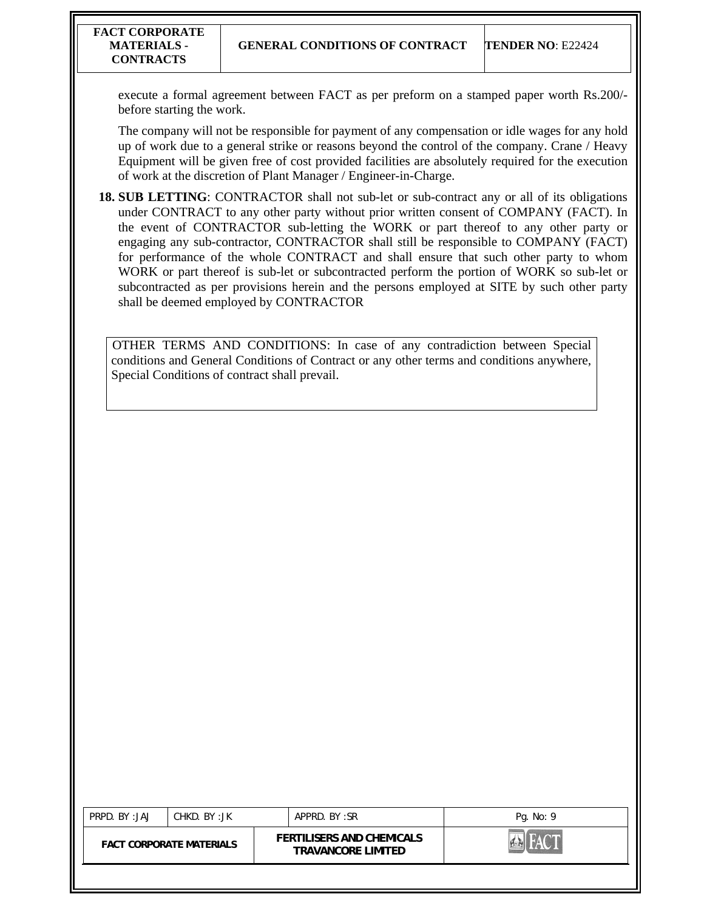execute a formal agreement between FACT as per preform on a stamped paper worth Rs.200/- before starting the work.

The company will not be responsible for payment of any compensation or idle wages for any hold up of work due to a general strike or reasons beyond the control of the company. Crane / Heavy Equipment will be given free of cost provided facilities are absolutely required for the execution of work at the discretion of Plant Manager / Engineer-in-Charge.

**18. SUB LETTING**: CONTRACTOR shall not sub-let or sub-contract any or all of its obligations under CONTRACT to any other party without prior written consent of COMPANY (FACT). In the event of CONTRACTOR sub-letting the WORK or part thereof to any other party or engaging any sub-contractor, CONTRACTOR shall still be responsible to COMPANY (FACT) for performance of the whole CONTRACT and shall ensure that such other party to whom WORK or part thereof is sub-let or subcontracted perform the portion of WORK so sub-let or subcontracted as per provisions herein and the persons employed at SITE by such other party shall be deemed employed by CONTRACTOR

OTHER TERMS AND CONDITIONS: In case of any contradiction between Special conditions and General Conditions of Contract or any other terms and conditions anywhere, Special Conditions of contract shall prevail.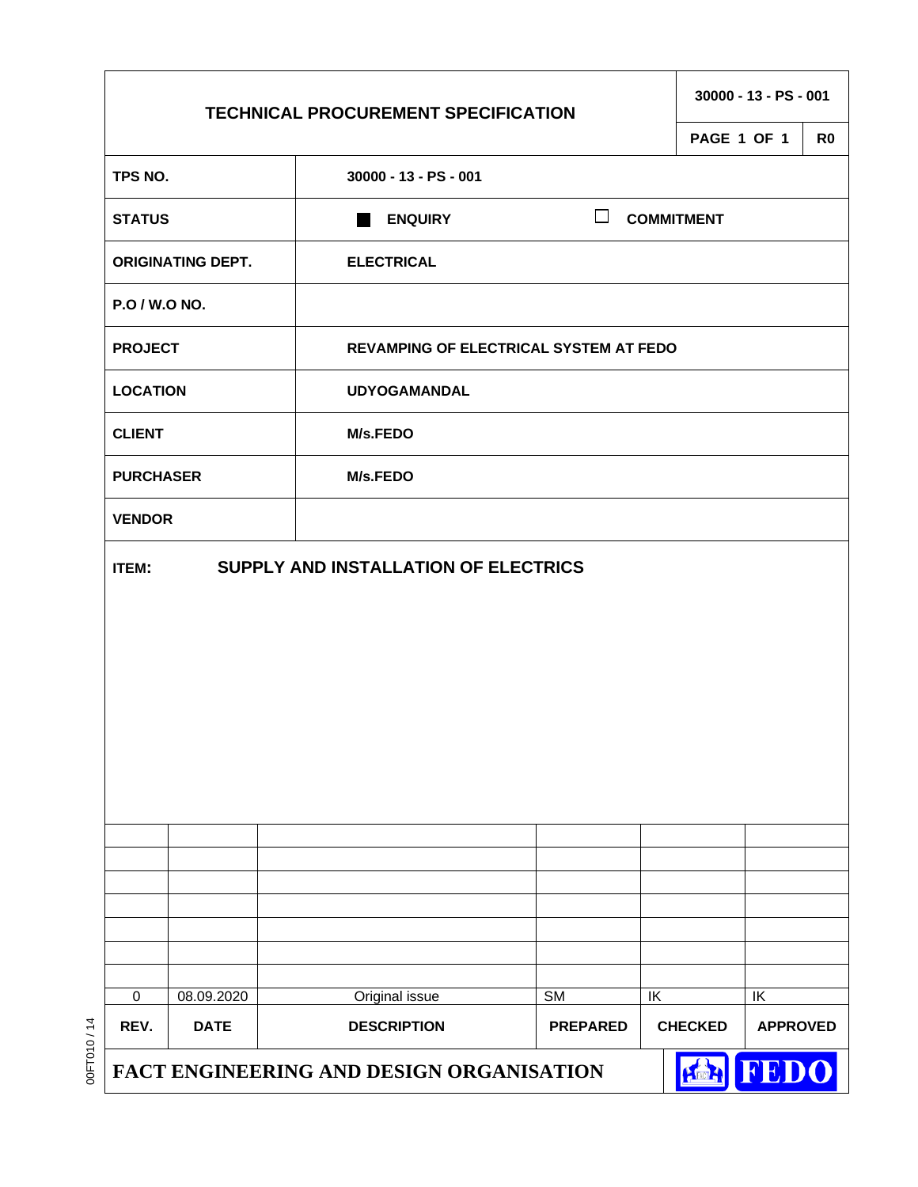# TECHNICAL PROCUREMENT SPECIFICATION

| | |
|---|---|
| **30000 - 13 - PS - 001** | |
| **PAGE 1 OF 1** | **R0** |

| | |
|---|---|
| **TPS NO.** | **30000 - 13 - PS - 001** |
| **STATUS** | ■ **ENQUIRY** ☐ **COMMITMENT** |
| **ORIGINATING DEPT.** | **ELECTRICAL** |
| **P.O / W.O NO.** | |
| **PROJECT** | **REVAMPING OF ELECTRICAL SYSTEM AT FEDO** |
| **LOCATION** | **UDYOGAMANDAL** |
| **CLIENT** | **M/s.FEDO** |
| **PURCHASER** | **M/s.FEDO** |
| **VENDOR** | |

**ITEM:** **SUPPLY AND INSTALLATION OF ELECTRICS**

| REV. | DATE | DESCRIPTION | PREPARED | CHECKED | APPROVED |
|---|---|---|---|---|---|
| 0 | 08.09.2020 | Original issue | SM | IK | IK |

**FACT ENGINEERING AND DESIGN ORGANISATION** FEDO

00FT010 / 14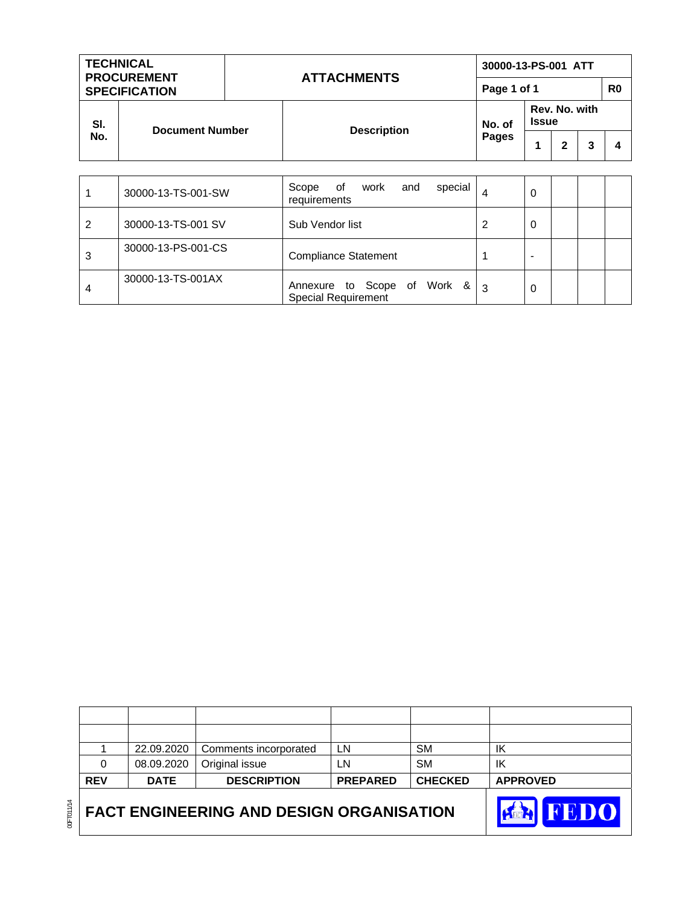| TECHNICAL PROCUREMENT SPECIFICATION | ATTACHMENTS | 30000-13-PS-001 ATT | | | | |
|---|---|---|---|---|---|---|
| | | Page 1 of 1 | | | | R0 |

| Sl. No. | Document Number | Description | No. of Pages | Rev. No. with Issue | | | |
|---|---|---|---|---|---|---|---|
| | | | | 1 | 2 | 3 | 4 |
| 1 | 30000-13-TS-001-SW | Scope of work and special requirements | 4 | 0 | | | |
| 2 | 30000-13-TS-001 SV | Sub Vendor list | 2 | 0 | | | |
| 3 | 30000-13-PS-001-CS | Compliance Statement | 1 | - | | | |
| 4 | 30000-13-TS-001AX | Annexure to Scope of Work & Special Requirement | 3 | 0 | | | |

| REV | DATE | DESCRIPTION | PREPARED | CHECKED | APPROVED |
|---|---|---|---|---|---|
| | | | | | |
| | | | | | |
| 1 | 22.09.2020 | Comments incorporated | LN | SM | IK |
| 0 | 08.09.2020 | Original issue | LN | SM | IK |

**FACT ENGINEERING AND DESIGN ORGANISATION** FEDO

00FT011/14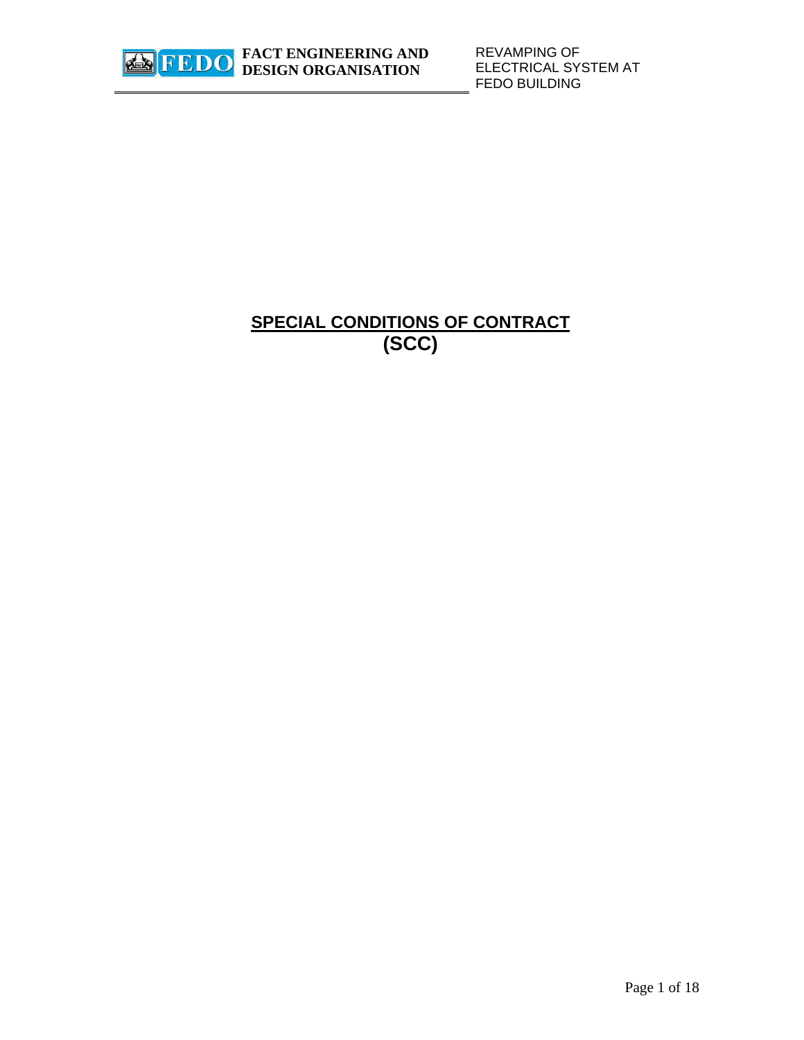# SPECIAL CONDITIONS OF CONTRACT (SCC)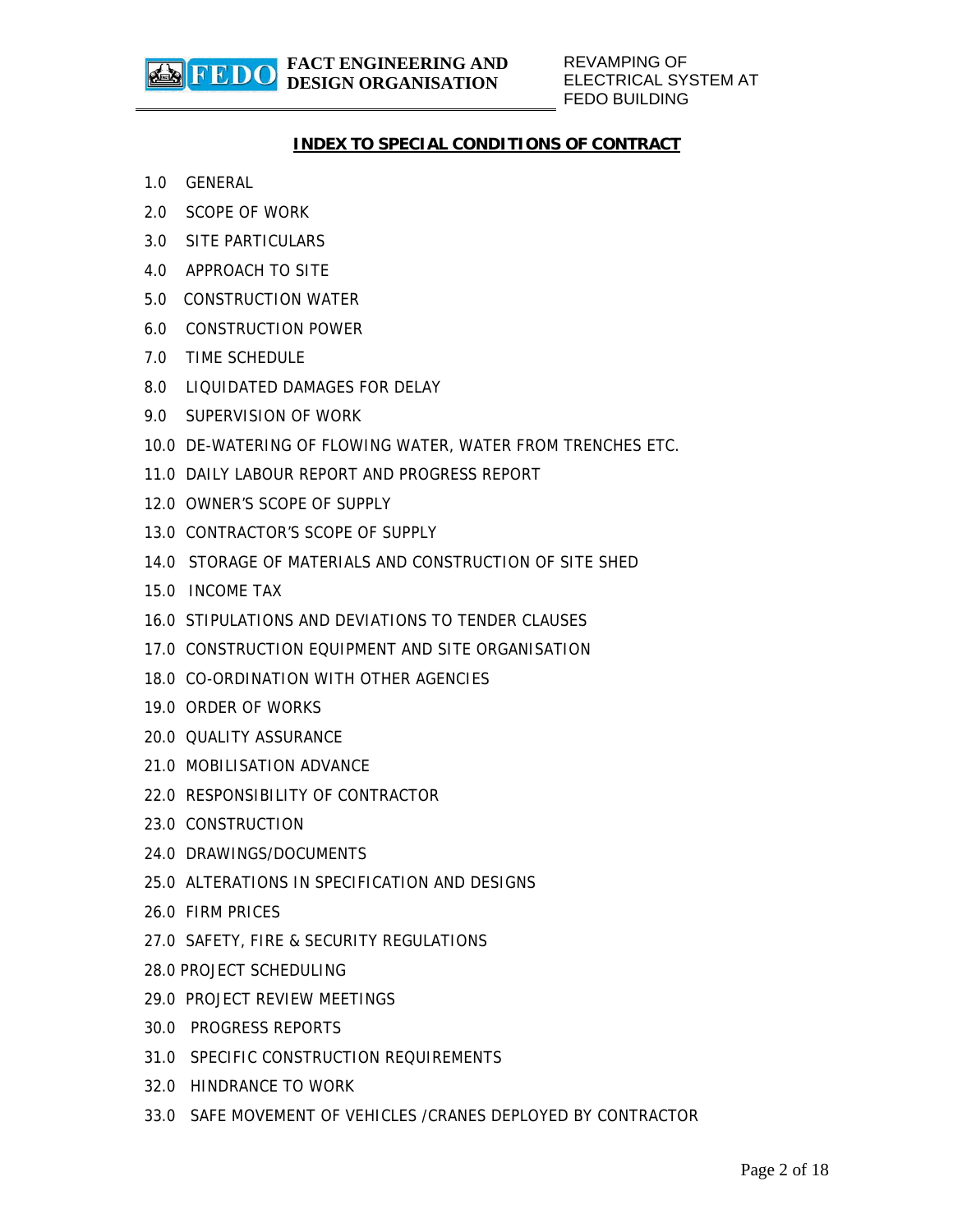## INDEX TO SPECIAL CONDITIONS OF CONTRACT

1.0 GENERAL

2.0 SCOPE OF WORK

3.0 SITE PARTICULARS

4.0 APPROACH TO SITE

5.0 CONSTRUCTION WATER

6.0 CONSTRUCTION POWER

7.0 TIME SCHEDULE

8.0 LIQUIDATED DAMAGES FOR DELAY

9.0 SUPERVISION OF WORK

10.0 DE-WATERING OF FLOWING WATER, WATER FROM TRENCHES ETC.

11.0 DAILY LABOUR REPORT AND PROGRESS REPORT

12.0 OWNER'S SCOPE OF SUPPLY

13.0 CONTRACTOR'S SCOPE OF SUPPLY

14.0 STORAGE OF MATERIALS AND CONSTRUCTION OF SITE SHED

15.0 INCOME TAX

16.0 STIPULATIONS AND DEVIATIONS TO TENDER CLAUSES

17.0 CONSTRUCTION EQUIPMENT AND SITE ORGANISATION

18.0 CO-ORDINATION WITH OTHER AGENCIES

19.0 ORDER OF WORKS

20.0 QUALITY ASSURANCE

21.0 MOBILISATION ADVANCE

22.0 RESPONSIBILITY OF CONTRACTOR

23.0 CONSTRUCTION

24.0 DRAWINGS/DOCUMENTS

25.0 ALTERATIONS IN SPECIFICATION AND DESIGNS

26.0 FIRM PRICES

27.0 SAFETY, FIRE & SECURITY REGULATIONS

28.0 PROJECT SCHEDULING

29.0 PROJECT REVIEW MEETINGS

30.0 PROGRESS REPORTS

31.0 SPECIFIC CONSTRUCTION REQUIREMENTS

32.0 HINDRANCE TO WORK

33.0 SAFE MOVEMENT OF VEHICLES /CRANES DEPLOYED BY CONTRACTOR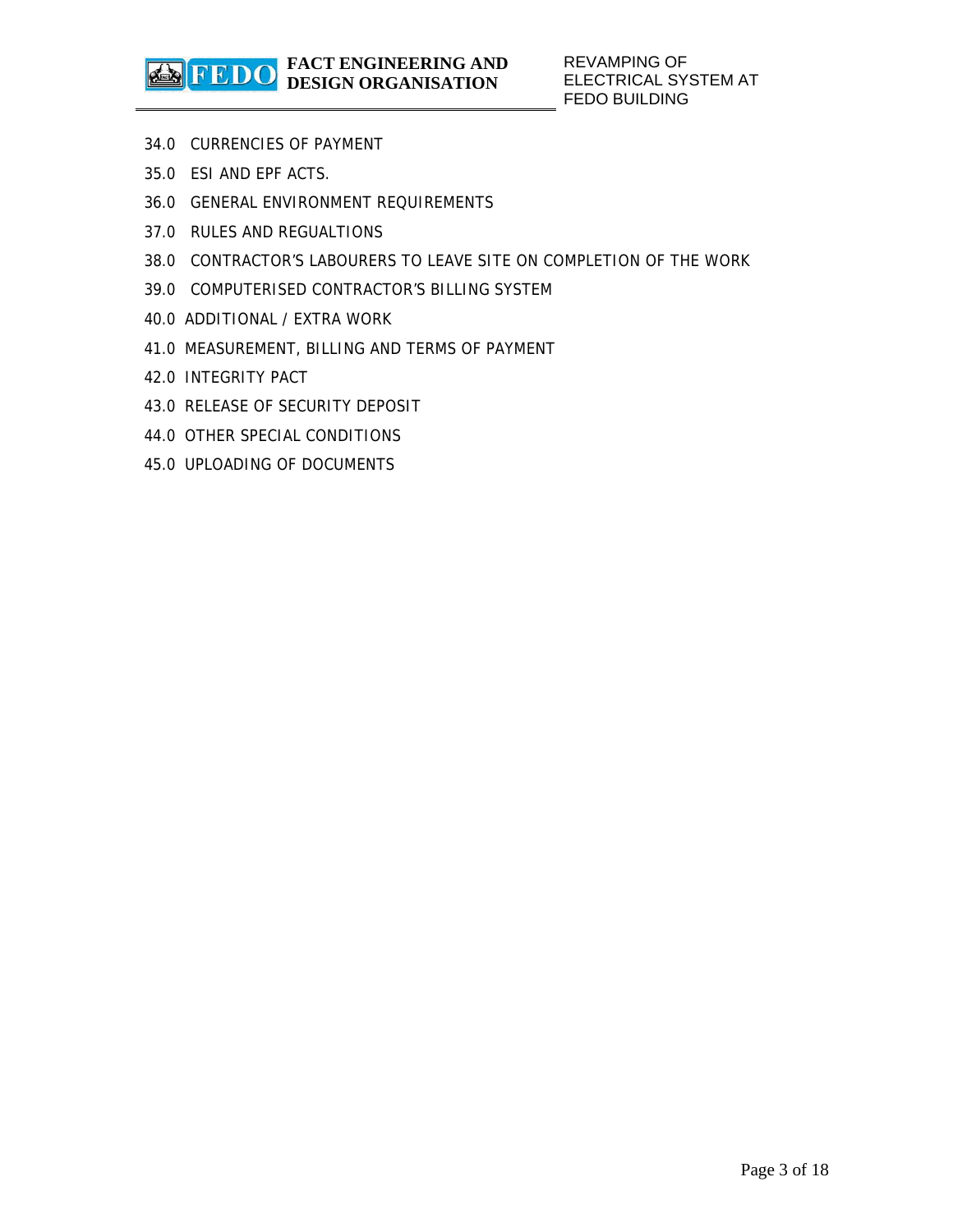34.0 CURRENCIES OF PAYMENT

35.0 ESI AND EPF ACTS.

36.0 GENERAL ENVIRONMENT REQUIREMENTS

37.0 RULES AND REGUALTIONS

38.0 CONTRACTOR'S LABOURERS TO LEAVE SITE ON COMPLETION OF THE WORK

39.0 COMPUTERISED CONTRACTOR'S BILLING SYSTEM

40.0 ADDITIONAL / EXTRA WORK

41.0 MEASUREMENT, BILLING AND TERMS OF PAYMENT

42.0 INTEGRITY PACT

43.0 RELEASE OF SECURITY DEPOSIT

44.0 OTHER SPECIAL CONDITIONS

45.0 UPLOADING OF DOCUMENTS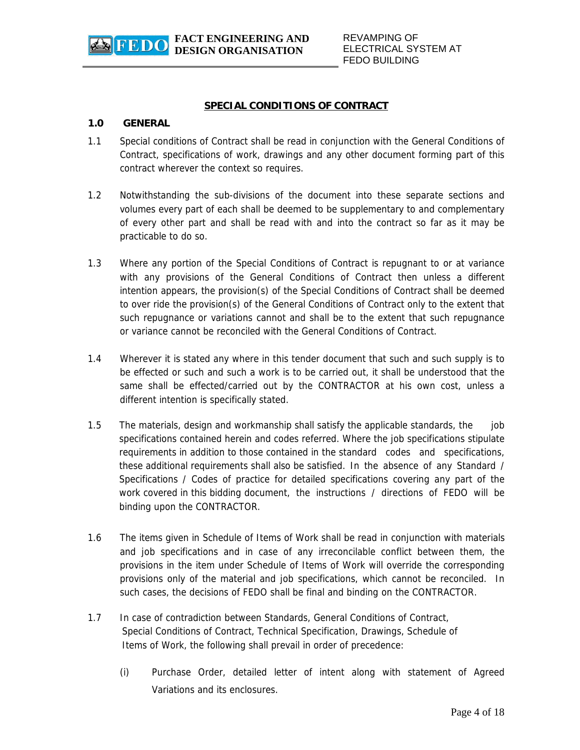## SPECIAL CONDITIONS OF CONTRACT

### 1.0 GENERAL

1.1 Special conditions of Contract shall be read in conjunction with the General Conditions of Contract, specifications of work, drawings and any other document forming part of this contract wherever the context so requires.

1.2 Notwithstanding the sub-divisions of the document into these separate sections and volumes every part of each shall be deemed to be supplementary to and complementary of every other part and shall be read with and into the contract so far as it may be practicable to do so.

1.3 Where any portion of the Special Conditions of Contract is repugnant to or at variance with any provisions of the General Conditions of Contract then unless a different intention appears, the provision(s) of the Special Conditions of Contract shall be deemed to over ride the provision(s) of the General Conditions of Contract only to the extent that such repugnance or variations cannot and shall be to the extent that such repugnance or variance cannot be reconciled with the General Conditions of Contract.

1.4 Wherever it is stated any where in this tender document that such and such supply is to be effected or such and such a work is to be carried out, it shall be understood that the same shall be effected/carried out by the CONTRACTOR at his own cost, unless a different intention is specifically stated.

1.5 The materials, design and workmanship shall satisfy the applicable standards, the job specifications contained herein and codes referred. Where the job specifications stipulate requirements in addition to those contained in the standard codes and specifications, these additional requirements shall also be satisfied. In the absence of any Standard / Specifications / Codes of practice for detailed specifications covering any part of the work covered in this bidding document, the instructions / directions of FEDO will be binding upon the CONTRACTOR.

1.6 The items given in Schedule of Items of Work shall be read in conjunction with materials and job specifications and in case of any irreconcilable conflict between them, the provisions in the item under Schedule of Items of Work will override the corresponding provisions only of the material and job specifications, which cannot be reconciled. In such cases, the decisions of FEDO shall be final and binding on the CONTRACTOR.

1.7 In case of contradiction between Standards, General Conditions of Contract, Special Conditions of Contract, Technical Specification, Drawings, Schedule of Items of Work, the following shall prevail in order of precedence:

(i) Purchase Order, detailed letter of intent along with statement of Agreed Variations and its enclosures.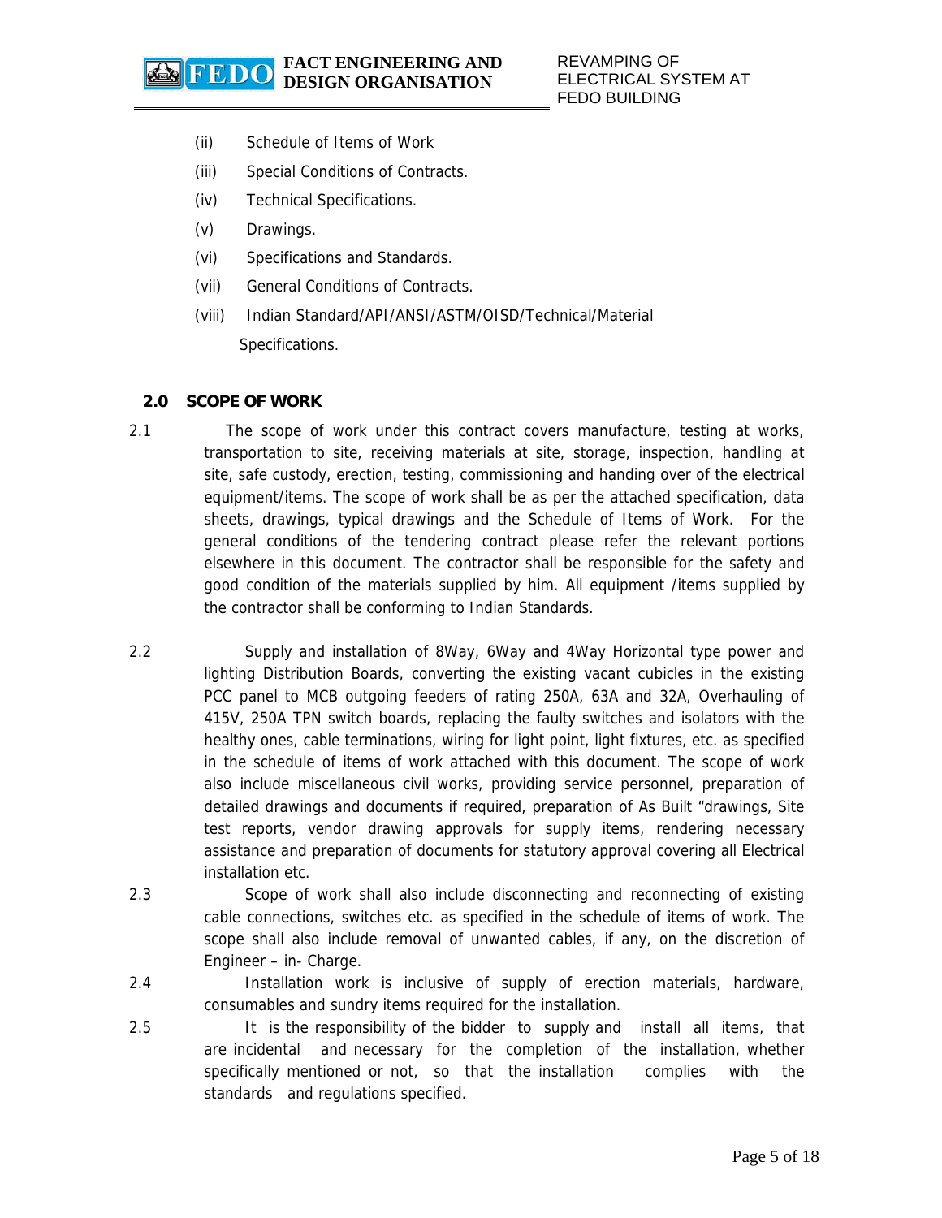(ii) Schedule of Items of Work

(iii) Special Conditions of Contracts.

(iv) Technical Specifications.

(v) Drawings.

(vi) Specifications and Standards.

(vii) General Conditions of Contracts.

(viii) Indian Standard/API/ANSI/ASTM/OISD/Technical/Material Specifications.

## 2.0 SCOPE OF WORK

2.1 The scope of work under this contract covers manufacture, testing at works, transportation to site, receiving materials at site, storage, inspection, handling at site, safe custody, erection, testing, commissioning and handing over of the electrical equipment/items. The scope of work shall be as per the attached specification, data sheets, drawings, typical drawings and the Schedule of Items of Work. For the general conditions of the tendering contract please refer the relevant portions elsewhere in this document. The contractor shall be responsible for the safety and good condition of the materials supplied by him. All equipment /items supplied by the contractor shall be conforming to Indian Standards.

2.2 Supply and installation of 8Way, 6Way and 4Way Horizontal type power and lighting Distribution Boards, converting the existing vacant cubicles in the existing PCC panel to MCB outgoing feeders of rating 250A, 63A and 32A, Overhauling of 415V, 250A TPN switch boards, replacing the faulty switches and isolators with the healthy ones, cable terminations, wiring for light point, light fixtures, etc. as specified in the schedule of items of work attached with this document. The scope of work also include miscellaneous civil works, providing service personnel, preparation of detailed drawings and documents if required, preparation of As Built "drawings, Site test reports, vendor drawing approvals for supply items, rendering necessary assistance and preparation of documents for statutory approval covering all Electrical installation etc.

2.3 Scope of work shall also include disconnecting and reconnecting of existing cable connections, switches etc. as specified in the schedule of items of work. The scope shall also include removal of unwanted cables, if any, on the discretion of Engineer – in- Charge.

2.4 Installation work is inclusive of supply of erection materials, hardware, consumables and sundry items required for the installation.

2.5 It is the responsibility of the bidder to supply and install all items, that are incidental and necessary for the completion of the installation, whether specifically mentioned or not, so that the installation complies with the standards and regulations specified.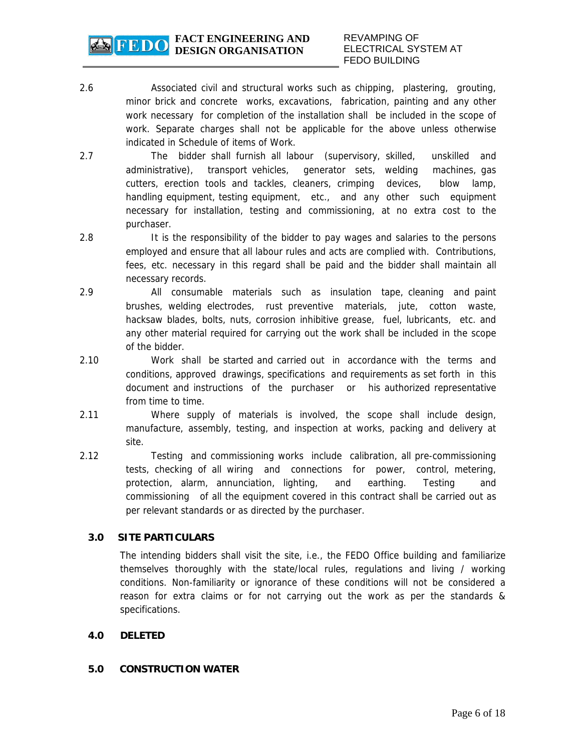2.6 Associated civil and structural works such as chipping, plastering, grouting, minor brick and concrete works, excavations, fabrication, painting and any other work necessary for completion of the installation shall be included in the scope of work. Separate charges shall not be applicable for the above unless otherwise indicated in Schedule of items of Work.

2.7 The bidder shall furnish all labour (supervisory, skilled, unskilled and administrative), transport vehicles, generator sets, welding machines, gas cutters, erection tools and tackles, cleaners, crimping devices, blow lamp, handling equipment, testing equipment, etc., and any other such equipment necessary for installation, testing and commissioning, at no extra cost to the purchaser.

2.8 It is the responsibility of the bidder to pay wages and salaries to the persons employed and ensure that all labour rules and acts are complied with. Contributions, fees, etc. necessary in this regard shall be paid and the bidder shall maintain all necessary records.

2.9 All consumable materials such as insulation tape, cleaning and paint brushes, welding electrodes, rust preventive materials, jute, cotton waste, hacksaw blades, bolts, nuts, corrosion inhibitive grease, fuel, lubricants, etc. and any other material required for carrying out the work shall be included in the scope of the bidder.

2.10 Work shall be started and carried out in accordance with the terms and conditions, approved drawings, specifications and requirements as set forth in this document and instructions of the purchaser or his authorized representative from time to time.

2.11 Where supply of materials is involved, the scope shall include design, manufacture, assembly, testing, and inspection at works, packing and delivery at site.

2.12 Testing and commissioning works include calibration, all pre-commissioning tests, checking of all wiring and connections for power, control, metering, protection, alarm, annunciation, lighting, and earthing. Testing and commissioning of all the equipment covered in this contract shall be carried out as per relevant standards or as directed by the purchaser.

## 3.0 SITE PARTICULARS

The intending bidders shall visit the site, i.e., the FEDO Office building and familiarize themselves thoroughly with the state/local rules, regulations and living / working conditions. Non-familiarity or ignorance of these conditions will not be considered a reason for extra claims or for not carrying out the work as per the standards & specifications.

## 4.0 DELETED

## 5.0 CONSTRUCTION WATER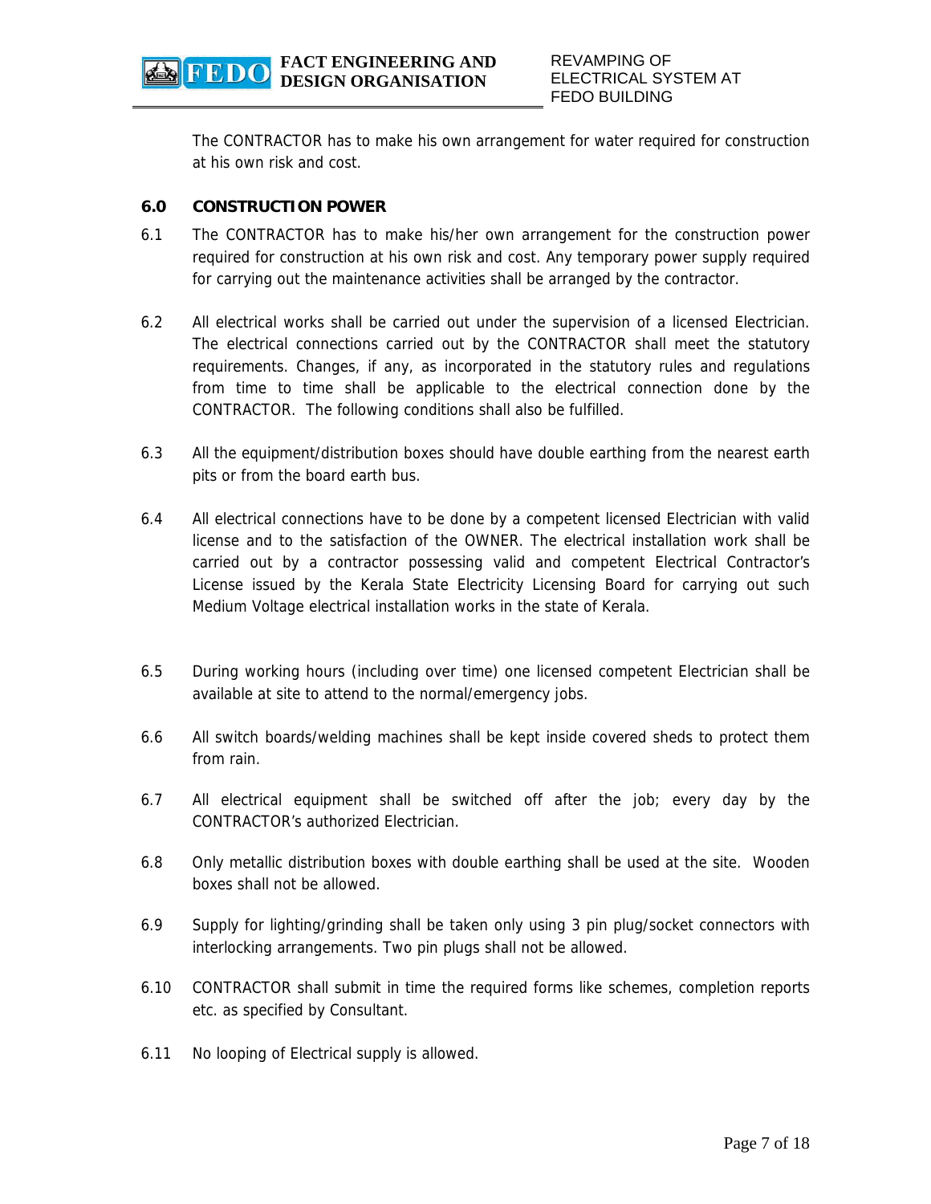The CONTRACTOR has to make his own arrangement for water required for construction at his own risk and cost.

## 6.0 CONSTRUCTION POWER

6.1 The CONTRACTOR has to make his/her own arrangement for the construction power required for construction at his own risk and cost. Any temporary power supply required for carrying out the maintenance activities shall be arranged by the contractor.

6.2 All electrical works shall be carried out under the supervision of a licensed Electrician. The electrical connections carried out by the CONTRACTOR shall meet the statutory requirements. Changes, if any, as incorporated in the statutory rules and regulations from time to time shall be applicable to the electrical connection done by the CONTRACTOR. The following conditions shall also be fulfilled.

6.3 All the equipment/distribution boxes should have double earthing from the nearest earth pits or from the board earth bus.

6.4 All electrical connections have to be done by a competent licensed Electrician with valid license and to the satisfaction of the OWNER. The electrical installation work shall be carried out by a contractor possessing valid and competent Electrical Contractor's License issued by the Kerala State Electricity Licensing Board for carrying out such Medium Voltage electrical installation works in the state of Kerala.

6.5 During working hours (including over time) one licensed competent Electrician shall be available at site to attend to the normal/emergency jobs.

6.6 All switch boards/welding machines shall be kept inside covered sheds to protect them from rain.

6.7 All electrical equipment shall be switched off after the job; every day by the CONTRACTOR's authorized Electrician.

6.8 Only metallic distribution boxes with double earthing shall be used at the site. Wooden boxes shall not be allowed.

6.9 Supply for lighting/grinding shall be taken only using 3 pin plug/socket connectors with interlocking arrangements. Two pin plugs shall not be allowed.

6.10 CONTRACTOR shall submit in time the required forms like schemes, completion reports etc. as specified by Consultant.

6.11 No looping of Electrical supply is allowed.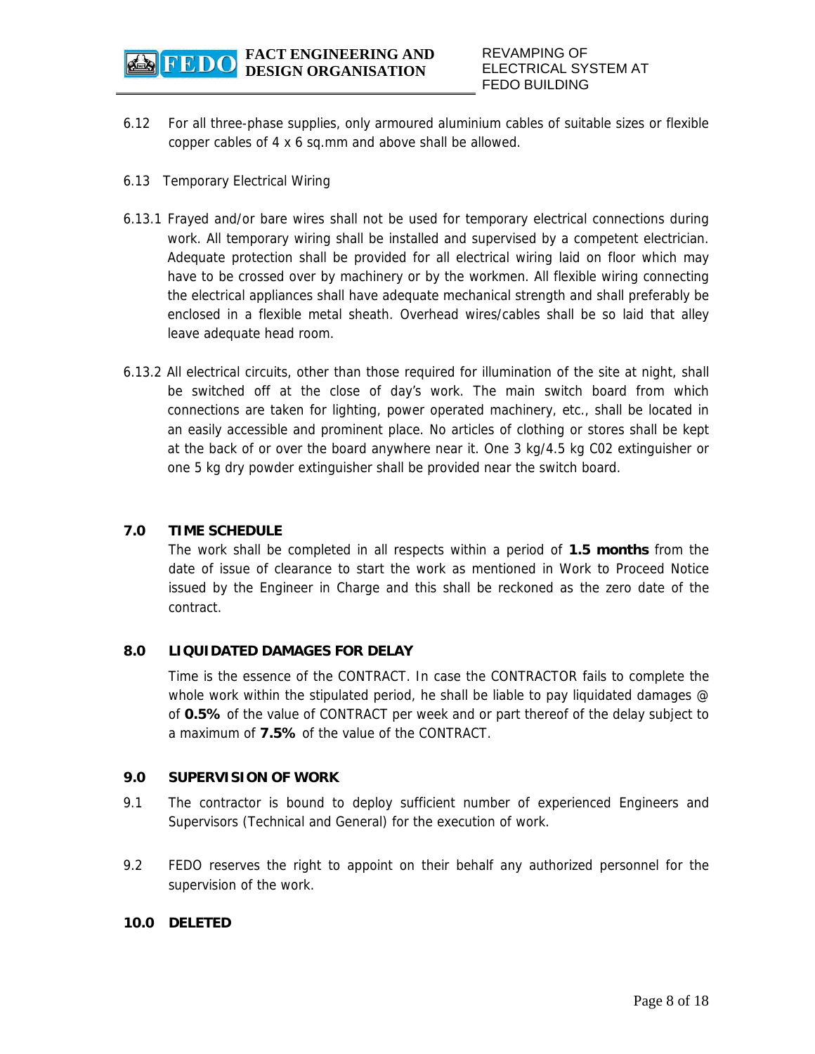6.12 For all three-phase supplies, only armoured aluminium cables of suitable sizes or flexible copper cables of 4 x 6 sq.mm and above shall be allowed.

6.13 Temporary Electrical Wiring

6.13.1 Frayed and/or bare wires shall not be used for temporary electrical connections during work. All temporary wiring shall be installed and supervised by a competent electrician. Adequate protection shall be provided for all electrical wiring laid on floor which may have to be crossed over by machinery or by the workmen. All flexible wiring connecting the electrical appliances shall have adequate mechanical strength and shall preferably be enclosed in a flexible metal sheath. Overhead wires/cables shall be so laid that alley leave adequate head room.

6.13.2 All electrical circuits, other than those required for illumination of the site at night, shall be switched off at the close of day's work. The main switch board from which connections are taken for lighting, power operated machinery, etc., shall be located in an easily accessible and prominent place. No articles of clothing or stores shall be kept at the back of or over the board anywhere near it. One 3 kg/4.5 kg C02 extinguisher or one 5 kg dry powder extinguisher shall be provided near the switch board.

## 7.0 TIME SCHEDULE

The work shall be completed in all respects within a period of **1.5 months** from the date of issue of clearance to start the work as mentioned in Work to Proceed Notice issued by the Engineer in Charge and this shall be reckoned as the zero date of the contract.

## 8.0 LIQUIDATED DAMAGES FOR DELAY

Time is the essence of the CONTRACT. In case the CONTRACTOR fails to complete the whole work within the stipulated period, he shall be liable to pay liquidated damages @ of **0.5%** of the value of CONTRACT per week and or part thereof of the delay subject to a maximum of **7.5%** of the value of the CONTRACT.

## 9.0 SUPERVISION OF WORK

9.1 The contractor is bound to deploy sufficient number of experienced Engineers and Supervisors (Technical and General) for the execution of work.

9.2 FEDO reserves the right to appoint on their behalf any authorized personnel for the supervision of the work.

## 10.0 DELETED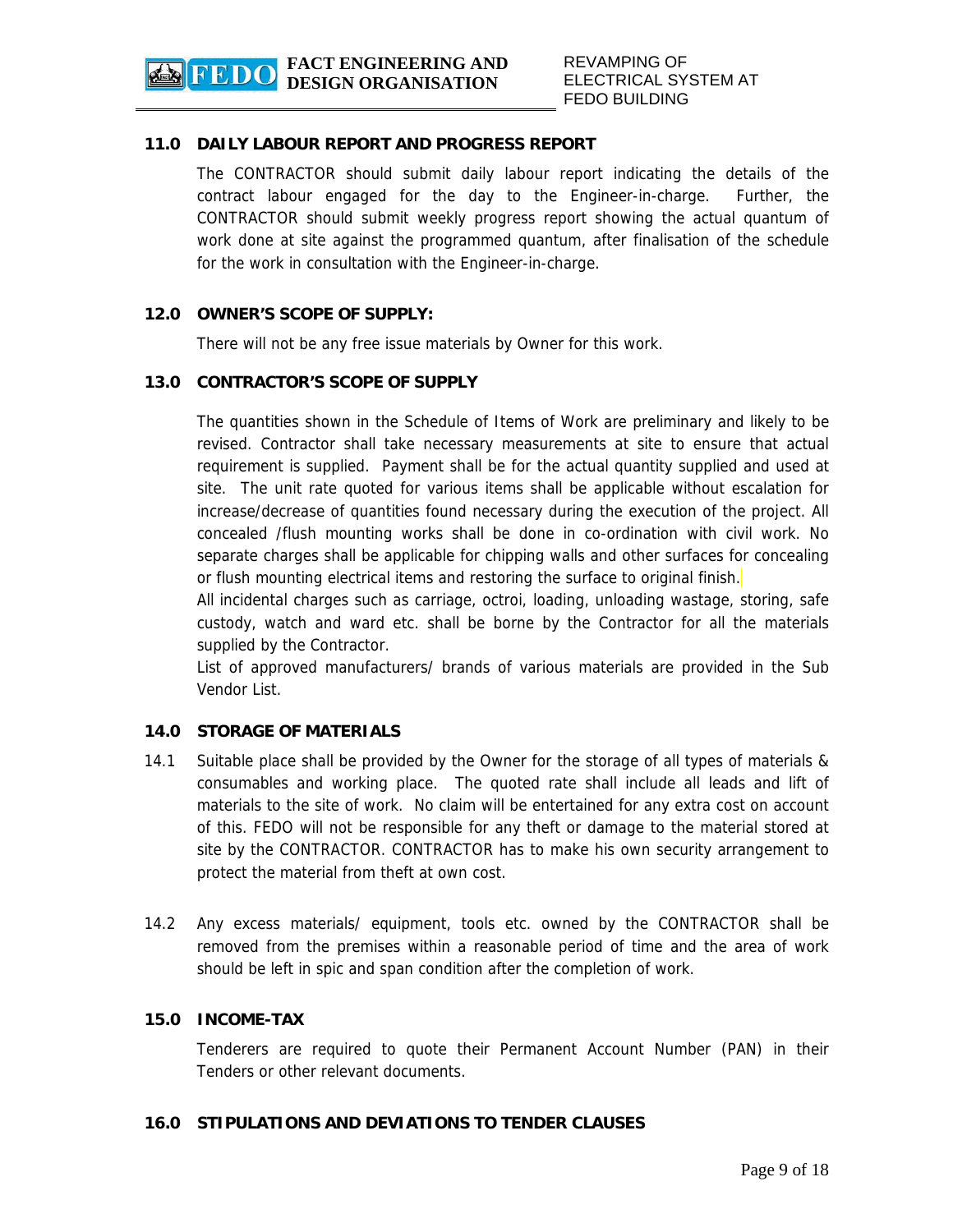## 11.0 DAILY LABOUR REPORT AND PROGRESS REPORT

The CONTRACTOR should submit daily labour report indicating the details of the contract labour engaged for the day to the Engineer-in-charge. Further, the CONTRACTOR should submit weekly progress report showing the actual quantum of work done at site against the programmed quantum, after finalisation of the schedule for the work in consultation with the Engineer-in-charge.

## 12.0 OWNER'S SCOPE OF SUPPLY:

There will not be any free issue materials by Owner for this work.

## 13.0 CONTRACTOR'S SCOPE OF SUPPLY

The quantities shown in the Schedule of Items of Work are preliminary and likely to be revised. Contractor shall take necessary measurements at site to ensure that actual requirement is supplied. Payment shall be for the actual quantity supplied and used at site. The unit rate quoted for various items shall be applicable without escalation for increase/decrease of quantities found necessary during the execution of the project. All concealed /flush mounting works shall be done in co-ordination with civil work. No separate charges shall be applicable for chipping walls and other surfaces for concealing or flush mounting electrical items and restoring the surface to original finish.

All incidental charges such as carriage, octroi, loading, unloading wastage, storing, safe custody, watch and ward etc. shall be borne by the Contractor for all the materials supplied by the Contractor.

List of approved manufacturers/ brands of various materials are provided in the Sub Vendor List.

## 14.0 STORAGE OF MATERIALS

14.1 Suitable place shall be provided by the Owner for the storage of all types of materials & consumables and working place. The quoted rate shall include all leads and lift of materials to the site of work. No claim will be entertained for any extra cost on account of this. FEDO will not be responsible for any theft or damage to the material stored at site by the CONTRACTOR. CONTRACTOR has to make his own security arrangement to protect the material from theft at own cost.

14.2 Any excess materials/ equipment, tools etc. owned by the CONTRACTOR shall be removed from the premises within a reasonable period of time and the area of work should be left in spic and span condition after the completion of work.

## 15.0 INCOME-TAX

Tenderers are required to quote their Permanent Account Number (PAN) in their Tenders or other relevant documents.

## 16.0 STIPULATIONS AND DEVIATIONS TO TENDER CLAUSES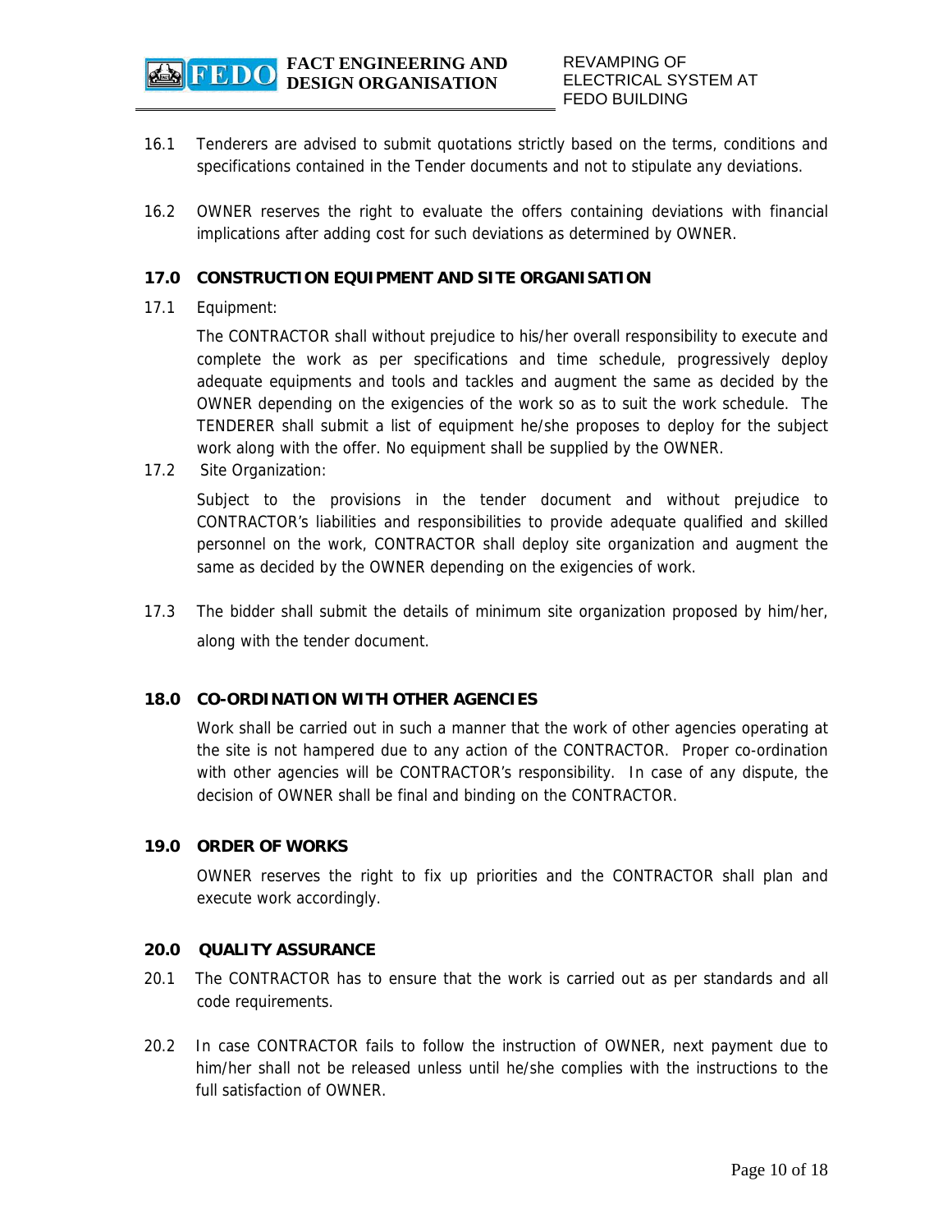16.1 Tenderers are advised to submit quotations strictly based on the terms, conditions and specifications contained in the Tender documents and not to stipulate any deviations.

16.2 OWNER reserves the right to evaluate the offers containing deviations with financial implications after adding cost for such deviations as determined by OWNER.

## 17.0 CONSTRUCTION EQUIPMENT AND SITE ORGANISATION

17.1 Equipment:

The CONTRACTOR shall without prejudice to his/her overall responsibility to execute and complete the work as per specifications and time schedule, progressively deploy adequate equipments and tools and tackles and augment the same as decided by the OWNER depending on the exigencies of the work so as to suit the work schedule. The TENDERER shall submit a list of equipment he/she proposes to deploy for the subject work along with the offer. No equipment shall be supplied by the OWNER.

17.2 Site Organization:

Subject to the provisions in the tender document and without prejudice to CONTRACTOR's liabilities and responsibilities to provide adequate qualified and skilled personnel on the work, CONTRACTOR shall deploy site organization and augment the same as decided by the OWNER depending on the exigencies of work.

17.3 The bidder shall submit the details of minimum site organization proposed by him/her, along with the tender document.

## 18.0 CO-ORDINATION WITH OTHER AGENCIES

Work shall be carried out in such a manner that the work of other agencies operating at the site is not hampered due to any action of the CONTRACTOR. Proper co-ordination with other agencies will be CONTRACTOR's responsibility. In case of any dispute, the decision of OWNER shall be final and binding on the CONTRACTOR.

## 19.0 ORDER OF WORKS

OWNER reserves the right to fix up priorities and the CONTRACTOR shall plan and execute work accordingly.

## 20.0 QUALITY ASSURANCE

20.1 The CONTRACTOR has to ensure that the work is carried out as per standards and all code requirements.

20.2 In case CONTRACTOR fails to follow the instruction of OWNER, next payment due to him/her shall not be released unless until he/she complies with the instructions to the full satisfaction of OWNER.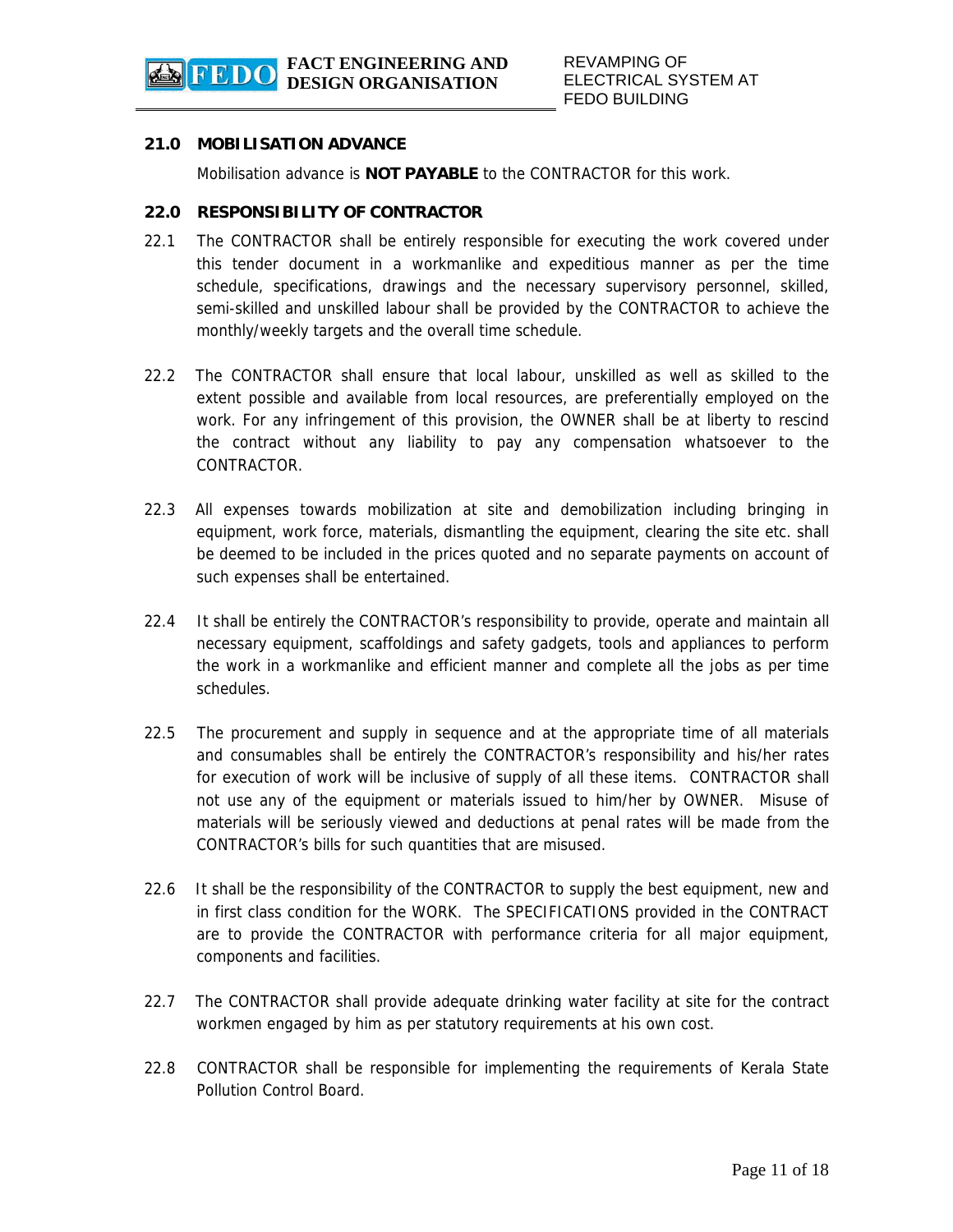## 21.0 MOBILISATION ADVANCE

Mobilisation advance is **NOT PAYABLE** to the CONTRACTOR for this work.

## 22.0 RESPONSIBILITY OF CONTRACTOR

22.1 The CONTRACTOR shall be entirely responsible for executing the work covered under this tender document in a workmanlike and expeditious manner as per the time schedule, specifications, drawings and the necessary supervisory personnel, skilled, semi-skilled and unskilled labour shall be provided by the CONTRACTOR to achieve the monthly/weekly targets and the overall time schedule.

22.2 The CONTRACTOR shall ensure that local labour, unskilled as well as skilled to the extent possible and available from local resources, are preferentially employed on the work. For any infringement of this provision, the OWNER shall be at liberty to rescind the contract without any liability to pay any compensation whatsoever to the CONTRACTOR.

22.3 All expenses towards mobilization at site and demobilization including bringing in equipment, work force, materials, dismantling the equipment, clearing the site etc. shall be deemed to be included in the prices quoted and no separate payments on account of such expenses shall be entertained.

22.4 It shall be entirely the CONTRACTOR's responsibility to provide, operate and maintain all necessary equipment, scaffoldings and safety gadgets, tools and appliances to perform the work in a workmanlike and efficient manner and complete all the jobs as per time schedules.

22.5 The procurement and supply in sequence and at the appropriate time of all materials and consumables shall be entirely the CONTRACTOR's responsibility and his/her rates for execution of work will be inclusive of supply of all these items. CONTRACTOR shall not use any of the equipment or materials issued to him/her by OWNER. Misuse of materials will be seriously viewed and deductions at penal rates will be made from the CONTRACTOR's bills for such quantities that are misused.

22.6 It shall be the responsibility of the CONTRACTOR to supply the best equipment, new and in first class condition for the WORK. The SPECIFICATIONS provided in the CONTRACT are to provide the CONTRACTOR with performance criteria for all major equipment, components and facilities.

22.7 The CONTRACTOR shall provide adequate drinking water facility at site for the contract workmen engaged by him as per statutory requirements at his own cost.

22.8 CONTRACTOR shall be responsible for implementing the requirements of Kerala State Pollution Control Board.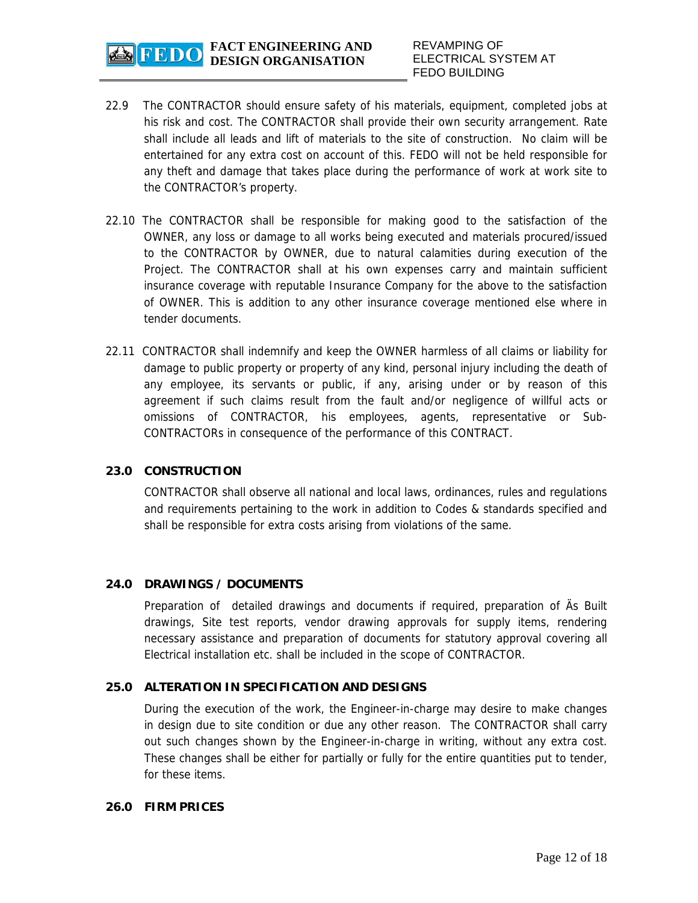22.9 The CONTRACTOR should ensure safety of his materials, equipment, completed jobs at his risk and cost. The CONTRACTOR shall provide their own security arrangement. Rate shall include all leads and lift of materials to the site of construction. No claim will be entertained for any extra cost on account of this. FEDO will not be held responsible for any theft and damage that takes place during the performance of work at work site to the CONTRACTOR's property.

22.10 The CONTRACTOR shall be responsible for making good to the satisfaction of the OWNER, any loss or damage to all works being executed and materials procured/issued to the CONTRACTOR by OWNER, due to natural calamities during execution of the Project. The CONTRACTOR shall at his own expenses carry and maintain sufficient insurance coverage with reputable Insurance Company for the above to the satisfaction of OWNER. This is addition to any other insurance coverage mentioned else where in tender documents.

22.11 CONTRACTOR shall indemnify and keep the OWNER harmless of all claims or liability for damage to public property or property of any kind, personal injury including the death of any employee, its servants or public, if any, arising under or by reason of this agreement if such claims result from the fault and/or negligence of willful acts or omissions of CONTRACTOR, his employees, agents, representative or Sub-CONTRACTORs in consequence of the performance of this CONTRACT.

## 23.0 CONSTRUCTION

CONTRACTOR shall observe all national and local laws, ordinances, rules and regulations and requirements pertaining to the work in addition to Codes & standards specified and shall be responsible for extra costs arising from violations of the same.

## 24.0 DRAWINGS / DOCUMENTS

Preparation of detailed drawings and documents if required, preparation of Äs Built drawings, Site test reports, vendor drawing approvals for supply items, rendering necessary assistance and preparation of documents for statutory approval covering all Electrical installation etc. shall be included in the scope of CONTRACTOR.

## 25.0 ALTERATION IN SPECIFICATION AND DESIGNS

During the execution of the work, the Engineer-in-charge may desire to make changes in design due to site condition or due any other reason. The CONTRACTOR shall carry out such changes shown by the Engineer-in-charge in writing, without any extra cost. These changes shall be either for partially or fully for the entire quantities put to tender, for these items.

## 26.0 FIRM PRICES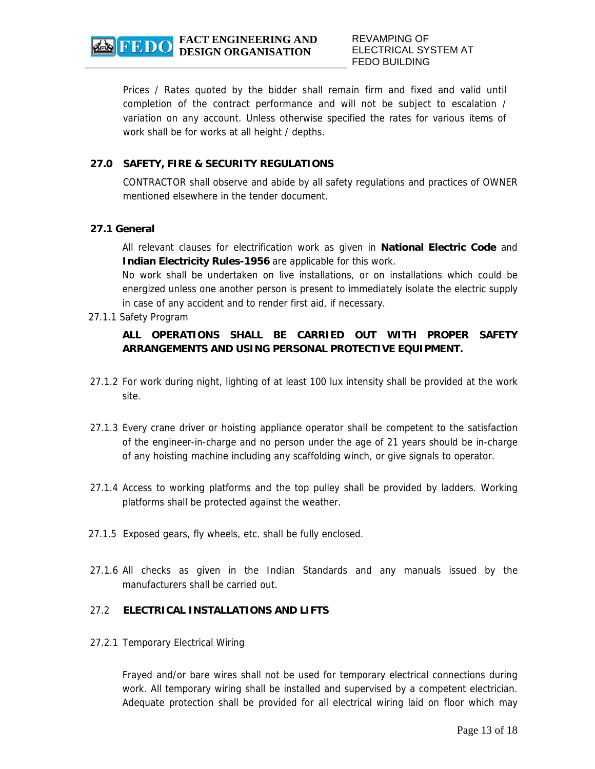Prices / Rates quoted by the bidder shall remain firm and fixed and valid until completion of the contract performance and will not be subject to escalation / variation on any account. Unless otherwise specified the rates for various items of work shall be for works at all height / depths.

## 27.0 SAFETY, FIRE & SECURITY REGULATIONS

CONTRACTOR shall observe and abide by all safety regulations and practices of OWNER mentioned elsewhere in the tender document.

### 27.1 General

All relevant clauses for electrification work as given in **National Electric Code** and **Indian Electricity Rules-1956** are applicable for this work.

No work shall be undertaken on live installations, or on installations which could be energized unless one another person is present to immediately isolate the electric supply in case of any accident and to render first aid, if necessary.

27.1.1 Safety Program

**ALL OPERATIONS SHALL BE CARRIED OUT WITH PROPER SAFETY ARRANGEMENTS AND USING PERSONAL PROTECTIVE EQUIPMENT.**

27.1.2 For work during night, lighting of at least 100 lux intensity shall be provided at the work site.

27.1.3 Every crane driver or hoisting appliance operator shall be competent to the satisfaction of the engineer-in-charge and no person under the age of 21 years should be in-charge of any hoisting machine including any scaffolding winch, or give signals to operator.

27.1.4 Access to working platforms and the top pulley shall be provided by ladders. Working platforms shall be protected against the weather.

27.1.5 Exposed gears, fly wheels, etc. shall be fully enclosed.

27.1.6 All checks as given in the Indian Standards and any manuals issued by the manufacturers shall be carried out.

### 27.2 ELECTRICAL INSTALLATIONS AND LIFTS

27.2.1 Temporary Electrical Wiring

Frayed and/or bare wires shall not be used for temporary electrical connections during work. All temporary wiring shall be installed and supervised by a competent electrician. Adequate protection shall be provided for all electrical wiring laid on floor which may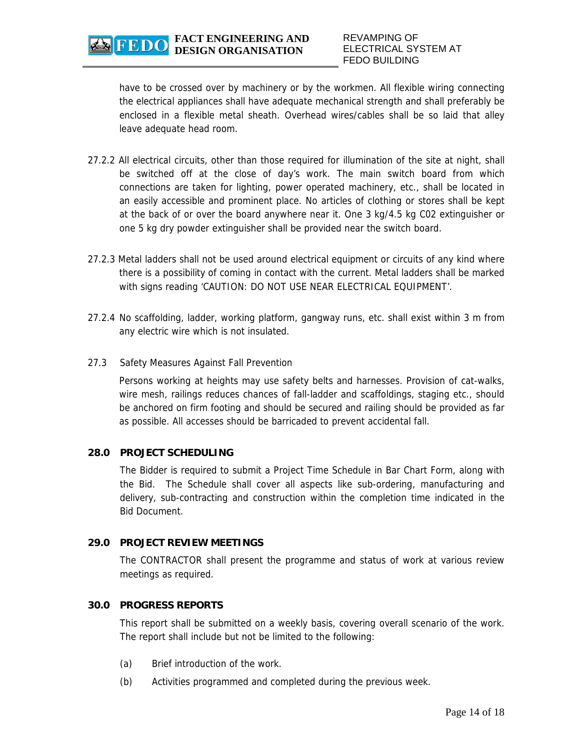have to be crossed over by machinery or by the workmen. All flexible wiring connecting the electrical appliances shall have adequate mechanical strength and shall preferably be enclosed in a flexible metal sheath. Overhead wires/cables shall be so laid that alley leave adequate head room.

27.2.2 All electrical circuits, other than those required for illumination of the site at night, shall be switched off at the close of day's work. The main switch board from which connections are taken for lighting, power operated machinery, etc., shall be located in an easily accessible and prominent place. No articles of clothing or stores shall be kept at the back of or over the board anywhere near it. One 3 kg/4.5 kg C02 extinguisher or one 5 kg dry powder extinguisher shall be provided near the switch board.

27.2.3 Metal ladders shall not be used around electrical equipment or circuits of any kind where there is a possibility of coming in contact with the current. Metal ladders shall be marked with signs reading 'CAUTION: DO NOT USE NEAR ELECTRICAL EQUIPMENT'.

27.2.4 No scaffolding, ladder, working platform, gangway runs, etc. shall exist within 3 m from any electric wire which is not insulated.

27.3 Safety Measures Against Fall Prevention

Persons working at heights may use safety belts and harnesses. Provision of cat-walks, wire mesh, railings reduces chances of fall-ladder and scaffoldings, staging etc., should be anchored on firm footing and should be secured and railing should be provided as far as possible. All accesses should be barricaded to prevent accidental fall.

## 28.0 PROJECT SCHEDULING

The Bidder is required to submit a Project Time Schedule in Bar Chart Form, along with the Bid. The Schedule shall cover all aspects like sub-ordering, manufacturing and delivery, sub-contracting and construction within the completion time indicated in the Bid Document.

## 29.0 PROJECT REVIEW MEETINGS

The CONTRACTOR shall present the programme and status of work at various review meetings as required.

## 30.0 PROGRESS REPORTS

This report shall be submitted on a weekly basis, covering overall scenario of the work. The report shall include but not be limited to the following:

(a) Brief introduction of the work.

(b) Activities programmed and completed during the previous week.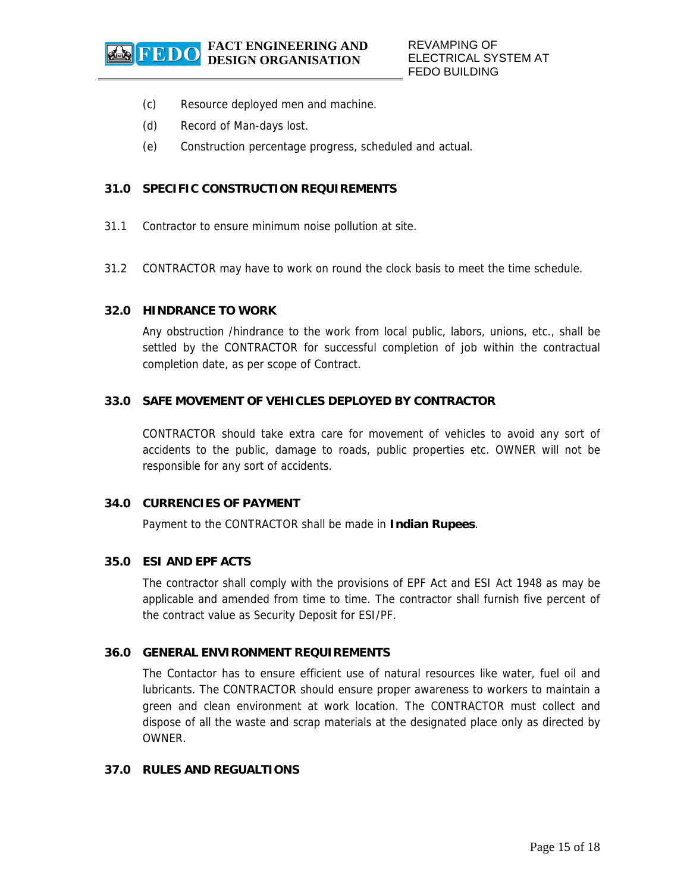(c) Resource deployed men and machine.

(d) Record of Man-days lost.

(e) Construction percentage progress, scheduled and actual.

## 31.0 SPECIFIC CONSTRUCTION REQUIREMENTS

31.1 Contractor to ensure minimum noise pollution at site.

31.2 CONTRACTOR may have to work on round the clock basis to meet the time schedule.

## 32.0 HINDRANCE TO WORK

Any obstruction /hindrance to the work from local public, labors, unions, etc., shall be settled by the CONTRACTOR for successful completion of job within the contractual completion date, as per scope of Contract.

## 33.0 SAFE MOVEMENT OF VEHICLES DEPLOYED BY CONTRACTOR

CONTRACTOR should take extra care for movement of vehicles to avoid any sort of accidents to the public, damage to roads, public properties etc. OWNER will not be responsible for any sort of accidents.

## 34.0 CURRENCIES OF PAYMENT

Payment to the CONTRACTOR shall be made in **Indian Rupees**.

## 35.0 ESI AND EPF ACTS

The contractor shall comply with the provisions of EPF Act and ESI Act 1948 as may be applicable and amended from time to time. The contractor shall furnish five percent of the contract value as Security Deposit for ESI/PF.

## 36.0 GENERAL ENVIRONMENT REQUIREMENTS

The Contactor has to ensure efficient use of natural resources like water, fuel oil and lubricants. The CONTRACTOR should ensure proper awareness to workers to maintain a green and clean environment at work location. The CONTRACTOR must collect and dispose of all the waste and scrap materials at the designated place only as directed by OWNER.

## 37.0 RULES AND REGUALTIONS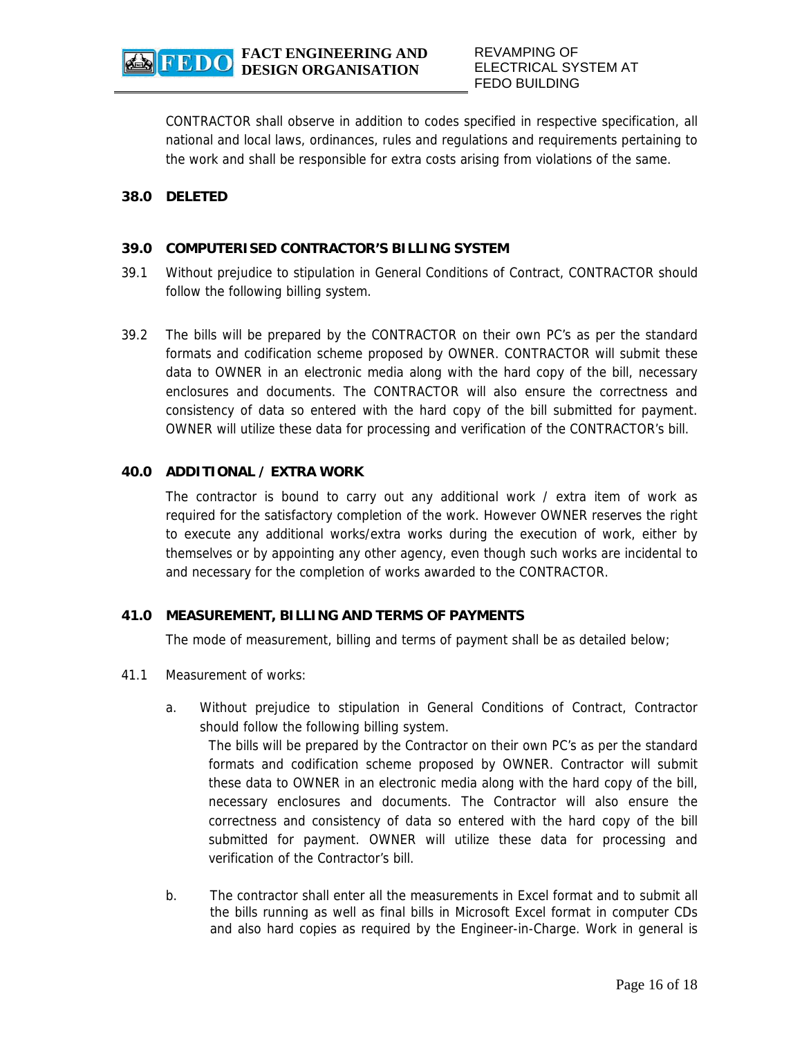CONTRACTOR shall observe in addition to codes specified in respective specification, all national and local laws, ordinances, rules and regulations and requirements pertaining to the work and shall be responsible for extra costs arising from violations of the same.

## 38.0 DELETED

## 39.0 COMPUTERISED CONTRACTOR'S BILLING SYSTEM

39.1 Without prejudice to stipulation in General Conditions of Contract, CONTRACTOR should follow the following billing system.

39.2 The bills will be prepared by the CONTRACTOR on their own PC's as per the standard formats and codification scheme proposed by OWNER. CONTRACTOR will submit these data to OWNER in an electronic media along with the hard copy of the bill, necessary enclosures and documents. The CONTRACTOR will also ensure the correctness and consistency of data so entered with the hard copy of the bill submitted for payment. OWNER will utilize these data for processing and verification of the CONTRACTOR's bill.

## 40.0 ADDITIONAL / EXTRA WORK

The contractor is bound to carry out any additional work / extra item of work as required for the satisfactory completion of the work. However OWNER reserves the right to execute any additional works/extra works during the execution of work, either by themselves or by appointing any other agency, even though such works are incidental to and necessary for the completion of works awarded to the CONTRACTOR.

## 41.0 MEASUREMENT, BILLING AND TERMS OF PAYMENTS

The mode of measurement, billing and terms of payment shall be as detailed below;

41.1 Measurement of works:

a. Without prejudice to stipulation in General Conditions of Contract, Contractor should follow the following billing system.

   The bills will be prepared by the Contractor on their own PC's as per the standard formats and codification scheme proposed by OWNER. Contractor will submit these data to OWNER in an electronic media along with the hard copy of the bill, necessary enclosures and documents. The Contractor will also ensure the correctness and consistency of data so entered with the hard copy of the bill submitted for payment. OWNER will utilize these data for processing and verification of the Contractor's bill.

b. The contractor shall enter all the measurements in Excel format and to submit all the bills running as well as final bills in Microsoft Excel format in computer CDs and also hard copies as required by the Engineer-in-Charge. Work in general is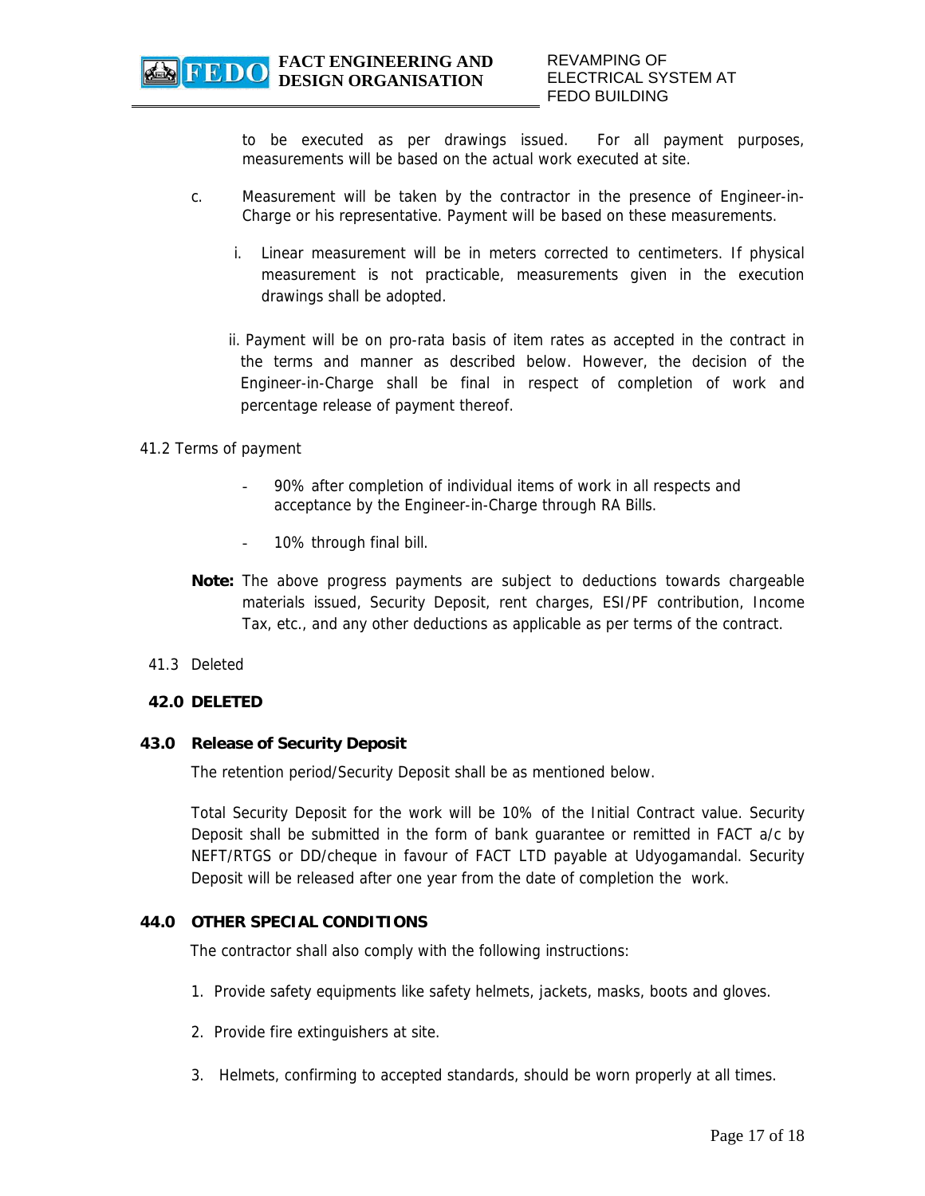to be executed as per drawings issued. For all payment purposes, measurements will be based on the actual work executed at site.

c. Measurement will be taken by the contractor in the presence of Engineer-in-Charge or his representative. Payment will be based on these measurements.

   i. Linear measurement will be in meters corrected to centimeters. If physical measurement is not practicable, measurements given in the execution drawings shall be adopted.

   ii. Payment will be on pro-rata basis of item rates as accepted in the contract in the terms and manner as described below. However, the decision of the Engineer-in-Charge shall be final in respect of completion of work and percentage release of payment thereof.

41.2 Terms of payment

- 90% after completion of individual items of work in all respects and acceptance by the Engineer-in-Charge through RA Bills.
- 10% through final bill.

**Note:** The above progress payments are subject to deductions towards chargeable materials issued, Security Deposit, rent charges, ESI/PF contribution, Income Tax, etc., and any other deductions as applicable as per terms of the contract.

41.3 Deleted

**42.0 DELETED**

**43.0 Release of Security Deposit**

The retention period/Security Deposit shall be as mentioned below.

Total Security Deposit for the work will be 10% of the Initial Contract value. Security Deposit shall be submitted in the form of bank guarantee or remitted in FACT a/c by NEFT/RTGS or DD/cheque in favour of FACT LTD payable at Udyogamandal. Security Deposit will be released after one year from the date of completion the work.

**44.0 OTHER SPECIAL CONDITIONS**

The contractor shall also comply with the following instructions:

1. Provide safety equipments like safety helmets, jackets, masks, boots and gloves.
2. Provide fire extinguishers at site.
3. Helmets, confirming to accepted standards, should be worn properly at all times.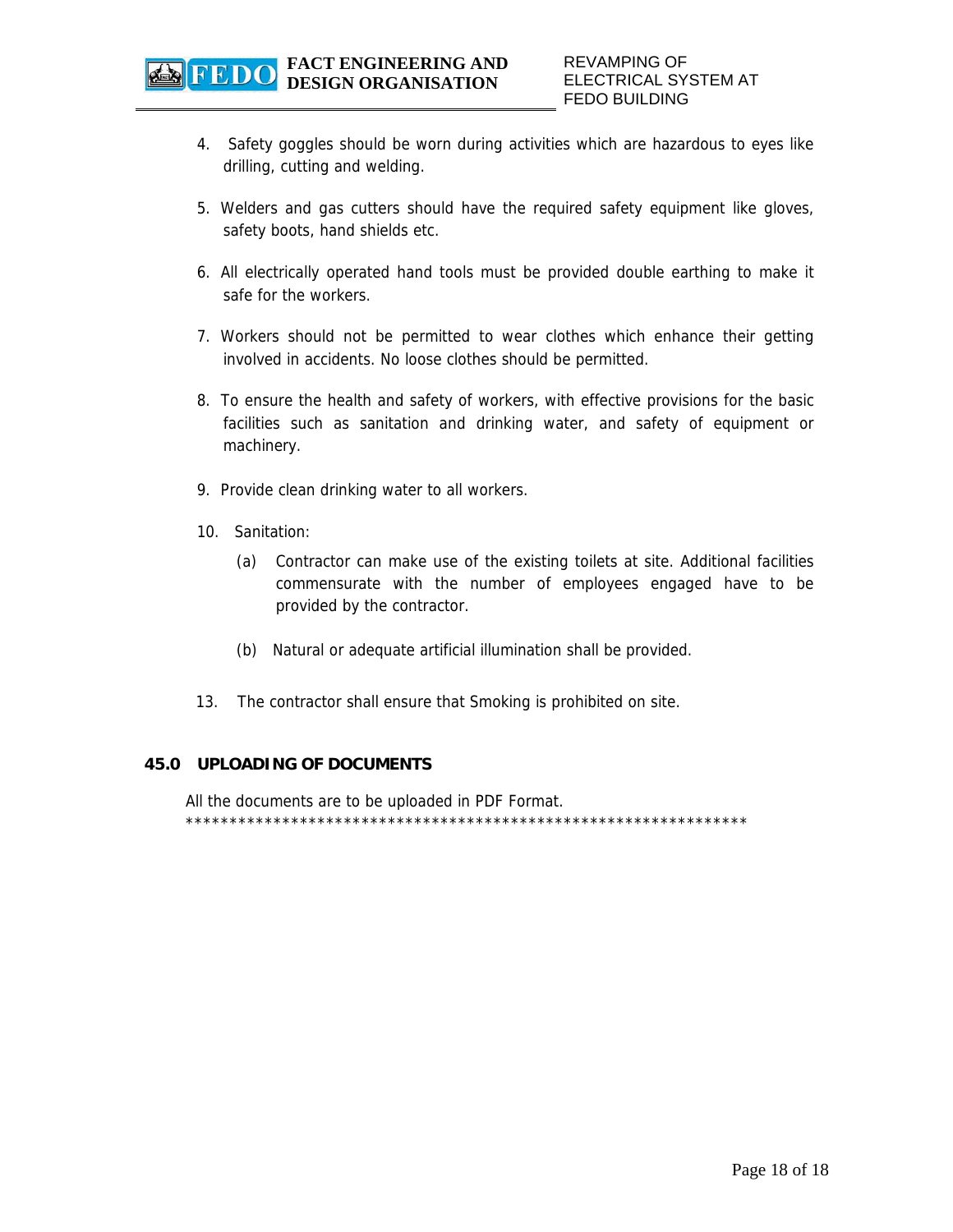4. Safety goggles should be worn during activities which are hazardous to eyes like drilling, cutting and welding.

5. Welders and gas cutters should have the required safety equipment like gloves, safety boots, hand shields etc.

6. All electrically operated hand tools must be provided double earthing to make it safe for the workers.

7. Workers should not be permitted to wear clothes which enhance their getting involved in accidents. No loose clothes should be permitted.

8. To ensure the health and safety of workers, with effective provisions for the basic facilities such as sanitation and drinking water, and safety of equipment or machinery.

9. Provide clean drinking water to all workers.

10. Sanitation:

    (a) Contractor can make use of the existing toilets at site. Additional facilities commensurate with the number of employees engaged have to be provided by the contractor.

    (b) Natural or adequate artificial illumination shall be provided.

13. The contractor shall ensure that Smoking is prohibited on site.

## 45.0 UPLOADING OF DOCUMENTS

All the documents are to be uploaded in PDF Format.

*****************************************************************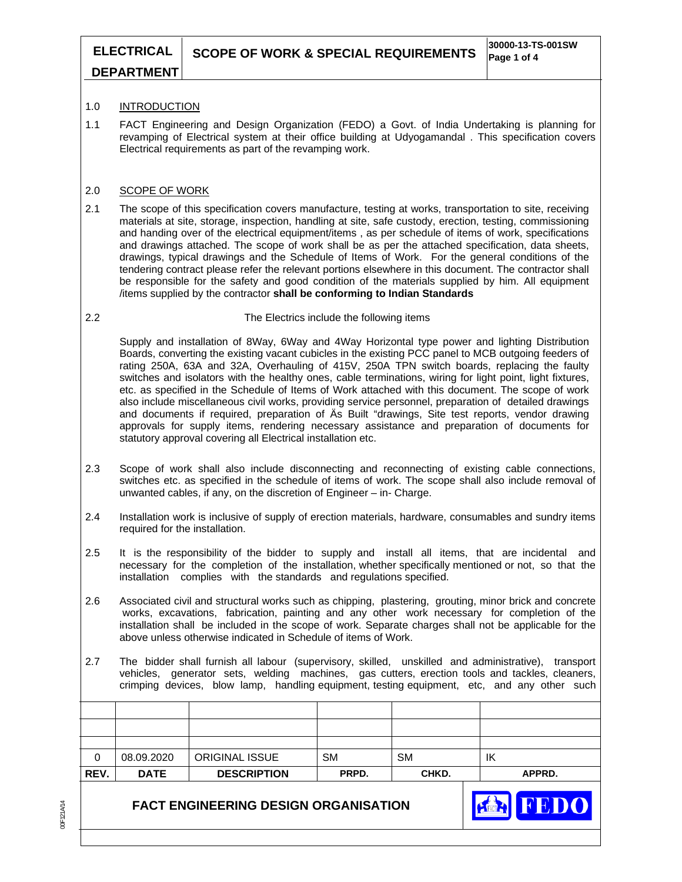## 1.0 INTRODUCTION

1.1 FACT Engineering and Design Organization (FEDO) a Govt. of India Undertaking is planning for revamping of Electrical system at their office building at Udyogamandal . This specification covers Electrical requirements as part of the revamping work.

## 2.0 SCOPE OF WORK

2.1 The scope of this specification covers manufacture, testing at works, transportation to site, receiving materials at site, storage, inspection, handling at site, safe custody, erection, testing, commissioning and handing over of the electrical equipment/items , as per schedule of items of work, specifications and drawings attached. The scope of work shall be as per the attached specification, data sheets, drawings, typical drawings and the Schedule of Items of Work. For the general conditions of the tendering contract please refer the relevant portions elsewhere in this document. The contractor shall be responsible for the safety and good condition of the materials supplied by him. All equipment /items supplied by the contractor **shall be conforming to Indian Standards**

2.2 The Electrics include the following items

Supply and installation of 8Way, 6Way and 4Way Horizontal type power and lighting Distribution Boards, converting the existing vacant cubicles in the existing PCC panel to MCB outgoing feeders of rating 250A, 63A and 32A, Overhauling of 415V, 250A TPN switch boards, replacing the faulty switches and isolators with the healthy ones, cable terminations, wiring for light point, light fixtures, etc. as specified in the Schedule of Items of Work attached with this document. The scope of work also include miscellaneous civil works, providing service personnel, preparation of detailed drawings and documents if required, preparation of Äs Built "drawings, Site test reports, vendor drawing approvals for supply items, rendering necessary assistance and preparation of documents for statutory approval covering all Electrical installation etc.

2.3 Scope of work shall also include disconnecting and reconnecting of existing cable connections, switches etc. as specified in the schedule of items of work. The scope shall also include removal of unwanted cables, if any, on the discretion of Engineer – in- Charge.

2.4 Installation work is inclusive of supply of erection materials, hardware, consumables and sundry items required for the installation.

2.5 It is the responsibility of the bidder to supply and install all items, that are incidental and necessary for the completion of the installation, whether specifically mentioned or not, so that the installation complies with the standards and regulations specified.

2.6 Associated civil and structural works such as chipping, plastering, grouting, minor brick and concrete works, excavations, fabrication, painting and any other work necessary for completion of the installation shall be included in the scope of work. Separate charges shall not be applicable for the above unless otherwise indicated in Schedule of items of Work.

2.7 The bidder shall furnish all labour (supervisory, skilled, unskilled and administrative), transport vehicles, generator sets, welding machines, gas cutters, erection tools and tackles, cleaners, crimping devices, blow lamp, handling equipment, testing equipment, etc, and any other such

| REV. | DATE | DESCRIPTION | PRPD. | CHKD. | APPRD. |
|---|---|---|---|---|---|
| 0 | 08.09.2020 | ORIGINAL ISSUE | SM | SM | IK |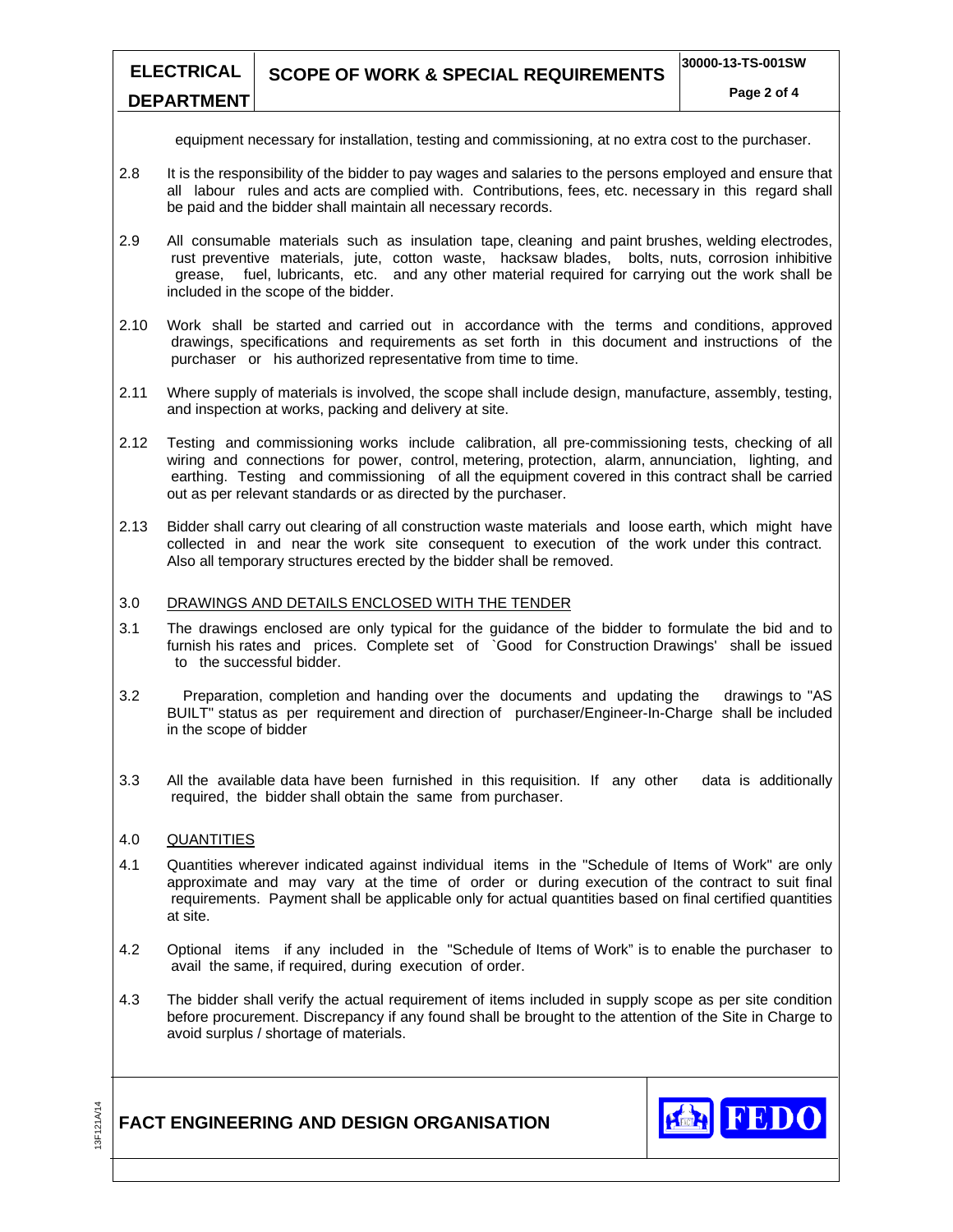equipment necessary for installation, testing and commissioning, at no extra cost to the purchaser.

2.8 It is the responsibility of the bidder to pay wages and salaries to the persons employed and ensure that all labour rules and acts are complied with. Contributions, fees, etc. necessary in this regard shall be paid and the bidder shall maintain all necessary records.

2.9 All consumable materials such as insulation tape, cleaning and paint brushes, welding electrodes, rust preventive materials, jute, cotton waste, hacksaw blades, bolts, nuts, corrosion inhibitive grease, fuel, lubricants, etc. and any other material required for carrying out the work shall be included in the scope of the bidder.

2.10 Work shall be started and carried out in accordance with the terms and conditions, approved drawings, specifications and requirements as set forth in this document and instructions of the purchaser or his authorized representative from time to time.

2.11 Where supply of materials is involved, the scope shall include design, manufacture, assembly, testing, and inspection at works, packing and delivery at site.

2.12 Testing and commissioning works include calibration, all pre-commissioning tests, checking of all wiring and connections for power, control, metering, protection, alarm, annunciation, lighting, and earthing. Testing and commissioning of all the equipment covered in this contract shall be carried out as per relevant standards or as directed by the purchaser.

2.13 Bidder shall carry out clearing of all construction waste materials and loose earth, which might have collected in and near the work site consequent to execution of the work under this contract. Also all temporary structures erected by the bidder shall be removed.

## 3.0 DRAWINGS AND DETAILS ENCLOSED WITH THE TENDER

3.1 The drawings enclosed are only typical for the guidance of the bidder to formulate the bid and to furnish his rates and prices. Complete set of `Good for Construction Drawings' shall be issued to the successful bidder.

3.2 Preparation, completion and handing over the documents and updating the drawings to "AS BUILT" status as per requirement and direction of purchaser/Engineer-In-Charge shall be included in the scope of bidder

3.3 All the available data have been furnished in this requisition. If any other data is additionally required, the bidder shall obtain the same from purchaser.

## 4.0 QUANTITIES

4.1 Quantities wherever indicated against individual items in the "Schedule of Items of Work" are only approximate and may vary at the time of order or during execution of the contract to suit final requirements. Payment shall be applicable only for actual quantities based on final certified quantities at site.

4.2 Optional items if any included in the "Schedule of Items of Work" is to enable the purchaser to avail the same, if required, during execution of order.

4.3 The bidder shall verify the actual requirement of items included in supply scope as per site condition before procurement. Discrepancy if any found shall be brought to the attention of the Site in Charge to avoid surplus / shortage of materials.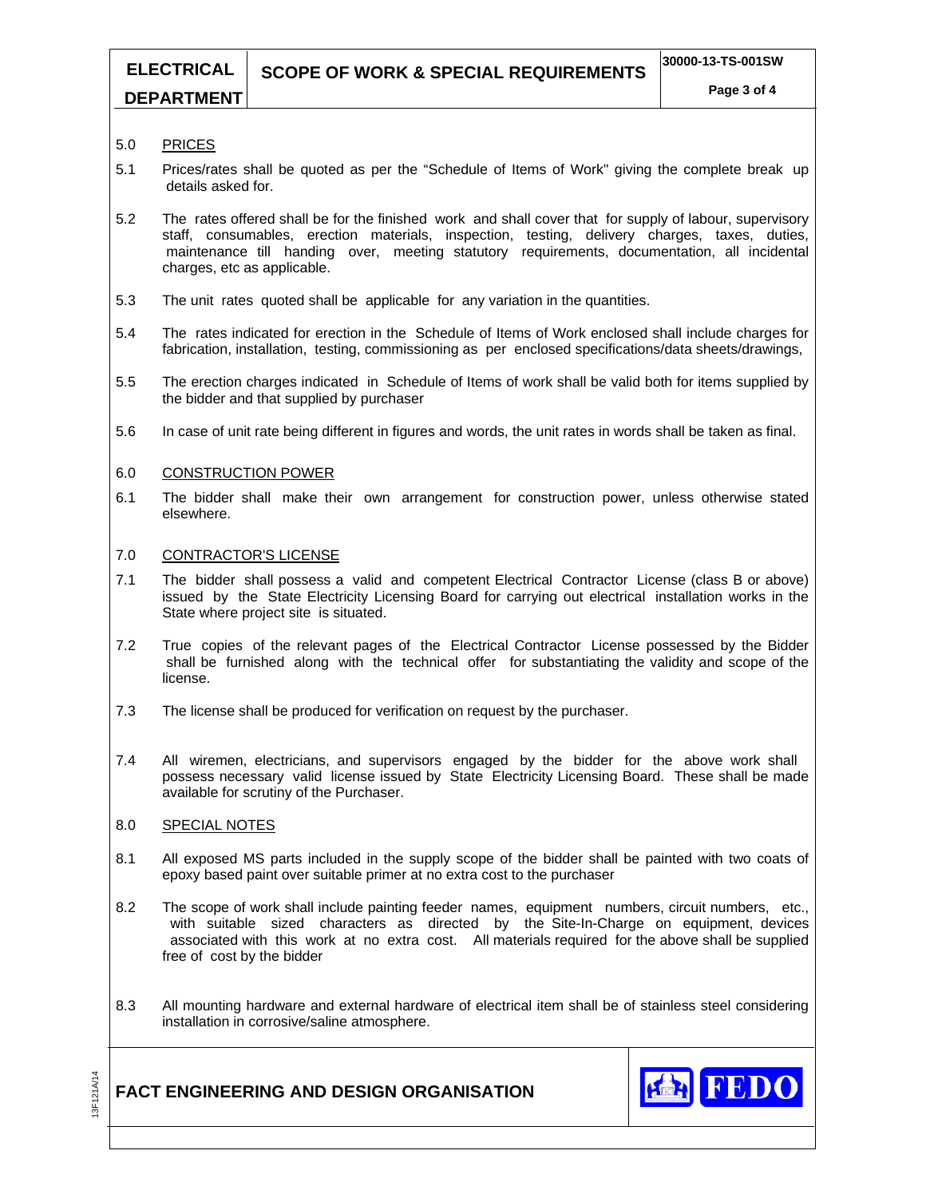## 5.0 PRICES

5.1 Prices/rates shall be quoted as per the “Schedule of Items of Work" giving the complete break up details asked for.

5.2 The rates offered shall be for the finished work and shall cover that for supply of labour, supervisory staff, consumables, erection materials, inspection, testing, delivery charges, taxes, duties, maintenance till handing over, meeting statutory requirements, documentation, all incidental charges, etc as applicable.

5.3 The unit rates quoted shall be applicable for any variation in the quantities.

5.4 The rates indicated for erection in the Schedule of Items of Work enclosed shall include charges for fabrication, installation, testing, commissioning as per enclosed specifications/data sheets/drawings,

5.5 The erection charges indicated in Schedule of Items of work shall be valid both for items supplied by the bidder and that supplied by purchaser

5.6 In case of unit rate being different in figures and words, the unit rates in words shall be taken as final.

## 6.0 CONSTRUCTION POWER

6.1 The bidder shall make their own arrangement for construction power, unless otherwise stated elsewhere.

## 7.0 CONTRACTOR'S LICENSE

7.1 The bidder shall possess a valid and competent Electrical Contractor License (class B or above) issued by the State Electricity Licensing Board for carrying out electrical installation works in the State where project site is situated.

7.2 True copies of the relevant pages of the Electrical Contractor License possessed by the Bidder shall be furnished along with the technical offer for substantiating the validity and scope of the license.

7.3 The license shall be produced for verification on request by the purchaser.

7.4 All wiremen, electricians, and supervisors engaged by the bidder for the above work shall possess necessary valid license issued by State Electricity Licensing Board. These shall be made available for scrutiny of the Purchaser.

## 8.0 SPECIAL NOTES

8.1 All exposed MS parts included in the supply scope of the bidder shall be painted with two coats of epoxy based paint over suitable primer at no extra cost to the purchaser

8.2 The scope of work shall include painting feeder names, equipment numbers, circuit numbers, etc., with suitable sized characters as directed by the Site-In-Charge on equipment, devices associated with this work at no extra cost. All materials required for the above shall be supplied free of cost by the bidder

8.3 All mounting hardware and external hardware of electrical item shall be of stainless steel considering installation in corrosive/saline atmosphere.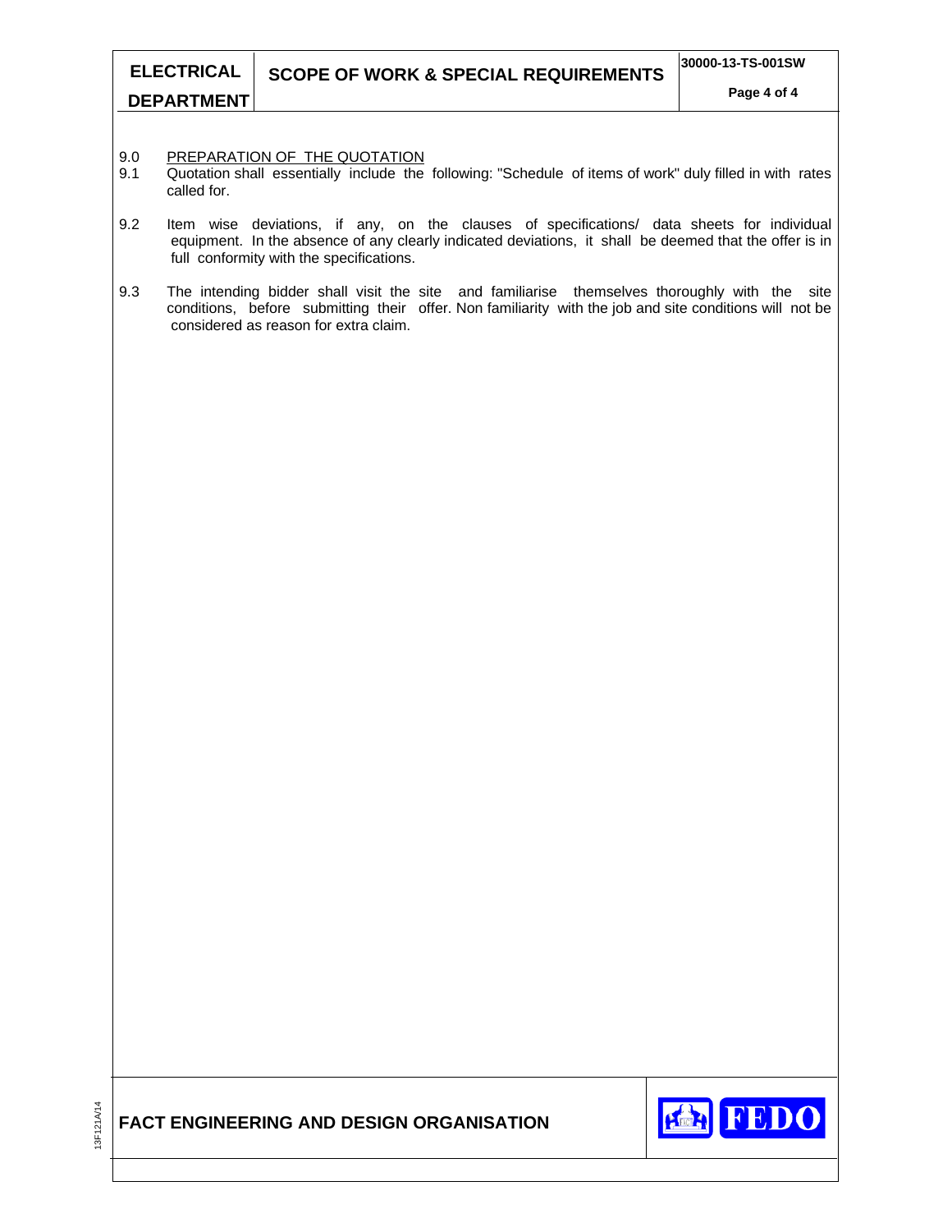## 9.0 PREPARATION OF THE QUOTATION

9.1 Quotation shall essentially include the following: "Schedule of items of work" duly filled in with rates called for.

9.2 Item wise deviations, if any, on the clauses of specifications/ data sheets for individual equipment. In the absence of any clearly indicated deviations, it shall be deemed that the offer is in full conformity with the specifications.

9.3 The intending bidder shall visit the site and familiarise themselves thoroughly with the site conditions, before submitting their offer. Non familiarity with the job and site conditions will not be considered as reason for extra claim.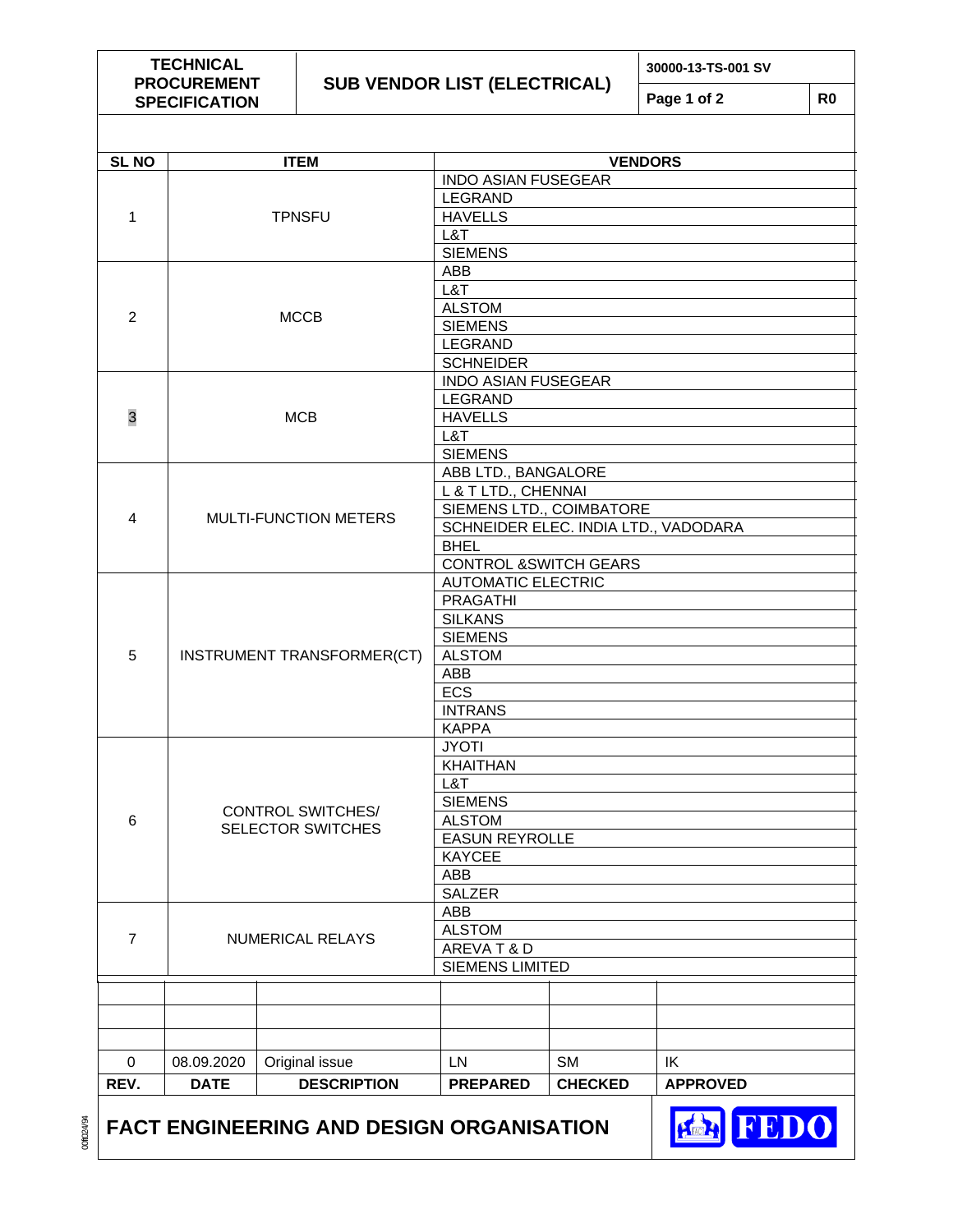| TECHNICAL PROCUREMENT SPECIFICATION | SUB VENDOR LIST (ELECTRICAL) | 30000-13-TS-001 SV | |
|---|---|---|---|
| | | Page 1 of 2 | R0 |

| SL NO | ITEM | VENDORS |
|---|---|---|
| 1 | TPNSFU | INDO ASIAN FUSEGEAR |
| | | LEGRAND |
| | | HAVELLS |
| | | L&T |
| | | SIEMENS |
| 2 | MCCB | ABB |
| | | L&T |
| | | ALSTOM |
| | | SIEMENS |
| | | LEGRAND |
| | | SCHNEIDER |
| 3 | MCB | INDO ASIAN FUSEGEAR |
| | | LEGRAND |
| | | HAVELLS |
| | | L&T |
| | | SIEMENS |
| 4 | MULTI-FUNCTION METERS | ABB LTD., BANGALORE |
| | | L & T LTD., CHENNAI |
| | | SIEMENS LTD., COIMBATORE |
| | | SCHNEIDER ELEC. INDIA LTD., VADODARA |
| | | BHEL |
| | | CONTROL &SWITCH GEARS |
| 5 | INSTRUMENT TRANSFORMER(CT) | AUTOMATIC ELECTRIC |
| | | PRAGATHI |
| | | SILKANS |
| | | SIEMENS |
| | | ALSTOM |
| | | ABB |
| | | ECS |
| | | INTRANS |
| | | KAPPA |
| 6 | CONTROL SWITCHES/ SELECTOR SWITCHES | JYOTI |
| | | KHAITHAN |
| | | L&T |
| | | SIEMENS |
| | | ALSTOM |
| | | EASUN REYROLLE |
| | | KAYCEE |
| | | ABB |
| | | SALZER |
| 7 | NUMERICAL RELAYS | ABB |
| | | ALSTOM |
| | | AREVA T & D |
| | | SIEMENS LIMITED |

| | | | | | |
|---|---|---|---|---|---|
| | | | | | |
| | | | | | |
| 0 | 08.09.2020 | Original issue | LN | SM | IK |
| **REV.** | **DATE** | **DESCRIPTION** | **PREPARED** | **CHECKED** | **APPROVED** |

**FACT ENGINEERING AND DESIGN ORGANISATION**

FEDO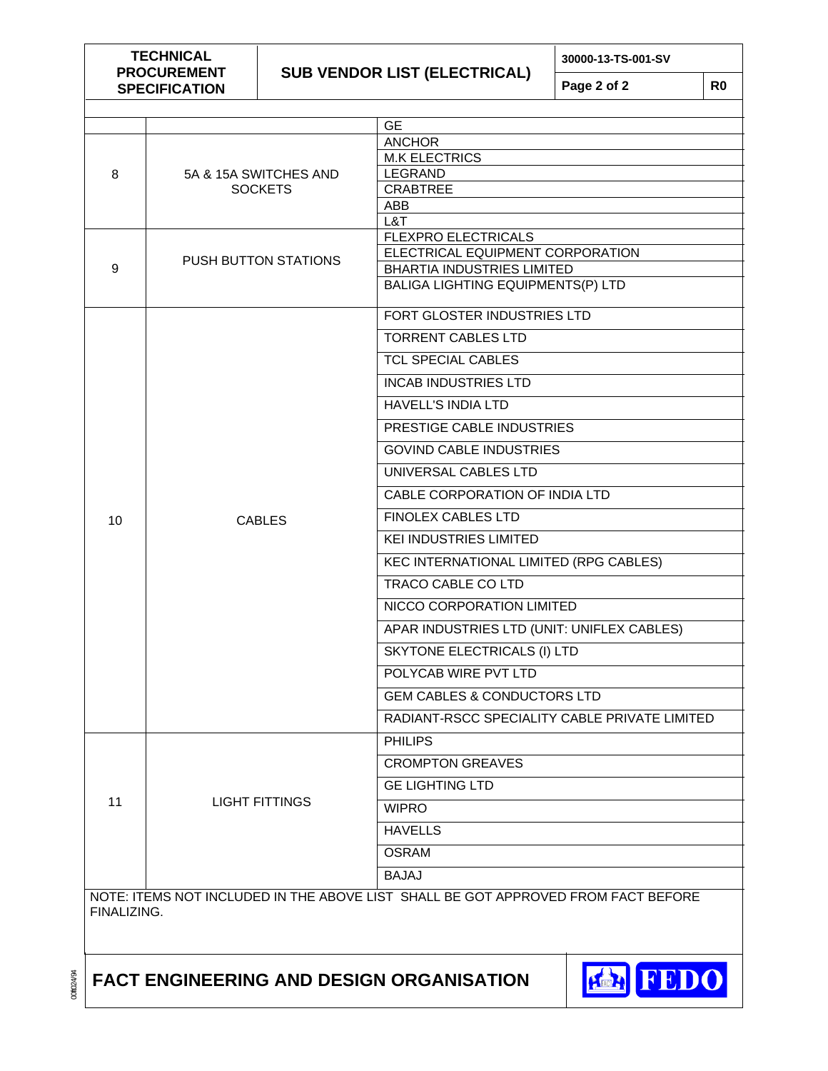| | | |
|---|---|---|
| | | GE |
| 8 | 5A & 15A SWITCHES AND SOCKETS | ANCHOR |
| | | M.K ELECTRICS |
| | | LEGRAND |
| | | CRABTREE |
| | | ABB |
| | | L&T |
| 9 | PUSH BUTTON STATIONS | FLEXPRO ELECTRICALS |
| | | ELECTRICAL EQUIPMENT CORPORATION |
| | | BHARTIA INDUSTRIES LIMITED |
| | | BALIGA LIGHTING EQUIPMENTS(P) LTD |
| 10 | CABLES | FORT GLOSTER INDUSTRIES LTD |
| | | TORRENT CABLES LTD |
| | | TCL SPECIAL CABLES |
| | | INCAB INDUSTRIES LTD |
| | | HAVELL'S INDIA LTD |
| | | PRESTIGE CABLE INDUSTRIES |
| | | GOVIND CABLE INDUSTRIES |
| | | UNIVERSAL CABLES LTD |
| | | CABLE CORPORATION OF INDIA LTD |
| | | FINOLEX CABLES LTD |
| | | KEI INDUSTRIES LIMITED |
| | | KEC INTERNATIONAL LIMITED (RPG CABLES) |
| | | TRACO CABLE CO LTD |
| | | NICCO CORPORATION LIMITED |
| | | APAR INDUSTRIES LTD (UNIT: UNIFLEX CABLES) |
| | | SKYTONE ELECTRICALS (I) LTD |
| | | POLYCAB WIRE PVT LTD |
| | | GEM CABLES & CONDUCTORS LTD |
| | | RADIANT-RSCC SPECIALITY CABLE PRIVATE LIMITED |
| 11 | LIGHT FITTINGS | PHILIPS |
| | | CROMPTON GREAVES |
| | | GE LIGHTING LTD |
| | | WIPRO |
| | | HAVELLS |
| | | OSRAM |
| | | BAJAJ |

NOTE: ITEMS NOT INCLUDED IN THE ABOVE LIST SHALL BE GOT APPROVED FROM FACT BEFORE FINALIZING.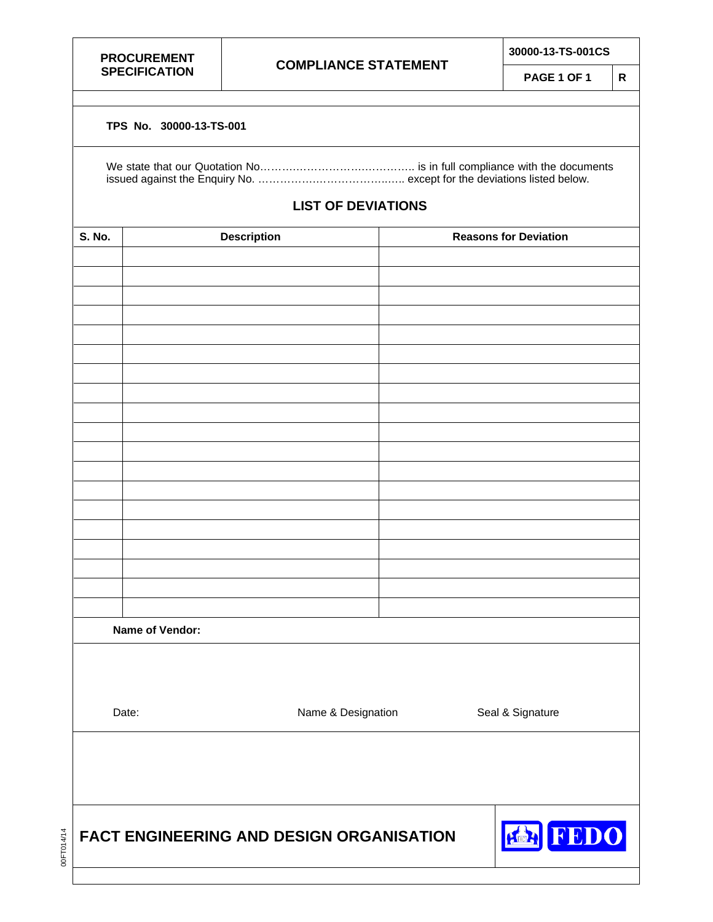| PROCUREMENT SPECIFICATION | COMPLIANCE STATEMENT | 30000-13-TS-001CS | |
|---|---|---|---|
| | | PAGE 1 OF 1 | R |

**TPS No. 30000-13-TS-001**

We state that our Quotation No…………………………………….. is in full compliance with the documents issued against the Enquiry No. ………………………………….. except for the deviations listed below.

## LIST OF DEVIATIONS

| S. No. | Description | Reasons for Deviation |
|---|---|---|
| | | |
| | | |
| | | |
| | | |
| | | |
| | | |
| | | |
| | | |
| | | |
| | | |
| | | |
| | | |
| | | |
| | | |
| | | |
| | | |
| | | |
| | | |
| | | |

**Name of Vendor:**

Date: Name & Designation Seal & Signature

**FACT ENGINEERING AND DESIGN ORGANISATION**

FEDO

00FT014/14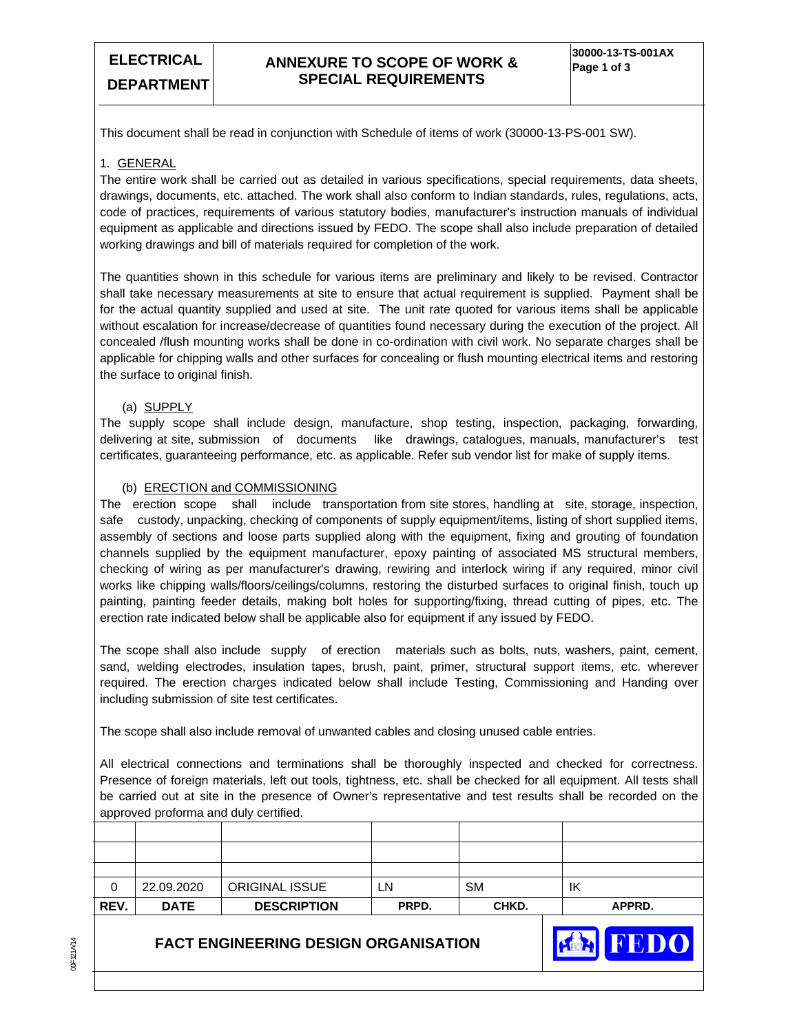This document shall be read in conjunction with Schedule of items of work (30000-13-PS-001 SW).

## 1. GENERAL

The entire work shall be carried out as detailed in various specifications, special requirements, data sheets, drawings, documents, etc. attached. The work shall also conform to Indian standards, rules, regulations, acts, code of practices, requirements of various statutory bodies, manufacturer's instruction manuals of individual equipment as applicable and directions issued by FEDO. The scope shall also include preparation of detailed working drawings and bill of materials required for completion of the work.

The quantities shown in this schedule for various items are preliminary and likely to be revised. Contractor shall take necessary measurements at site to ensure that actual requirement is supplied. Payment shall be for the actual quantity supplied and used at site. The unit rate quoted for various items shall be applicable without escalation for increase/decrease of quantities found necessary during the execution of the project. All concealed /flush mounting works shall be done in co-ordination with civil work. No separate charges shall be applicable for chipping walls and other surfaces for concealing or flush mounting electrical items and restoring the surface to original finish.

### (a) SUPPLY

The supply scope shall include design, manufacture, shop testing, inspection, packaging, forwarding, delivering at site, submission of documents like drawings, catalogues, manuals, manufacturer's test certificates, guaranteeing performance, etc. as applicable. Refer sub vendor list for make of supply items.

### (b) ERECTION and COMMISSIONING

The erection scope shall include transportation from site stores, handling at site, storage, inspection, safe custody, unpacking, checking of components of supply equipment/items, listing of short supplied items, assembly of sections and loose parts supplied along with the equipment, fixing and grouting of foundation channels supplied by the equipment manufacturer, epoxy painting of associated MS structural members, checking of wiring as per manufacturer's drawing, rewiring and interlock wiring if any required, minor civil works like chipping walls/floors/ceilings/columns, restoring the disturbed surfaces to original finish, touch up painting, painting feeder details, making bolt holes for supporting/fixing, thread cutting of pipes, etc. The erection rate indicated below shall be applicable also for equipment if any issued by FEDO.

The scope shall also include supply of erection materials such as bolts, nuts, washers, paint, cement, sand, welding electrodes, insulation tapes, brush, paint, primer, structural support items, etc. wherever required. The erection charges indicated below shall include Testing, Commissioning and Handing over including submission of site test certificates.

The scope shall also include removal of unwanted cables and closing unused cable entries.

All electrical connections and terminations shall be thoroughly inspected and checked for correctness. Presence of foreign materials, left out tools, tightness, etc. shall be checked for all equipment. All tests shall be carried out at site in the presence of Owner's representative and test results shall be recorded on the approved proforma and duly certified.

| REV. | DATE | DESCRIPTION | PRPD. | CHKD. | APPRD. |
|---|---|---|---|---|---|
| | | | | | |
| | | | | | |
| | | | | | |
| 0 | 22.09.2020 | ORIGINAL ISSUE | LN | SM | IK |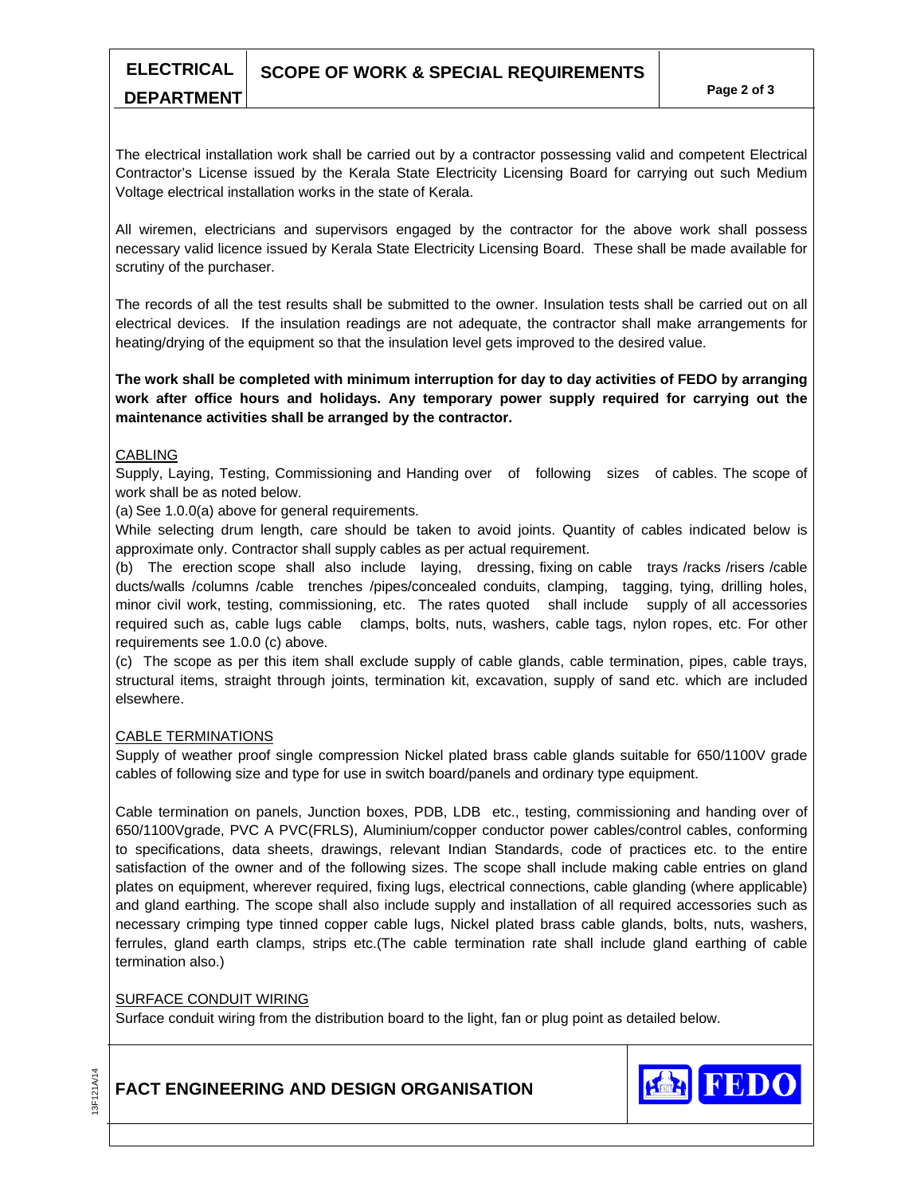The electrical installation work shall be carried out by a contractor possessing valid and competent Electrical Contractor's License issued by the Kerala State Electricity Licensing Board for carrying out such Medium Voltage electrical installation works in the state of Kerala.

All wiremen, electricians and supervisors engaged by the contractor for the above work shall possess necessary valid licence issued by Kerala State Electricity Licensing Board. These shall be made available for scrutiny of the purchaser.

The records of all the test results shall be submitted to the owner. Insulation tests shall be carried out on all electrical devices. If the insulation readings are not adequate, the contractor shall make arrangements for heating/drying of the equipment so that the insulation level gets improved to the desired value.

**The work shall be completed with minimum interruption for day to day activities of FEDO by arranging work after office hours and holidays. Any temporary power supply required for carrying out the maintenance activities shall be arranged by the contractor.**

## CABLING

Supply, Laying, Testing, Commissioning and Handing over of following sizes of cables. The scope of work shall be as noted below.

(a) See 1.0.0(a) above for general requirements.

While selecting drum length, care should be taken to avoid joints. Quantity of cables indicated below is approximate only. Contractor shall supply cables as per actual requirement.

(b) The erection scope shall also include laying, dressing, fixing on cable trays /racks /risers /cable ducts/walls /columns /cable trenches /pipes/concealed conduits, clamping, tagging, tying, drilling holes, minor civil work, testing, commissioning, etc. The rates quoted shall include supply of all accessories required such as, cable lugs cable clamps, bolts, nuts, washers, cable tags, nylon ropes, etc. For other requirements see 1.0.0 (c) above.

(c) The scope as per this item shall exclude supply of cable glands, cable termination, pipes, cable trays, structural items, straight through joints, termination kit, excavation, supply of sand etc. which are included elsewhere.

## CABLE TERMINATIONS

Supply of weather proof single compression Nickel plated brass cable glands suitable for 650/1100V grade cables of following size and type for use in switch board/panels and ordinary type equipment.

Cable termination on panels, Junction boxes, PDB, LDB etc., testing, commissioning and handing over of 650/1100Vgrade, PVC A PVC(FRLS), Aluminium/copper conductor power cables/control cables, conforming to specifications, data sheets, drawings, relevant Indian Standards, code of practices etc. to the entire satisfaction of the owner and of the following sizes. The scope shall include making cable entries on gland plates on equipment, wherever required, fixing lugs, electrical connections, cable glanding (where applicable) and gland earthing. The scope shall also include supply and installation of all required accessories such as necessary crimping type tinned copper cable lugs, Nickel plated brass cable glands, bolts, nuts, washers, ferrules, gland earth clamps, strips etc.(The cable termination rate shall include gland earthing of cable termination also.)

## SURFACE CONDUIT WIRING

Surface conduit wiring from the distribution board to the light, fan or plug point as detailed below.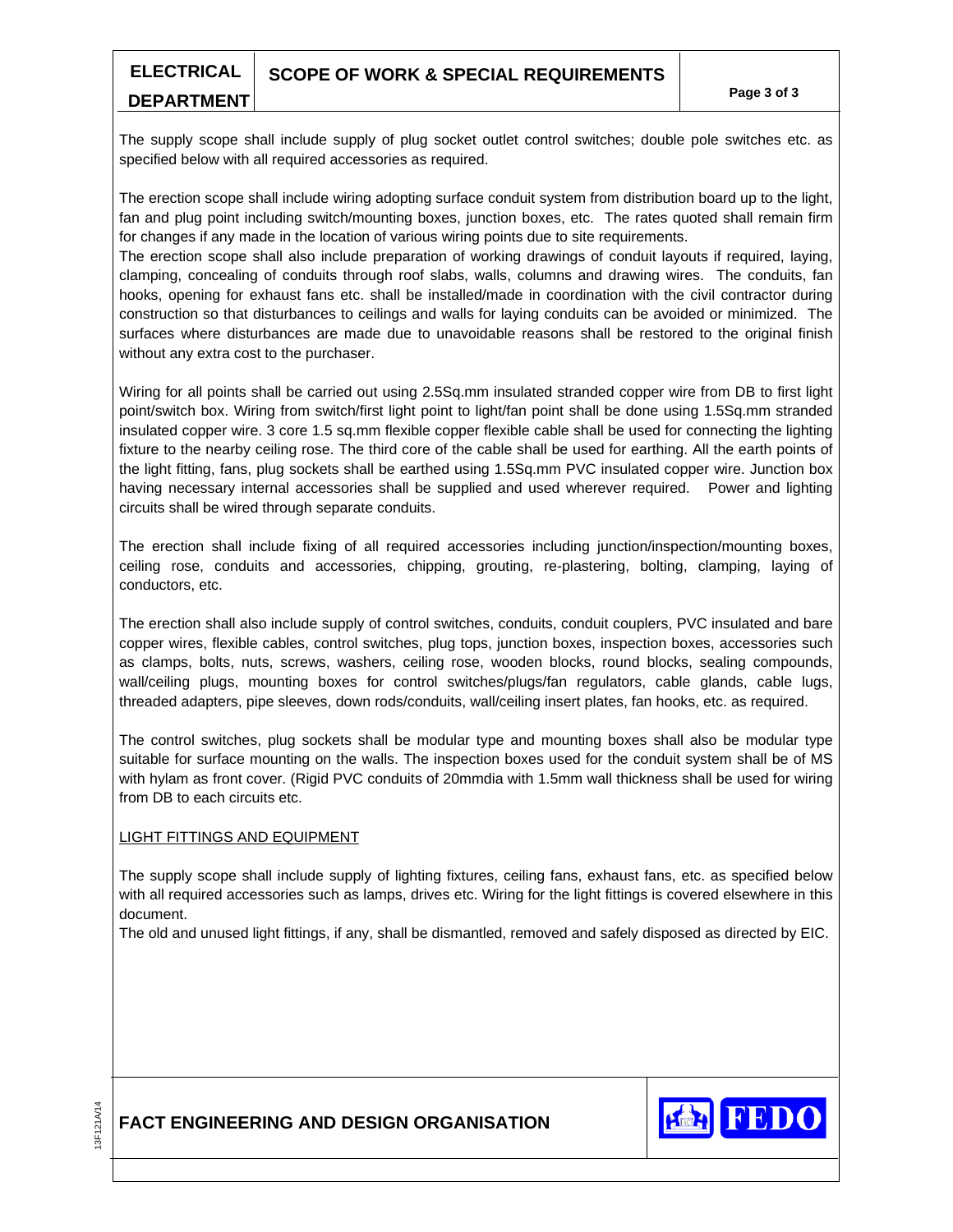The supply scope shall include supply of plug socket outlet control switches; double pole switches etc. as specified below with all required accessories as required.

The erection scope shall include wiring adopting surface conduit system from distribution board up to the light, fan and plug point including switch/mounting boxes, junction boxes, etc. The rates quoted shall remain firm for changes if any made in the location of various wiring points due to site requirements.
The erection scope shall also include preparation of working drawings of conduit layouts if required, laying, clamping, concealing of conduits through roof slabs, walls, columns and drawing wires. The conduits, fan hooks, opening for exhaust fans etc. shall be installed/made in coordination with the civil contractor during construction so that disturbances to ceilings and walls for laying conduits can be avoided or minimized. The surfaces where disturbances are made due to unavoidable reasons shall be restored to the original finish without any extra cost to the purchaser.

Wiring for all points shall be carried out using 2.5Sq.mm insulated stranded copper wire from DB to first light point/switch box. Wiring from switch/first light point to light/fan point shall be done using 1.5Sq.mm stranded insulated copper wire. 3 core 1.5 sq.mm flexible copper flexible cable shall be used for connecting the lighting fixture to the nearby ceiling rose. The third core of the cable shall be used for earthing. All the earth points of the light fitting, fans, plug sockets shall be earthed using 1.5Sq.mm PVC insulated copper wire. Junction box having necessary internal accessories shall be supplied and used wherever required. Power and lighting circuits shall be wired through separate conduits.

The erection shall include fixing of all required accessories including junction/inspection/mounting boxes, ceiling rose, conduits and accessories, chipping, grouting, re-plastering, bolting, clamping, laying of conductors, etc.

The erection shall also include supply of control switches, conduits, conduit couplers, PVC insulated and bare copper wires, flexible cables, control switches, plug tops, junction boxes, inspection boxes, accessories such as clamps, bolts, nuts, screws, washers, ceiling rose, wooden blocks, round blocks, sealing compounds, wall/ceiling plugs, mounting boxes for control switches/plugs/fan regulators, cable glands, cable lugs, threaded adapters, pipe sleeves, down rods/conduits, wall/ceiling insert plates, fan hooks, etc. as required.

The control switches, plug sockets shall be modular type and mounting boxes shall also be modular type suitable for surface mounting on the walls. The inspection boxes used for the conduit system shall be of MS with hylam as front cover. (Rigid PVC conduits of 20mmdia with 1.5mm wall thickness shall be used for wiring from DB to each circuits etc.

LIGHT FITTINGS AND EQUIPMENT

The supply scope shall include supply of lighting fixtures, ceiling fans, exhaust fans, etc. as specified below with all required accessories such as lamps, drives etc. Wiring for the light fittings is covered elsewhere in this document.
The old and unused light fittings, if any, shall be dismantled, removed and safely disposed as directed by EIC.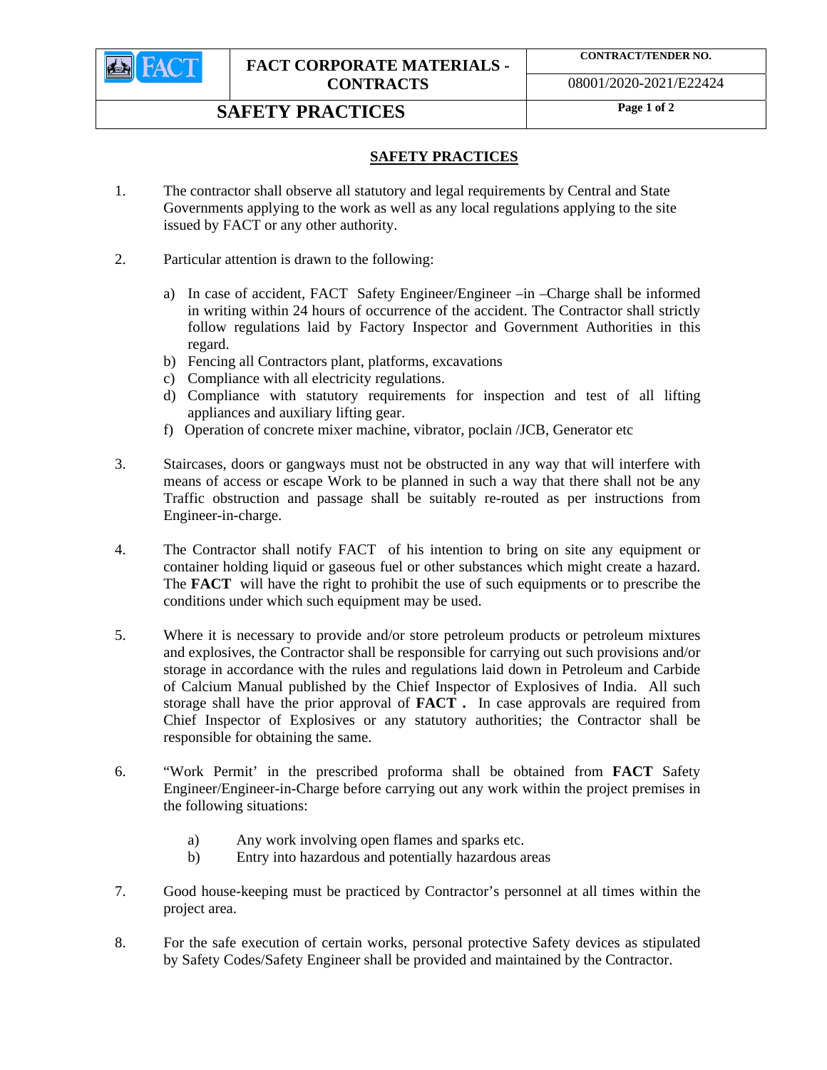| FACT | FACT CORPORATE MATERIALS - CONTRACTS | CONTRACT/TENDER NO. |
|---|---|---|
| | | 08001/2020-2021/E22424 |
| SAFETY PRACTICES | | |

## SAFETY PRACTICES

1. The contractor shall observe all statutory and legal requirements by Central and State Governments applying to the work as well as any local regulations applying to the site issued by FACT or any other authority.

2. Particular attention is drawn to the following:

   a) In case of accident, FACT Safety Engineer/Engineer –in –Charge shall be informed in writing within 24 hours of occurrence of the accident. The Contractor shall strictly follow regulations laid by Factory Inspector and Government Authorities in this regard.
   b) Fencing all Contractors plant, platforms, excavations
   c) Compliance with all electricity regulations.
   d) Compliance with statutory requirements for inspection and test of all lifting appliances and auxiliary lifting gear.
   f) Operation of concrete mixer machine, vibrator, poclain /JCB, Generator etc

3. Staircases, doors or gangways must not be obstructed in any way that will interfere with means of access or escape Work to be planned in such a way that there shall not be any Traffic obstruction and passage shall be suitably re-routed as per instructions from Engineer-in-charge.

4. The Contractor shall notify FACT of his intention to bring on site any equipment or container holding liquid or gaseous fuel or other substances which might create a hazard. The **FACT** will have the right to prohibit the use of such equipments or to prescribe the conditions under which such equipment may be used.

5. Where it is necessary to provide and/or store petroleum products or petroleum mixtures and explosives, the Contractor shall be responsible for carrying out such provisions and/or storage in accordance with the rules and regulations laid down in Petroleum and Carbide of Calcium Manual published by the Chief Inspector of Explosives of India. All such storage shall have the prior approval of **FACT .** In case approvals are required from Chief Inspector of Explosives or any statutory authorities; the Contractor shall be responsible for obtaining the same.

6. "Work Permit' in the prescribed proforma shall be obtained from **FACT** Safety Engineer/Engineer-in-Charge before carrying out any work within the project premises in the following situations:

   a) Any work involving open flames and sparks etc.
   b) Entry into hazardous and potentially hazardous areas

7. Good house-keeping must be practiced by Contractor's personnel at all times within the project area.

8. For the safe execution of certain works, personal protective Safety devices as stipulated by Safety Codes/Safety Engineer shall be provided and maintained by the Contractor.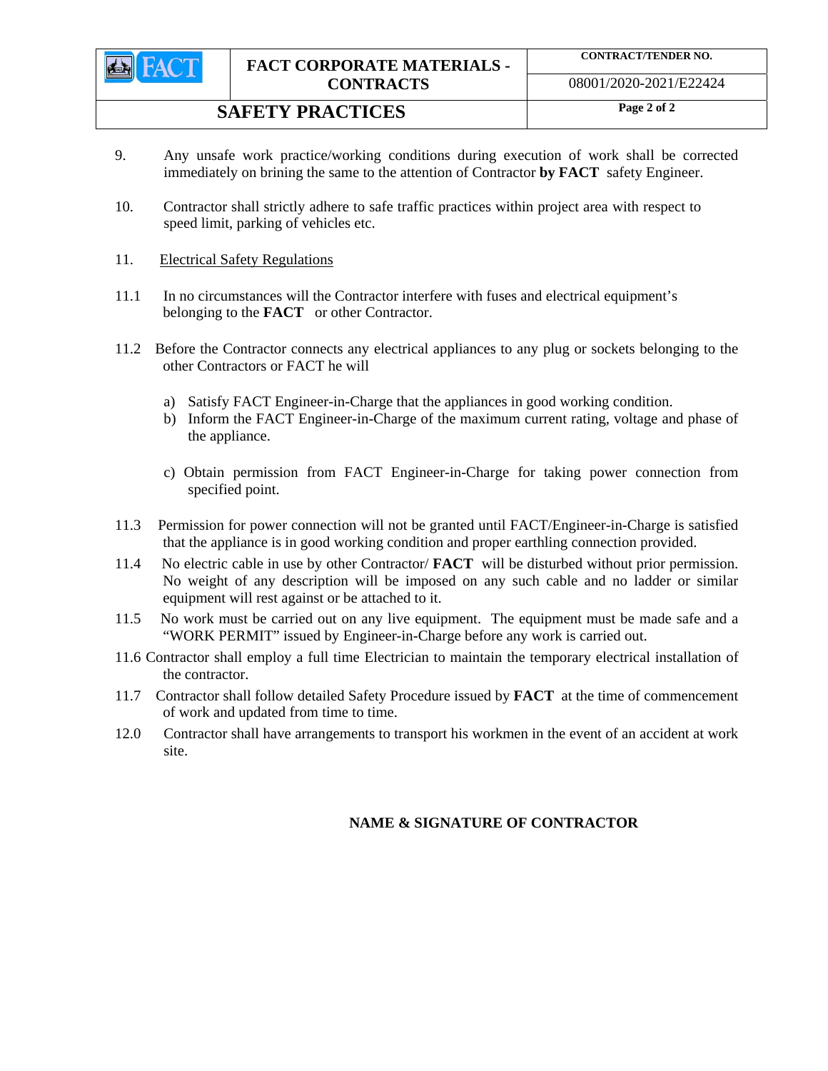9. Any unsafe work practice/working conditions during execution of work shall be corrected immediately on brining the same to the attention of Contractor **by FACT** safety Engineer.

10. Contractor shall strictly adhere to safe traffic practices within project area with respect to speed limit, parking of vehicles etc.

11. Electrical Safety Regulations

11.1 In no circumstances will the Contractor interfere with fuses and electrical equipment's belonging to the **FACT** or other Contractor.

11.2 Before the Contractor connects any electrical appliances to any plug or sockets belonging to the other Contractors or FACT he will

a) Satisfy FACT Engineer-in-Charge that the appliances in good working condition.
b) Inform the FACT Engineer-in-Charge of the maximum current rating, voltage and phase of the appliance.
c) Obtain permission from FACT Engineer-in-Charge for taking power connection from specified point.

11.3 Permission for power connection will not be granted until FACT/Engineer-in-Charge is satisfied that the appliance is in good working condition and proper earthling connection provided.

11.4 No electric cable in use by other Contractor/ **FACT** will be disturbed without prior permission. No weight of any description will be imposed on any such cable and no ladder or similar equipment will rest against or be attached to it.

11.5 No work must be carried out on any live equipment. The equipment must be made safe and a "WORK PERMIT" issued by Engineer-in-Charge before any work is carried out.

11.6 Contractor shall employ a full time Electrician to maintain the temporary electrical installation of the contractor.

11.7 Contractor shall follow detailed Safety Procedure issued by **FACT** at the time of commencement of work and updated from time to time.

12.0 Contractor shall have arrangements to transport his workmen in the event of an accident at work site.

**NAME & SIGNATURE OF CONTRACTOR**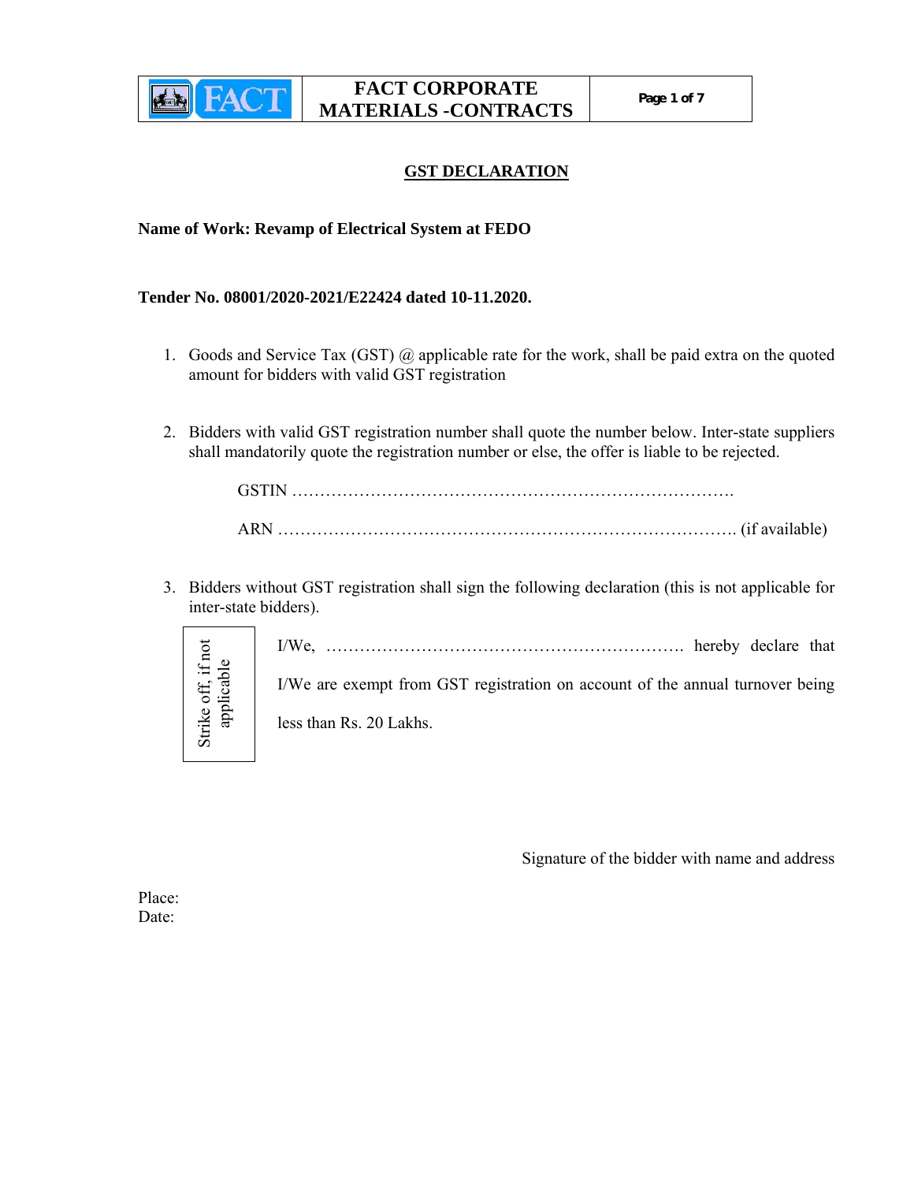## GST DECLARATION

**Name of Work: Revamp of Electrical System at FEDO**

**Tender No. 08001/2020-2021/E22424 dated 10-11.2020.**

1. Goods and Service Tax (GST) @ applicable rate for the work, shall be paid extra on the quoted amount for bidders with valid GST registration

2. Bidders with valid GST registration number shall quote the number below. Inter-state suppliers shall mandatorily quote the registration number or else, the offer is liable to be rejected.

   GSTIN …………………………………………………………………….

   ARN ………………………………………………………………………. (if available)

3. Bidders without GST registration shall sign the following declaration (this is not applicable for inter-state bidders).

| Strike off, if not applicable | I/We, ………………………………………………………. hereby declare that I/We are exempt from GST registration on account of the annual turnover being less than Rs. 20 Lakhs. |
|---|---|

Signature of the bidder with name and address

Place:
Date: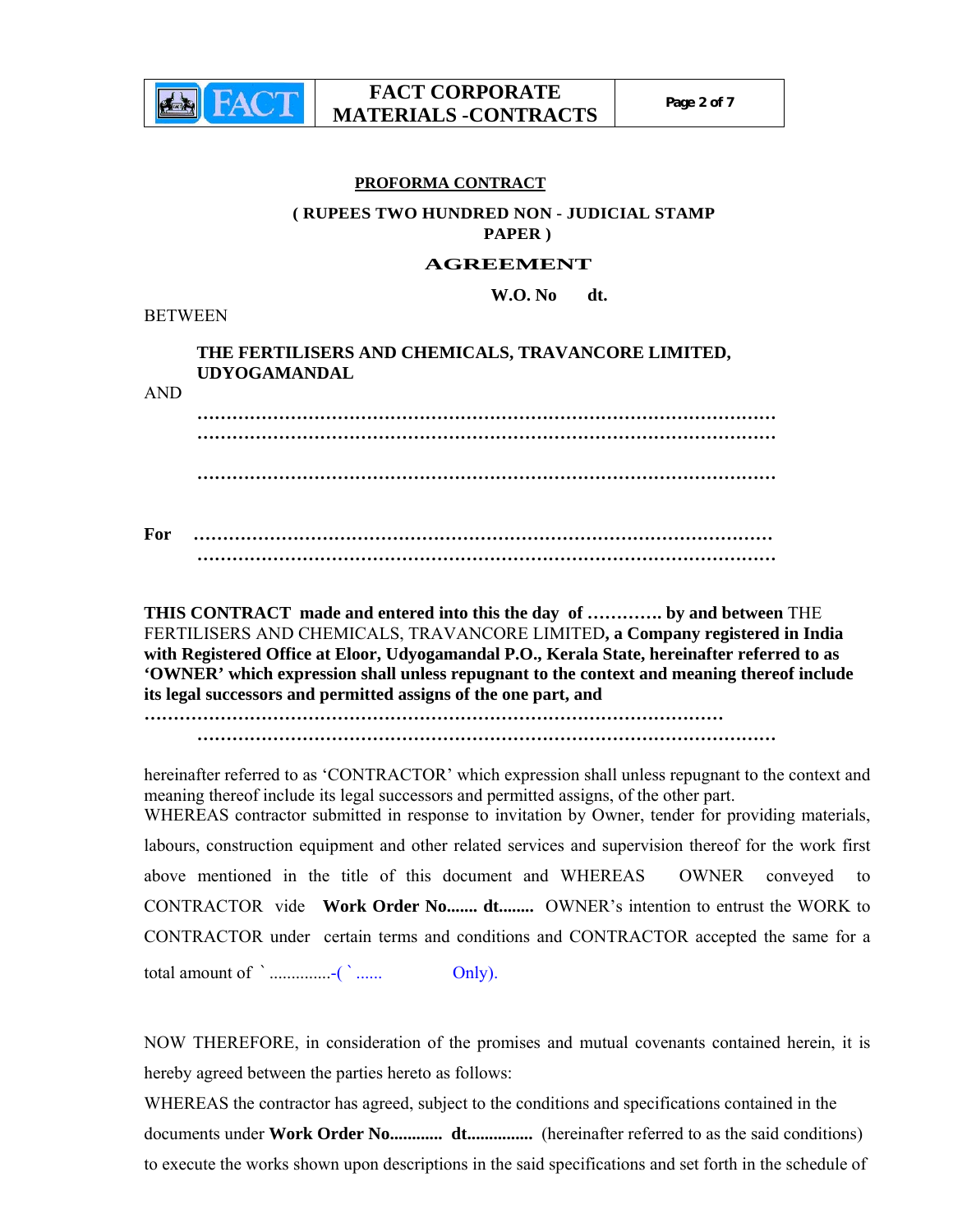**PROFORMA CONTRACT**

**( RUPEES TWO HUNDRED NON - JUDICIAL STAMP PAPER )**

**AGREEMENT**

**W.O. No dt.**

BETWEEN

**THE FERTILISERS AND CHEMICALS, TRAVANCORE LIMITED, UDYOGAMANDAL**

AND

**……………………………………………………………………………………**
**……………………………………………………………………………………**

**……………………………………………………………………………………**

**For ……………………………………………………………………………………**
**……………………………………………………………………………………**

**THIS CONTRACT made and entered into this the day of ………… by and between** THE FERTILISERS AND CHEMICALS, TRAVANCORE LIMITED**, a Company registered in India with Registered Office at Eloor, Udyogamandal P.O., Kerala State, hereinafter referred to as 'OWNER' which expression shall unless repugnant to the context and meaning thereof include its legal successors and permitted assigns of the one part, and**
**…………………………………………………………………………………………**
**……………………………………………………………………………………**

hereinafter referred to as 'CONTRACTOR' which expression shall unless repugnant to the context and meaning thereof include its legal successors and permitted assigns, of the other part.
WHEREAS contractor submitted in response to invitation by Owner, tender for providing materials, labours, construction equipment and other related services and supervision thereof for the work first above mentioned in the title of this document and WHEREAS OWNER conveyed to CONTRACTOR vide **Work Order No....... dt........** OWNER's intention to entrust the WORK to CONTRACTOR under certain terms and conditions and CONTRACTOR accepted the same for a total amount of ` ..............-( ` ...... Only).

NOW THEREFORE, in consideration of the promises and mutual covenants contained herein, it is hereby agreed between the parties hereto as follows:
WHEREAS the contractor has agreed, subject to the conditions and specifications contained in the documents under **Work Order No............ dt...............** (hereinafter referred to as the said conditions) to execute the works shown upon descriptions in the said specifications and set forth in the schedule of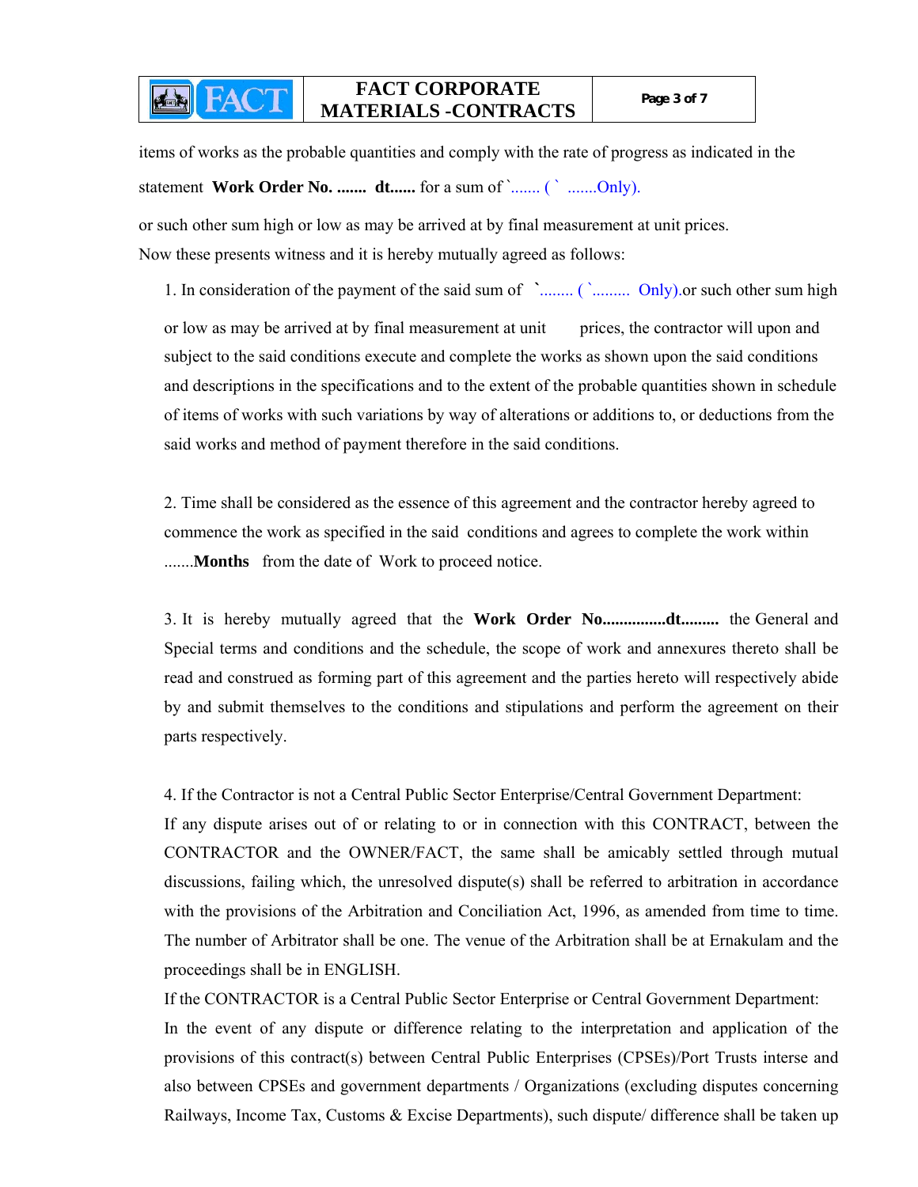items of works as the probable quantities and comply with the rate of progress as indicated in the statement **Work Order No. .......** **dt......** for a sum of `....... ( ` .......Only).

or such other sum high or low as may be arrived at by final measurement at unit prices.
Now these presents witness and it is hereby mutually agreed as follows:

1. In consideration of the payment of the said sum of `........ ( `........ Only).or such other sum high or low as may be arrived at by final measurement at unit prices, the contractor will upon and subject to the said conditions execute and complete the works as shown upon the said conditions and descriptions in the specifications and to the extent of the probable quantities shown in schedule of items of works with such variations by way of alterations or additions to, or deductions from the said works and method of payment therefore in the said conditions.

2. Time shall be considered as the essence of this agreement and the contractor hereby agreed to commence the work as specified in the said conditions and agrees to complete the work within .......**Months** from the date of Work to proceed notice.

3. It is hereby mutually agreed that the **Work Order No..............dt.........** the General and Special terms and conditions and the schedule, the scope of work and annexures thereto shall be read and construed as forming part of this agreement and the parties hereto will respectively abide by and submit themselves to the conditions and stipulations and perform the agreement on their parts respectively.

4. If the Contractor is not a Central Public Sector Enterprise/Central Government Department:
If any dispute arises out of or relating to or in connection with this CONTRACT, between the CONTRACTOR and the OWNER/FACT, the same shall be amicably settled through mutual discussions, failing which, the unresolved dispute(s) shall be referred to arbitration in accordance with the provisions of the Arbitration and Conciliation Act, 1996, as amended from time to time. The number of Arbitrator shall be one. The venue of the Arbitration shall be at Ernakulam and the proceedings shall be in ENGLISH.
If the CONTRACTOR is a Central Public Sector Enterprise or Central Government Department:
In the event of any dispute or difference relating to the interpretation and application of the provisions of this contract(s) between Central Public Enterprises (CPSEs)/Port Trusts interse and also between CPSEs and government departments / Organizations (excluding disputes concerning Railways, Income Tax, Customs & Excise Departments), such dispute/ difference shall be taken up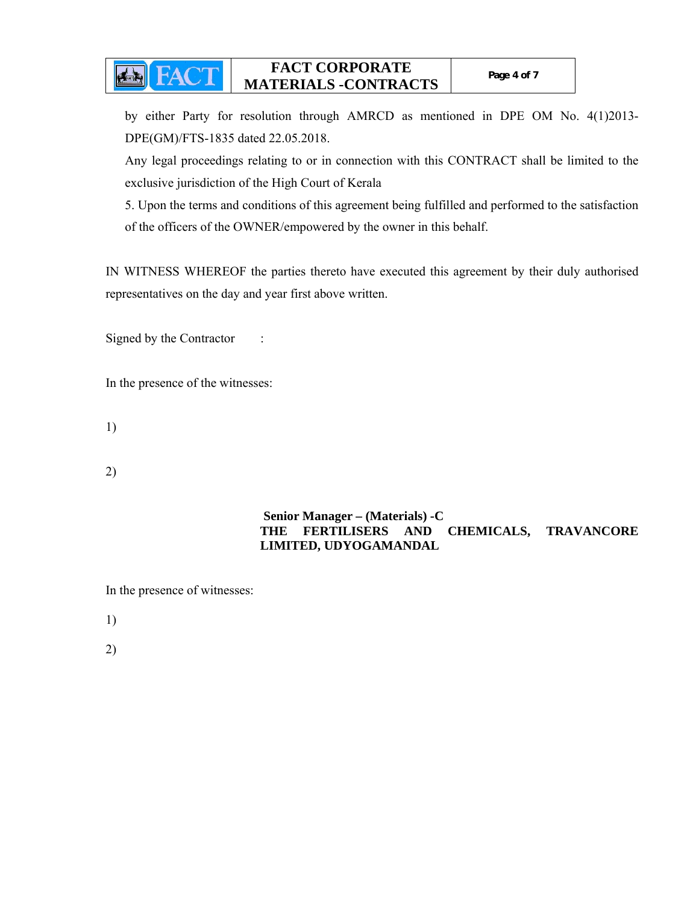by either Party for resolution through AMRCD as mentioned in DPE OM No. 4(1)2013-DPE(GM)/FTS-1835 dated 22.05.2018.

Any legal proceedings relating to or in connection with this CONTRACT shall be limited to the exclusive jurisdiction of the High Court of Kerala

5. Upon the terms and conditions of this agreement being fulfilled and performed to the satisfaction of the officers of the OWNER/empowered by the owner in this behalf.

IN WITNESS WHEREOF the parties thereto have executed this agreement by their duly authorised representatives on the day and year first above written.

Signed by the Contractor :

In the presence of the witnesses:

1)

2)

**Senior Manager – (Materials) -C**
**THE FERTILISERS AND CHEMICALS, TRAVANCORE LIMITED, UDYOGAMANDAL**

In the presence of witnesses:

1)

2)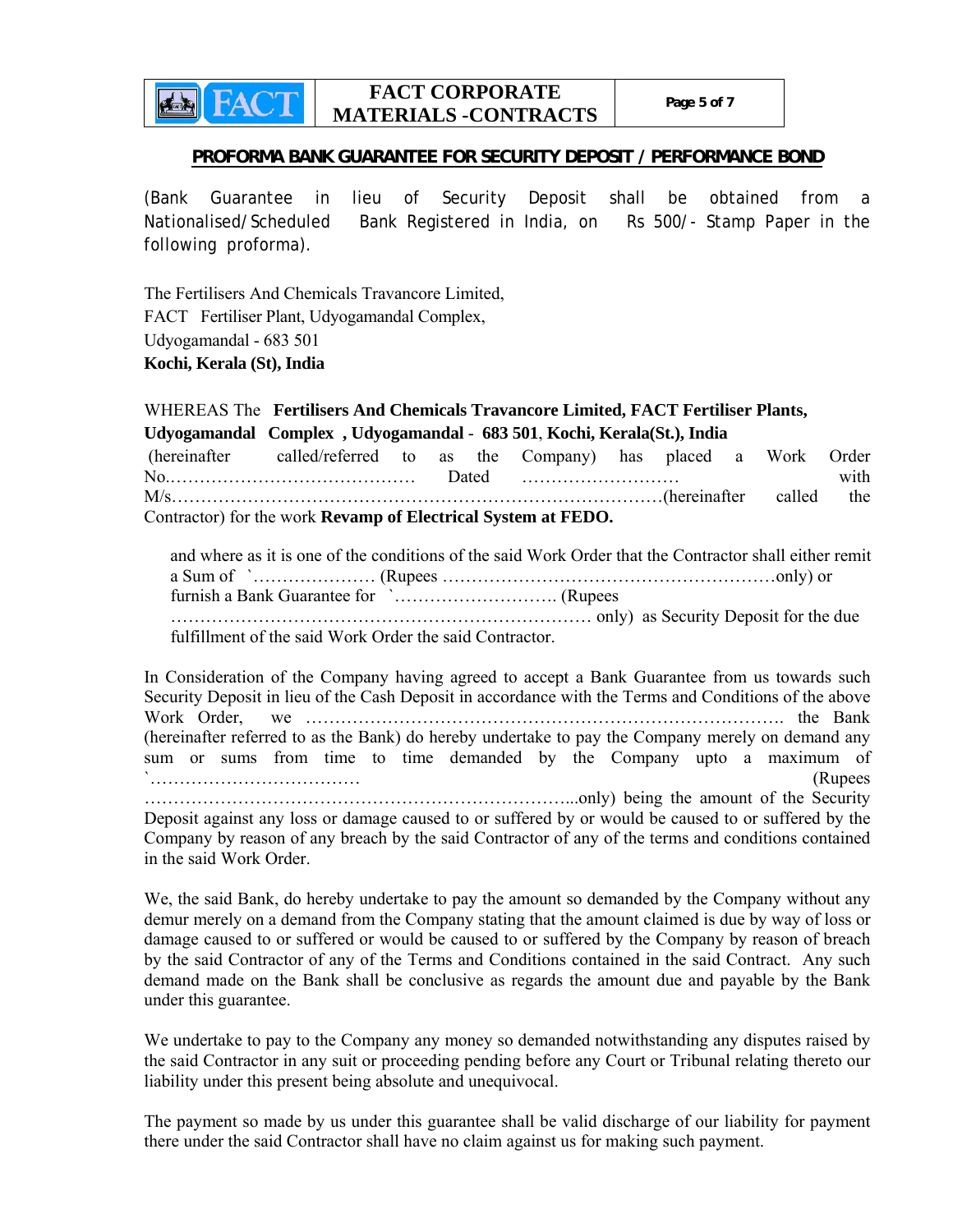## PROFORMA BANK GUARANTEE FOR SECURITY DEPOSIT / PERFORMANCE BOND

(Bank Guarantee in lieu of Security Deposit shall be obtained from a Nationalised/Scheduled Bank Registered in India, on Rs 500/- Stamp Paper in the following proforma).

The Fertilisers And Chemicals Travancore Limited,
FACT Fertiliser Plant, Udyogamandal Complex,
Udyogamandal - 683 501
**Kochi, Kerala (St), India**

WHEREAS The **Fertilisers And Chemicals Travancore Limited, FACT Fertiliser Plants, Udyogamandal Complex , Udyogamandal - 683 501**, **Kochi, Kerala(St.), India** (hereinafter called/referred to as the Company) has placed a Work Order No…………………………………… Dated ……………………… with M/s………………………………………………………………………(hereinafter called the Contractor) for the work **Revamp of Electrical System at FEDO.**

and where as it is one of the conditions of the said Work Order that the Contractor shall either remit a Sum of `………………… (Rupees …………………………………………………only) or furnish a Bank Guarantee for `………………………. (Rupees ……………………………………………………………… only) as Security Deposit for the due fulfillment of the said Work Order the said Contractor.

In Consideration of the Company having agreed to accept a Bank Guarantee from us towards such Security Deposit in lieu of the Cash Deposit in accordance with the Terms and Conditions of the above Work Order, we ………………………………………………………………………. the Bank (hereinafter referred to as the Bank) do hereby undertake to pay the Company merely on demand any sum or sums from time to time demanded by the Company upto a maximum of `……………………………… (Rupees ………………………………………………………………...only) being the amount of the Security Deposit against any loss or damage caused to or suffered by or would be caused to or suffered by the Company by reason of any breach by the said Contractor of any of the terms and conditions contained in the said Work Order.

We, the said Bank, do hereby undertake to pay the amount so demanded by the Company without any demur merely on a demand from the Company stating that the amount claimed is due by way of loss or damage caused to or suffered or would be caused to or suffered by the Company by reason of breach by the said Contractor of any of the Terms and Conditions contained in the said Contract. Any such demand made on the Bank shall be conclusive as regards the amount due and payable by the Bank under this guarantee.

We undertake to pay to the Company any money so demanded notwithstanding any disputes raised by the said Contractor in any suit or proceeding pending before any Court or Tribunal relating thereto our liability under this present being absolute and unequivocal.

The payment so made by us under this guarantee shall be valid discharge of our liability for payment there under the said Contractor shall have no claim against us for making such payment.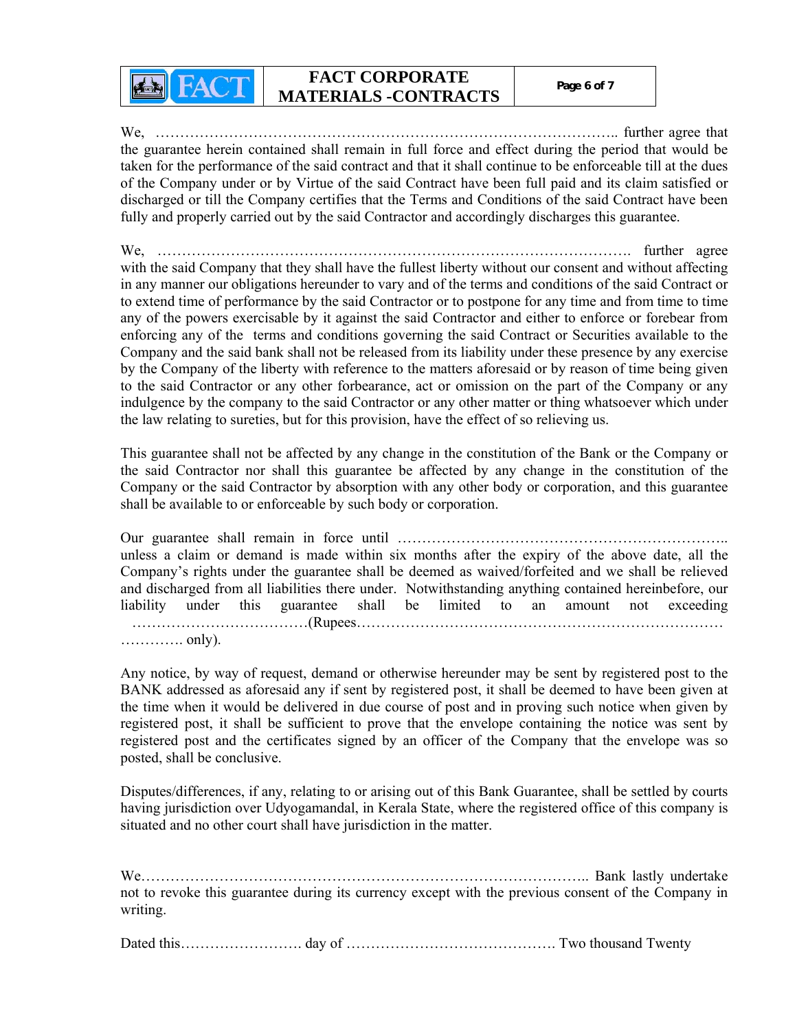We, …………………………………………………………………………………….. further agree that the guarantee herein contained shall remain in full force and effect during the period that would be taken for the performance of the said contract and that it shall continue to be enforceable till at the dues of the Company under or by Virtue of the said Contract have been full paid and its claim satisfied or discharged or till the Company certifies that the Terms and Conditions of the said Contract have been fully and properly carried out by the said Contractor and accordingly discharges this guarantee.

We, ……………………………………………………………………………………. further agree with the said Company that they shall have the fullest liberty without our consent and without affecting in any manner our obligations hereunder to vary and of the terms and conditions of the said Contract or to extend time of performance by the said Contractor or to postpone for any time and from time to time any of the powers exercisable by it against the said Contractor and either to enforce or forebear from enforcing any of the terms and conditions governing the said Contract or Securities available to the Company and the said bank shall not be released from its liability under these presence by any exercise by the Company of the liberty with reference to the matters aforesaid or by reason of time being given to the said Contractor or any other forbearance, act or omission on the part of the Company or any indulgence by the company to the said Contractor or any other matter or thing whatsoever which under the law relating to sureties, but for this provision, have the effect of so relieving us.

This guarantee shall not be affected by any change in the constitution of the Bank or the Company or the said Contractor nor shall this guarantee be affected by any change in the constitution of the Company or the said Contractor by absorption with any other body or corporation, and this guarantee shall be available to or enforceable by such body or corporation.

Our guarantee shall remain in force until ………………………………………………………….. unless a claim or demand is made within six months after the expiry of the above date, all the Company's rights under the guarantee shall be deemed as waived/forfeited and we shall be relieved and discharged from all liabilities there under. Notwithstanding anything contained hereinbefore, our liability under this guarantee shall be limited to an amount not exceeding ………………………………(Rupees…………………………………………………………………… …………. only).

Any notice, by way of request, demand or otherwise hereunder may be sent by registered post to the BANK addressed as aforesaid any if sent by registered post, it shall be deemed to have been given at the time when it would be delivered in due course of post and in proving such notice when given by registered post, it shall be sufficient to prove that the envelope containing the notice was sent by registered post and the certificates signed by an officer of the Company that the envelope was so posted, shall be conclusive.

Disputes/differences, if any, relating to or arising out of this Bank Guarantee, shall be settled by courts having jurisdiction over Udyogamandal, in Kerala State, where the registered office of this company is situated and no other court shall have jurisdiction in the matter.

We…………………………………………………………………………….. Bank lastly undertake not to revoke this guarantee during its currency except with the previous consent of the Company in writing.

Dated this……………………. day of ……………………………………. Two thousand Twenty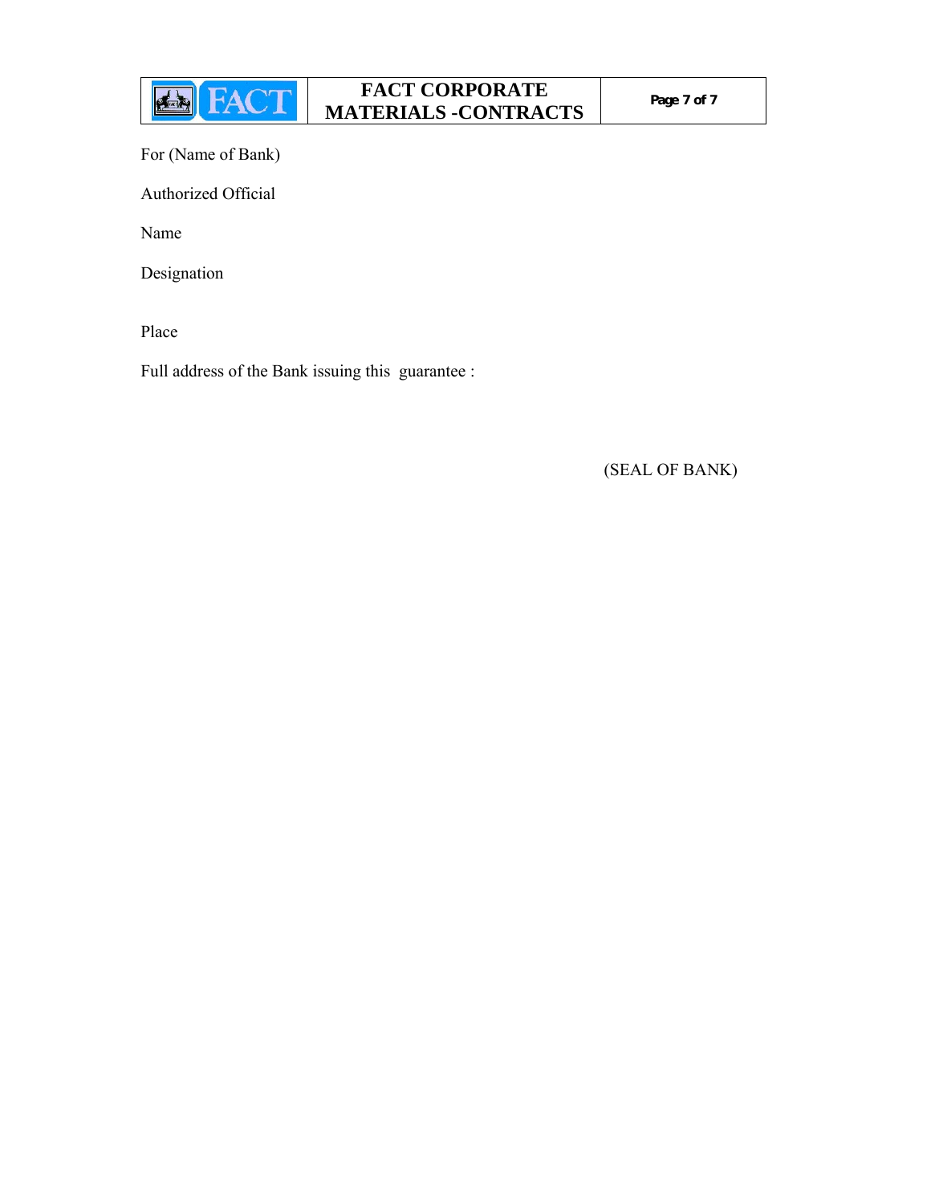For (Name of Bank)

Authorized Official

Name

Designation

Place

Full address of the Bank issuing this guarantee :

(SEAL OF BANK)